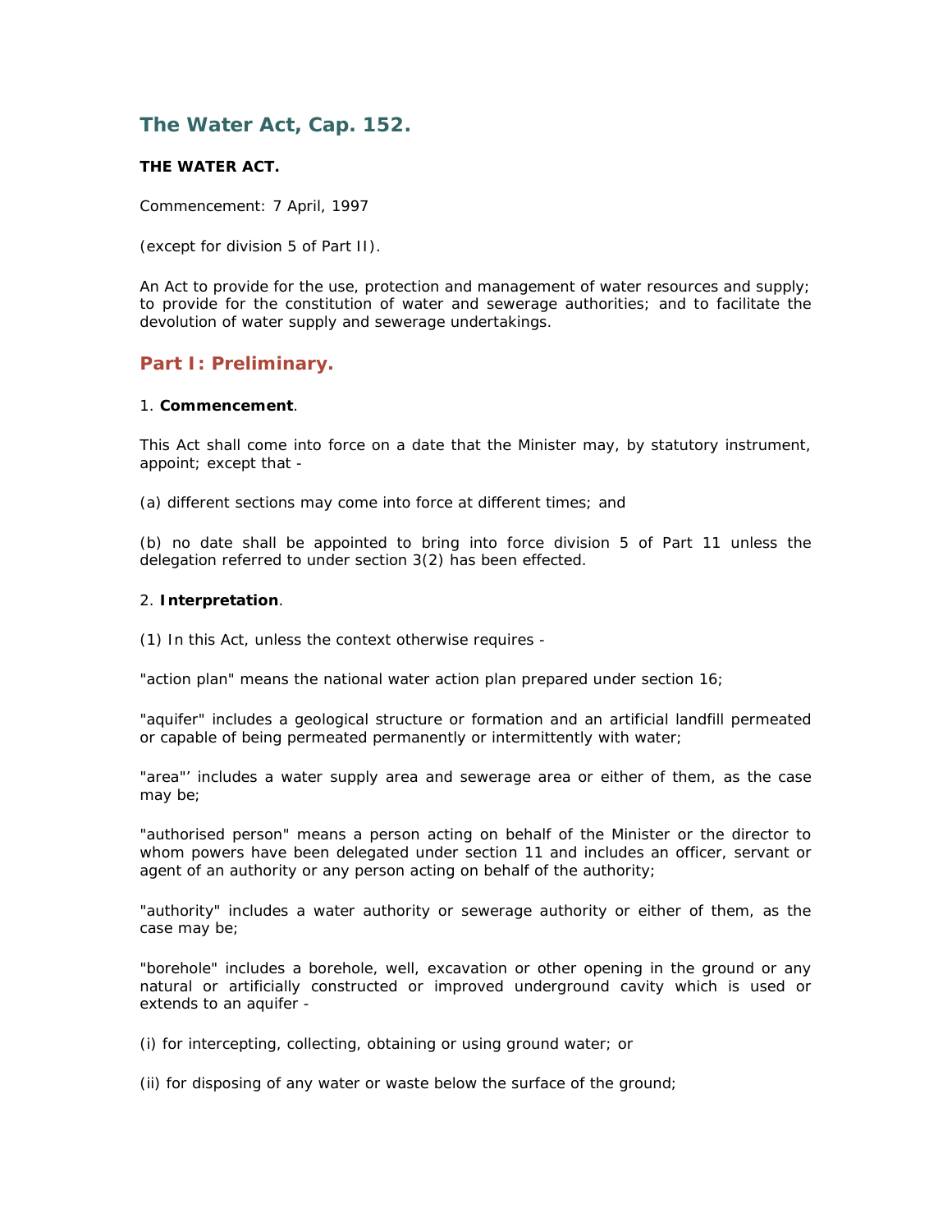# The Water Act, Cap. 152.

**THE WATER ACT.**

Commencement: 7 April, 1997

(except for division 5 of Part II).

An Act to provide for the use, protection and management of water resources and supply; to provide for the constitution of water and sewerage authorities; and to facilitate the devolution of water supply and sewerage undertakings.

## Part I: Preliminary.

1. **Commencement**.

This Act shall come into force on a date that the Minister may, by statutory instrument, appoint; except that -

(a) different sections may come into force at different times; and

(b) no date shall be appointed to bring into force division 5 of Part 11 unless the delegation referred to under section 3(2) has been effected.

2. **Interpretation**.

(1) In this Act, unless the context otherwise requires -

"action plan" means the national water action plan prepared under section 16;

"aquifer" includes a geological structure or formation and an artificial landfill permeated or capable of being permeated permanently or intermittently with water;

"area"' includes a water supply area and sewerage area or either of them, as the case may be;

"authorised person" means a person acting on behalf of the Minister or the director to whom powers have been delegated under section 11 and includes an officer, servant or agent of an authority or any person acting on behalf of the authority;

"authority" includes a water authority or sewerage authority or either of them, as the case may be;

"borehole" includes a borehole, well, excavation or other opening in the ground or any natural or artificially constructed or improved underground cavity which is used or extends to an aquifer -

(i) for intercepting, collecting, obtaining or using ground water; or

(ii) for disposing of any water or waste below the surface of the ground;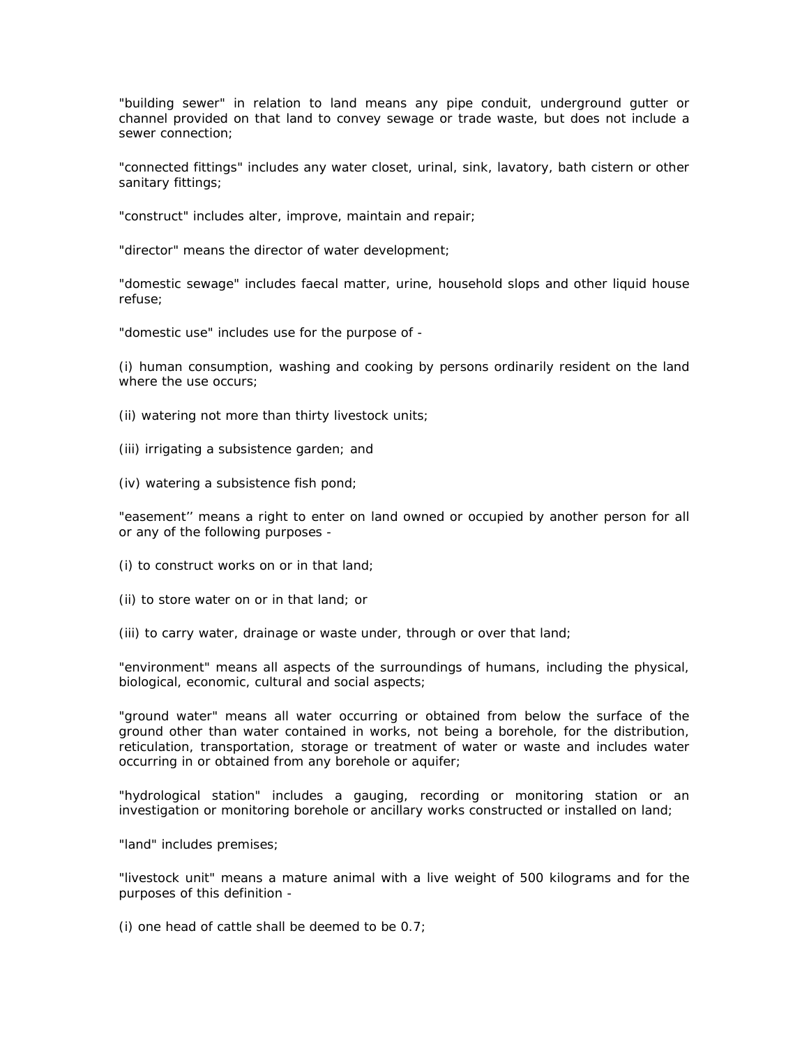"building sewer" in relation to land means any pipe conduit, underground gutter or channel provided on that land to convey sewage or trade waste, but does not include a sewer connection;

"connected fittings" includes any water closet, urinal, sink, lavatory, bath cistern or other sanitary fittings;

"construct" includes alter, improve, maintain and repair;

"director" means the director of water development;

"domestic sewage" includes faecal matter, urine, household slops and other liquid house refuse;

"domestic use" includes use for the purpose of -

(i) human consumption, washing and cooking by persons ordinarily resident on the land where the use occurs;

(ii) watering not more than thirty livestock units;

(iii) irrigating a subsistence garden; and

(iv) watering a subsistence fish pond;

"easement’’ means a right to enter on land owned or occupied by another person for all or any of the following purposes -

(i) to construct works on or in that land;

(ii) to store water on or in that land; or

(iii) to carry water, drainage or waste under, through or over that land;

"environment" means all aspects of the surroundings of humans, including the physical, biological, economic, cultural and social aspects;

"ground water" means all water occurring or obtained from below the surface of the ground other than water contained in works, not being a borehole, for the distribution, reticulation, transportation, storage or treatment of water or waste and includes water occurring in or obtained from any borehole or aquifer;

"hydrological station" includes a gauging, recording or monitoring station or an investigation or monitoring borehole or ancillary works constructed or installed on land;

"land" includes premises;

"livestock unit" means a mature animal with a live weight of 500 kilograms and for the purposes of this definition -

(i) one head of cattle shall be deemed to be 0.7;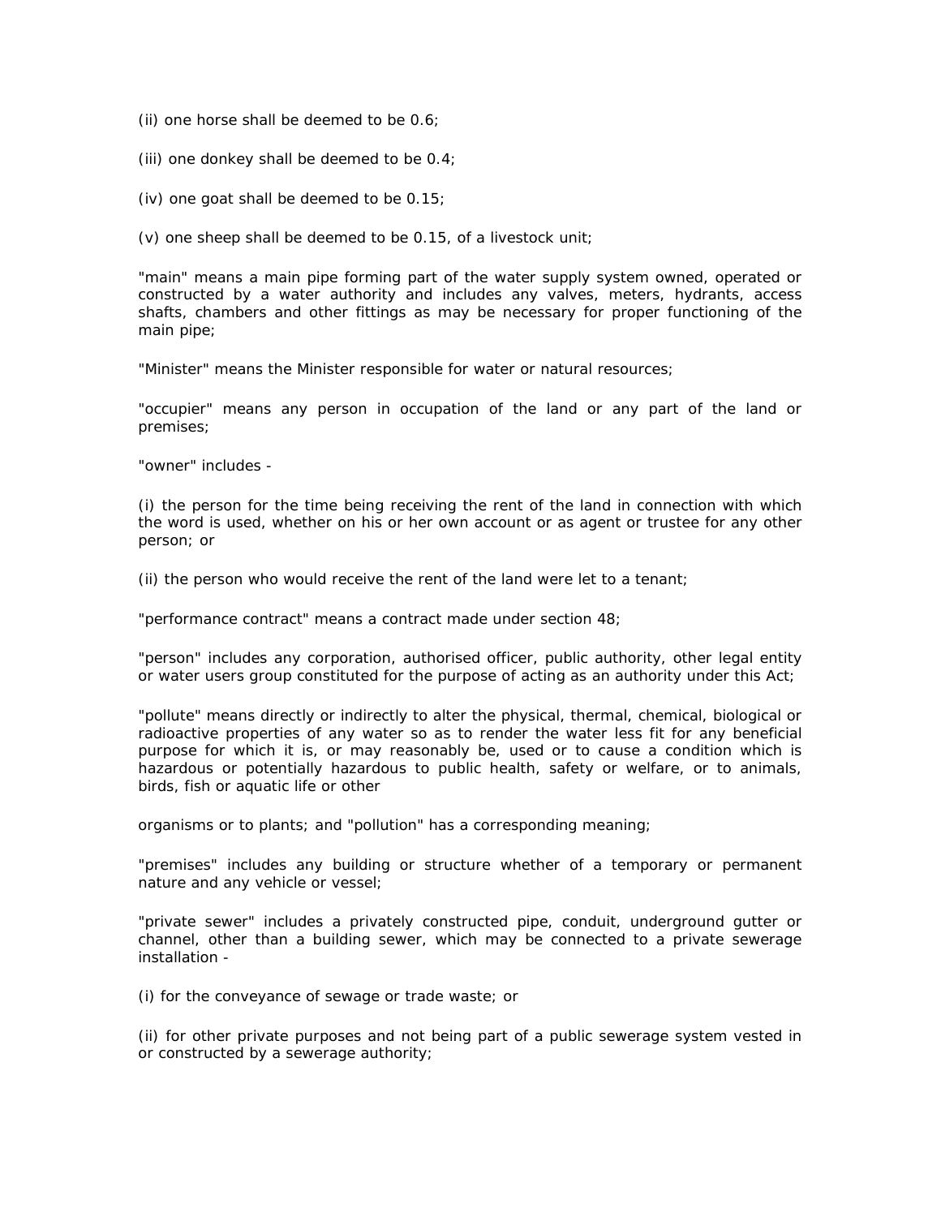(ii) one horse shall be deemed to be 0.6;

(iii) one donkey shall be deemed to be 0.4;

(iv) one goat shall be deemed to be 0.15;

(v) one sheep shall be deemed to be 0.15, of a livestock unit;

"main" means a main pipe forming part of the water supply system owned, operated or constructed by a water authority and includes any valves, meters, hydrants, access shafts, chambers and other fittings as may be necessary for proper functioning of the main pipe;

"Minister" means the Minister responsible for water or natural resources;

"occupier" means any person in occupation of the land or any part of the land or premises;

"owner" includes -

(i) the person for the time being receiving the rent of the land in connection with which the word is used, whether on his or her own account or as agent or trustee for any other person; or

(ii) the person who would receive the rent of the land were let to a tenant;

"performance contract" means a contract made under section 48;

"person" includes any corporation, authorised officer, public authority, other legal entity or water users group constituted for the purpose of acting as an authority under this Act;

"pollute" means directly or indirectly to alter the physical, thermal, chemical, biological or radioactive properties of any water so as to render the water less fit for any beneficial purpose for which it is, or may reasonably be, used or to cause a condition which is hazardous or potentially hazardous to public health, safety or welfare, or to animals, birds, fish or aquatic life or other organisms or to plants; and "pollution" has a corresponding meaning;

"premises" includes any building or structure whether of a temporary or permanent nature and any vehicle or vessel;

"private sewer" includes a privately constructed pipe, conduit, underground gutter or channel, other than a building sewer, which may be connected to a private sewerage installation -

(i) for the conveyance of sewage or trade waste; or

(ii) for other private purposes and not being part of a public sewerage system vested in or constructed by a sewerage authority;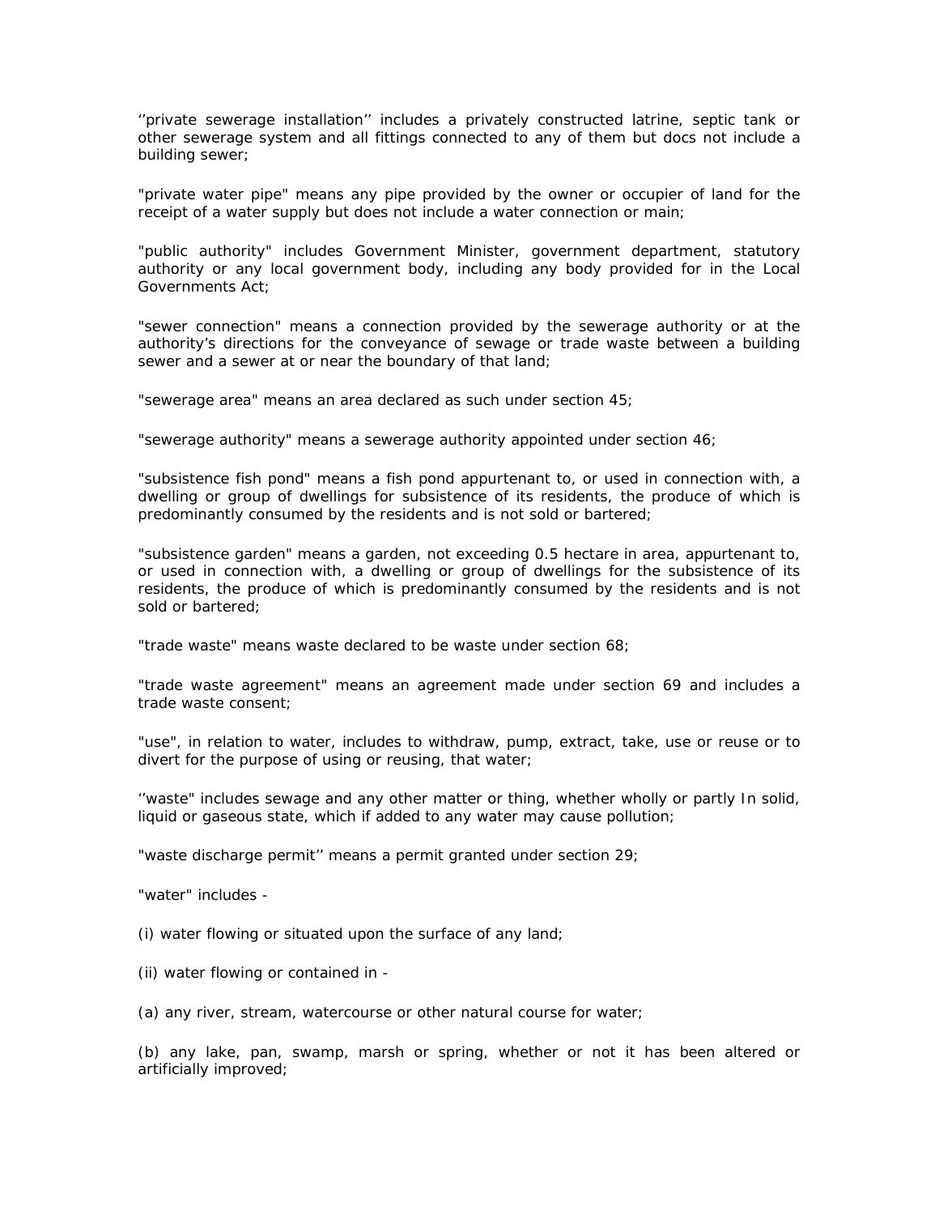‘’private sewerage installation’’ includes a privately constructed latrine, septic tank or other sewerage system and all fittings connected to any of them but docs not include a building sewer;

"private water pipe" means any pipe provided by the owner or occupier of land for the receipt of a water supply but does not include a water connection or main;

"public authority" includes Government Minister, government department, statutory authority or any local government body, including any body provided for in the Local Governments Act;

"sewer connection" means a connection provided by the sewerage authority or at the authority’s directions for the conveyance of sewage or trade waste between a building sewer and a sewer at or near the boundary of that land;

"sewerage area" means an area declared as such under section 45;

"sewerage authority" means a sewerage authority appointed under section 46;

"subsistence fish pond" means a fish pond appurtenant to, or used in connection with, a dwelling or group of dwellings for subsistence of its residents, the produce of which is predominantly consumed by the residents and is not sold or bartered;

"subsistence garden" means a garden, not exceeding 0.5 hectare in area, appurtenant to, or used in connection with, a dwelling or group of dwellings for the subsistence of its residents, the produce of which is predominantly consumed by the residents and is not sold or bartered;

"trade waste" means waste declared to be waste under section 68;

"trade waste agreement" means an agreement made under section 69 and includes a trade waste consent;

"use", in relation to water, includes to withdraw, pump, extract, take, use or reuse or to divert for the purpose of using or reusing, that water;

‘’waste" includes sewage and any other matter or thing, whether wholly or partly In solid, liquid or gaseous state, which if added to any water may cause pollution;

"waste discharge permit’’ means a permit granted under section 29;

"water" includes -

(i) water flowing or situated upon the surface of any land;

(ii) water flowing or contained in -

(a) any river, stream, watercourse or other natural course for water;

(b) any lake, pan, swamp, marsh or spring, whether or not it has been altered or artificially improved;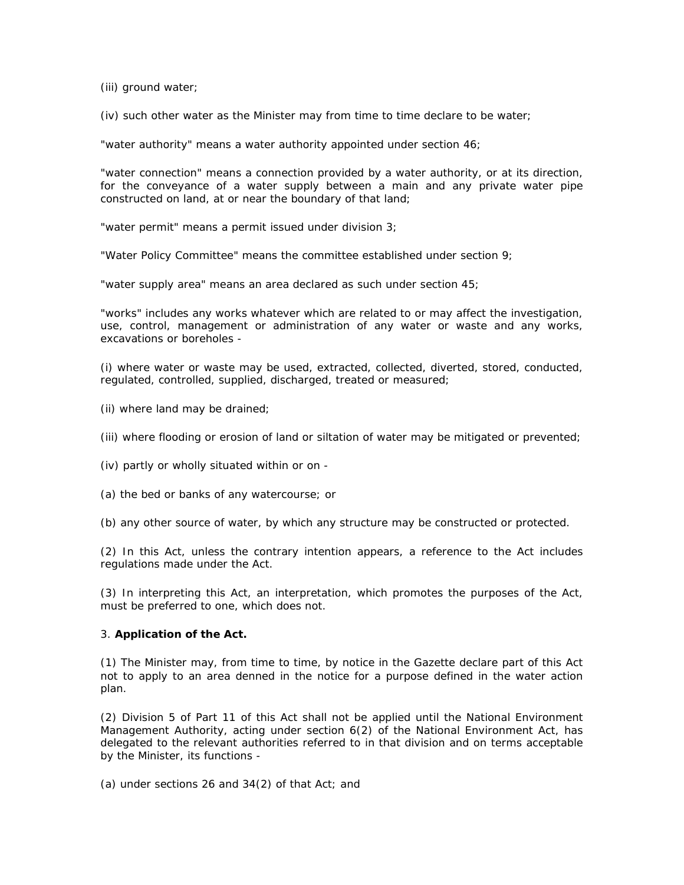(iii) ground water;

(iv) such other water as the Minister may from time to time declare to be water;

"water authority" means a water authority appointed under section 46;

"water connection" means a connection provided by a water authority, or at its direction, for the conveyance of a water supply between a main and any private water pipe constructed on land, at or near the boundary of that land;

"water permit" means a permit issued under division 3;

"Water Policy Committee" means the committee established under section 9;

"water supply area" means an area declared as such under section 45;

"works" includes any works whatever which are related to or may affect the investigation, use, control, management or administration of any water or waste and any works, excavations or boreholes -

(i) where water or waste may be used, extracted, collected, diverted, stored, conducted, regulated, controlled, supplied, discharged, treated or measured;

(ii) where land may be drained;

(iii) where flooding or erosion of land or siltation of water may be mitigated or prevented;

(iv) partly or wholly situated within or on -

(a) the bed or banks of any watercourse; or

(b) any other source of water, by which any structure may be constructed or protected.

(2) In this Act, unless the contrary intention appears, a reference to the Act includes regulations made under the Act.

(3) In interpreting this Act, an interpretation, which promotes the purposes of the Act, must be preferred to one, which does not.

3. **Application of the Act.**

(1) The Minister may, from time to time, by notice in the Gazette declare part of this Act not to apply to an area denned in the notice for a purpose defined in the water action plan.

(2) Division 5 of Part 11 of this Act shall not be applied until the National Environment Management Authority, acting under section 6(2) of the National Environment Act, has delegated to the relevant authorities referred to in that division and on terms acceptable by the Minister, its functions -

(a) under sections 26 and 34(2) of that Act; and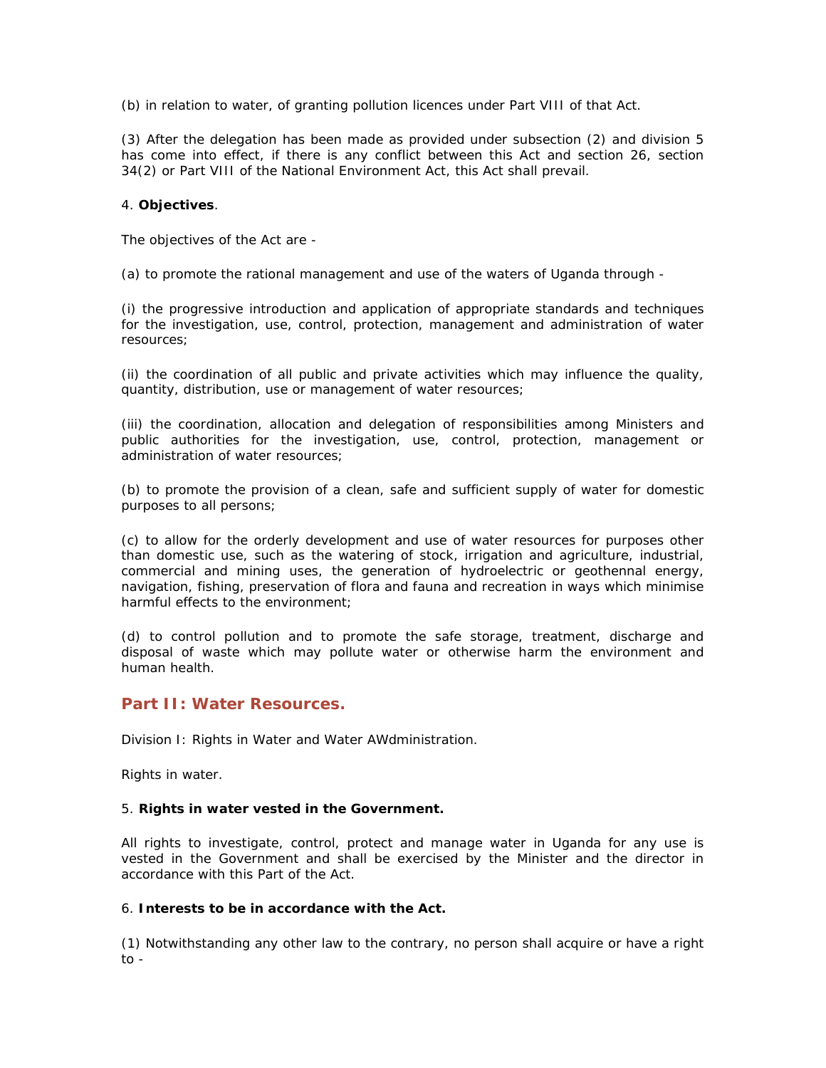(b) in relation to water, of granting pollution licences under Part VIII of that Act.

(3) After the delegation has been made as provided under subsection (2) and division 5 has come into effect, if there is any conflict between this Act and section 26, section 34(2) or Part VIII of the National Environment Act, this Act shall prevail.

4. **Objectives**.

The objectives of the Act are -

(a) to promote the rational management and use of the waters of Uganda through -

(i) the progressive introduction and application of appropriate standards and techniques for the investigation, use, control, protection, management and administration of water resources;

(ii) the coordination of all public and private activities which may influence the quality, quantity, distribution, use or management of water resources;

(iii) the coordination, allocation and delegation of responsibilities among Ministers and public authorities for the investigation, use, control, protection, management or administration of water resources;

(b) to promote the provision of a clean, safe and sufficient supply of water for domestic purposes to all persons;

(c) to allow for the orderly development and use of water resources for purposes other than domestic use, such as the watering of stock, irrigation and agriculture, industrial, commercial and mining uses, the generation of hydroelectric or geothennal energy, navigation, fishing, preservation of flora and fauna and recreation in ways which minimise harmful effects to the environment;

(d) to control pollution and to promote the safe storage, treatment, discharge and disposal of waste which may pollute water or otherwise harm the environment and human health.

## Part II: Water Resources.

Division I: Rights in Water and Water AWdministration.

Rights in water.

5. **Rights in water vested in the Government.**

All rights to investigate, control, protect and manage water in Uganda for any use is vested in the Government and shall be exercised by the Minister and the director in accordance with this Part of the Act.

6. **Interests to be in accordance with the Act.**

(1) Notwithstanding any other law to the contrary, no person shall acquire or have a right to -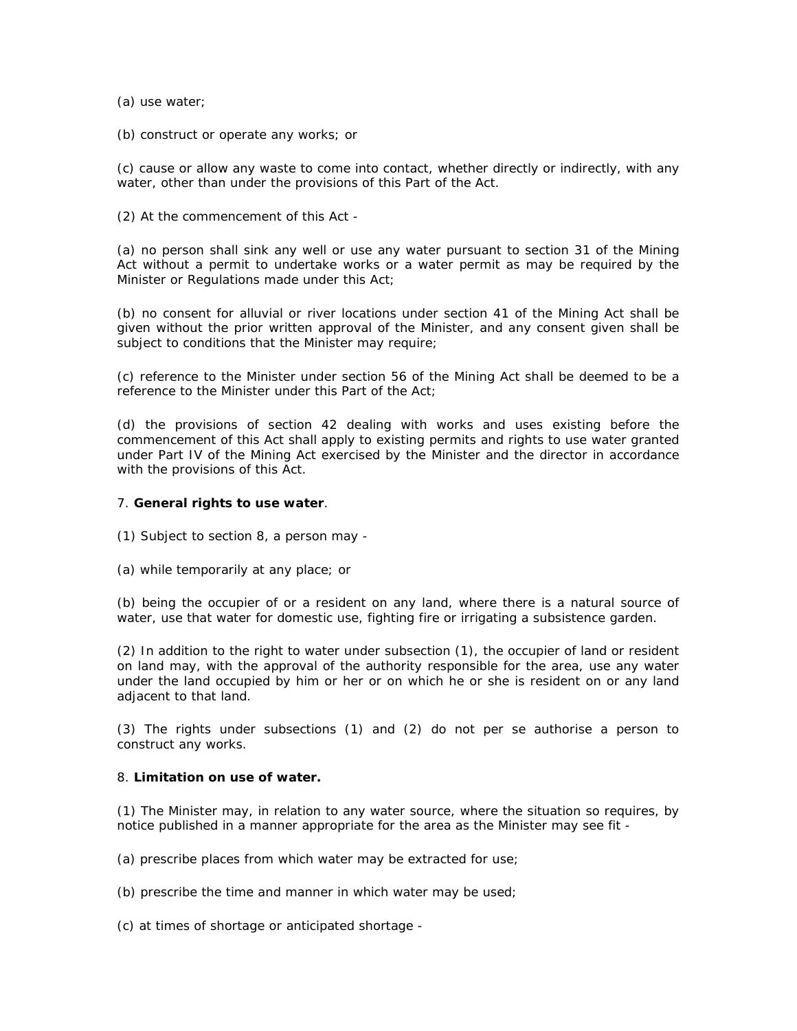(a) use water;

(b) construct or operate any works; or

(c) cause or allow any waste to come into contact, whether directly or indirectly, with any water, other than under the provisions of this Part of the Act.

(2) At the commencement of this Act -

(a) no person shall sink any well or use any water pursuant to section 31 of the Mining Act without a permit to undertake works or a water permit as may be required by the Minister or Regulations made under this Act;

(b) no consent for alluvial or river locations under section 41 of the Mining Act shall be given without the prior written approval of the Minister, and any consent given shall be subject to conditions that the Minister may require;

(c) reference to the Minister under section 56 of the Mining Act shall be deemed to be a reference to the Minister under this Part of the Act;

(d) the provisions of section 42 dealing with works and uses existing before the commencement of this Act shall apply to existing permits and rights to use water granted under Part IV of the Mining Act exercised by the Minister and the director in accordance with the provisions of this Act.

7. **General rights to use water**.

(1) Subject to section 8, a person may -

(a) while temporarily at any place; or

(b) being the occupier of or a resident on any land, where there is a natural source of water, use that water for domestic use, fighting fire or irrigating a subsistence garden.

(2) In addition to the right to water under subsection (1), the occupier of land or resident on land may, with the approval of the authority responsible for the area, use any water under the land occupied by him or her or on which he or she is resident on or any land adjacent to that land.

(3) The rights under subsections (1) and (2) do not per se authorise a person to construct any works.

8. **Limitation on use of water.**

(1) The Minister may, in relation to any water source, where the situation so requires, by notice published in a manner appropriate for the area as the Minister may see fit -

(a) prescribe places from which water may be extracted for use;

(b) prescribe the time and manner in which water may be used;

(c) at times of shortage or anticipated shortage -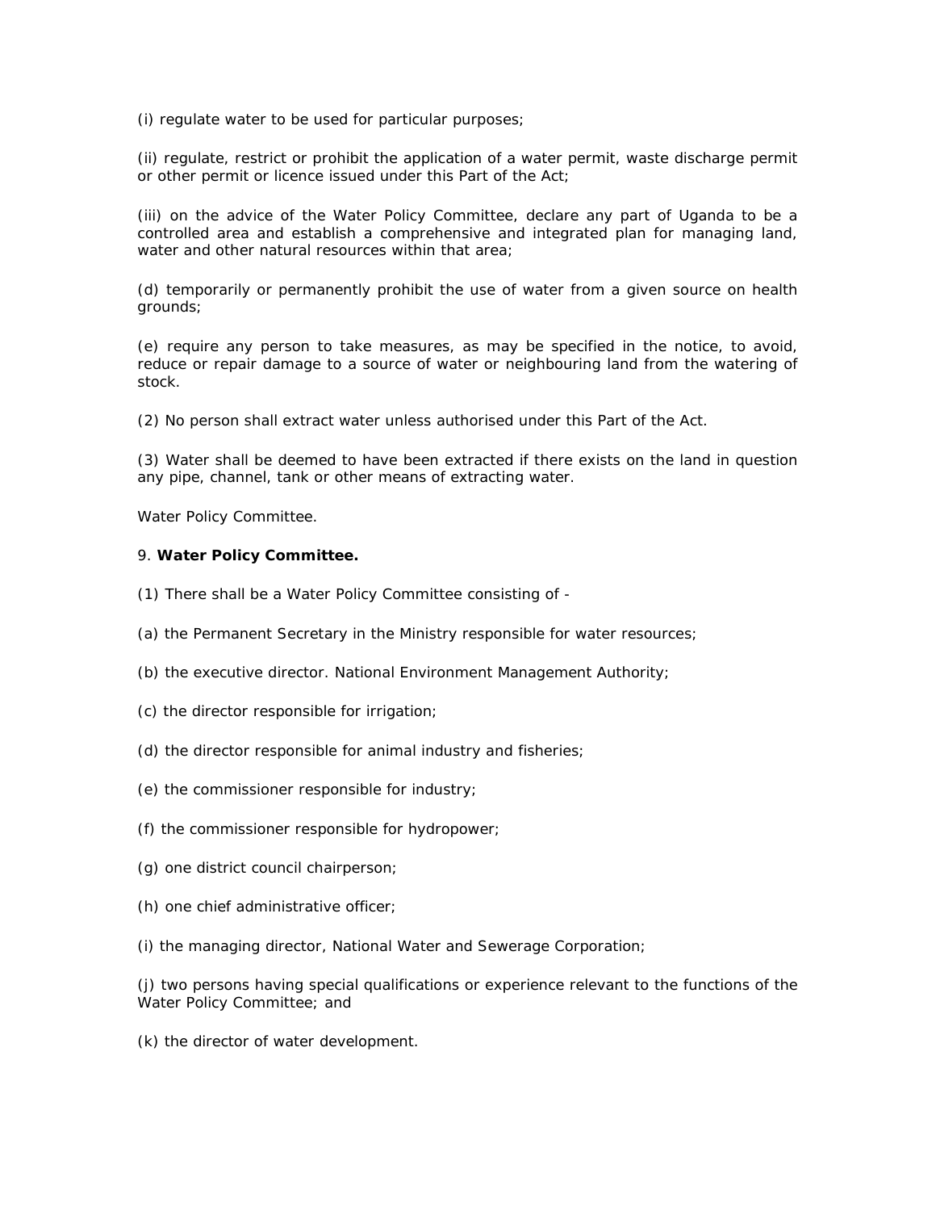(i) regulate water to be used for particular purposes;

(ii) regulate, restrict or prohibit the application of a water permit, waste discharge permit or other permit or licence issued under this Part of the Act;

(iii) on the advice of the Water Policy Committee, declare any part of Uganda to be a controlled area and establish a comprehensive and integrated plan for managing land, water and other natural resources within that area;

(d) temporarily or permanently prohibit the use of water from a given source on health grounds;

(e) require any person to take measures, as may be specified in the notice, to avoid, reduce or repair damage to a source of water or neighbouring land from the watering of stock.

(2) No person shall extract water unless authorised under this Part of the Act.

(3) Water shall be deemed to have been extracted if there exists on the land in question any pipe, channel, tank or other means of extracting water.

Water Policy Committee.

9. **Water Policy Committee.**

(1) There shall be a Water Policy Committee consisting of -

(a) the Permanent Secretary in the Ministry responsible for water resources;

(b) the executive director. National Environment Management Authority;

(c) the director responsible for irrigation;

(d) the director responsible for animal industry and fisheries;

(e) the commissioner responsible for industry;

(f) the commissioner responsible for hydropower;

(g) one district council chairperson;

(h) one chief administrative officer;

(i) the managing director, National Water and Sewerage Corporation;

(j) two persons having special qualifications or experience relevant to the functions of the Water Policy Committee; and

(k) the director of water development.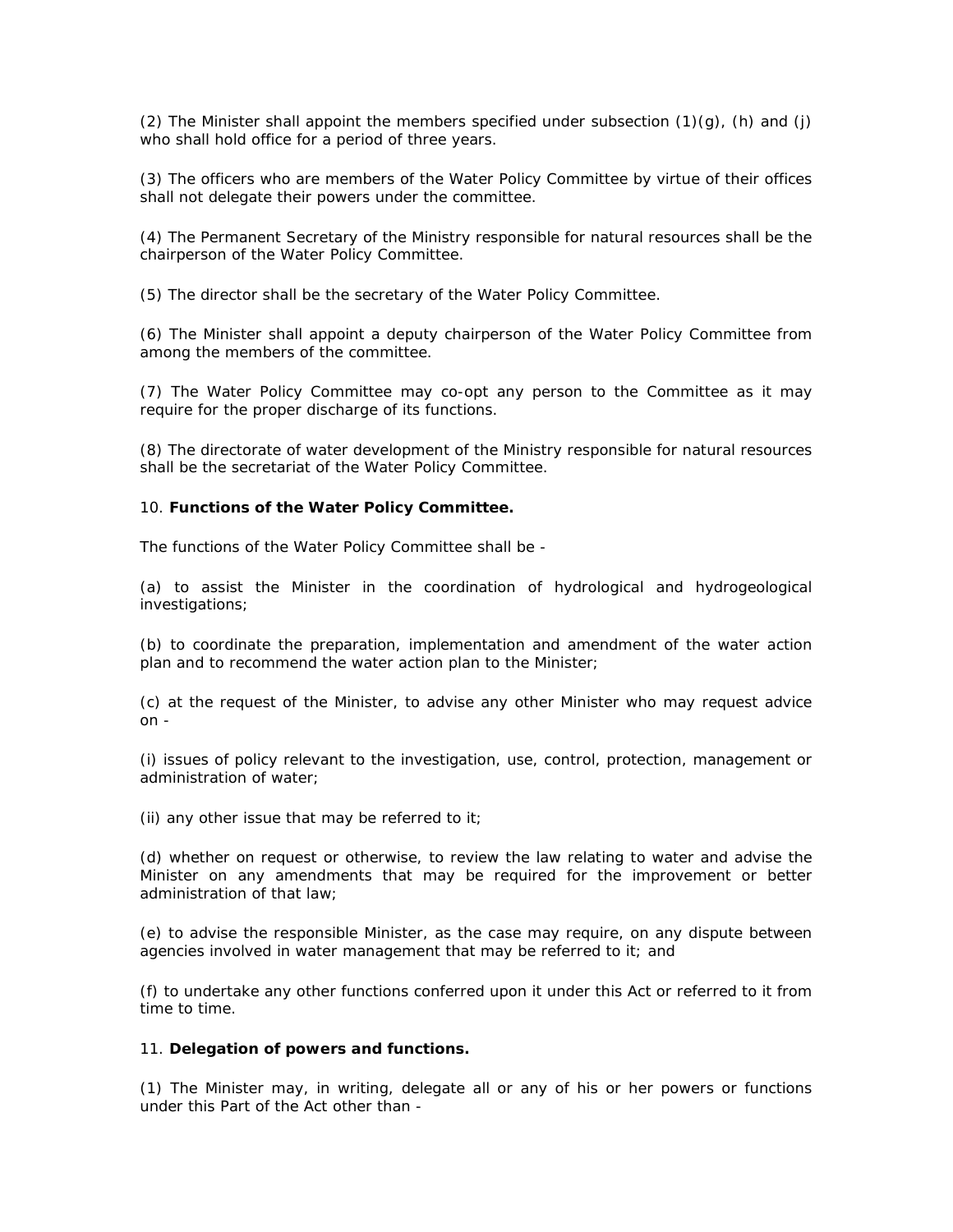(2) The Minister shall appoint the members specified under subsection (1)(g), (h) and (j) who shall hold office for a period of three years.

(3) The officers who are members of the Water Policy Committee by virtue of their offices shall not delegate their powers under the committee.

(4) The Permanent Secretary of the Ministry responsible for natural resources shall be the chairperson of the Water Policy Committee.

(5) The director shall be the secretary of the Water Policy Committee.

(6) The Minister shall appoint a deputy chairperson of the Water Policy Committee from among the members of the committee.

(7) The Water Policy Committee may co-opt any person to the Committee as it may require for the proper discharge of its functions.

(8) The directorate of water development of the Ministry responsible for natural resources shall be the secretariat of the Water Policy Committee.

10. **Functions of the Water Policy Committee.**

The functions of the Water Policy Committee shall be -

(a) to assist the Minister in the coordination of hydrological and hydrogeological investigations;

(b) to coordinate the preparation, implementation and amendment of the water action plan and to recommend the water action plan to the Minister;

(c) at the request of the Minister, to advise any other Minister who may request advice on -

(i) issues of policy relevant to the investigation, use, control, protection, management or administration of water;

(ii) any other issue that may be referred to it;

(d) whether on request or otherwise, to review the law relating to water and advise the Minister on any amendments that may be required for the improvement or better administration of that law;

(e) to advise the responsible Minister, as the case may require, on any dispute between agencies involved in water management that may be referred to it; and

(f) to undertake any other functions conferred upon it under this Act or referred to it from time to time.

11. **Delegation of powers and functions.**

(1) The Minister may, in writing, delegate all or any of his or her powers or functions under this Part of the Act other than -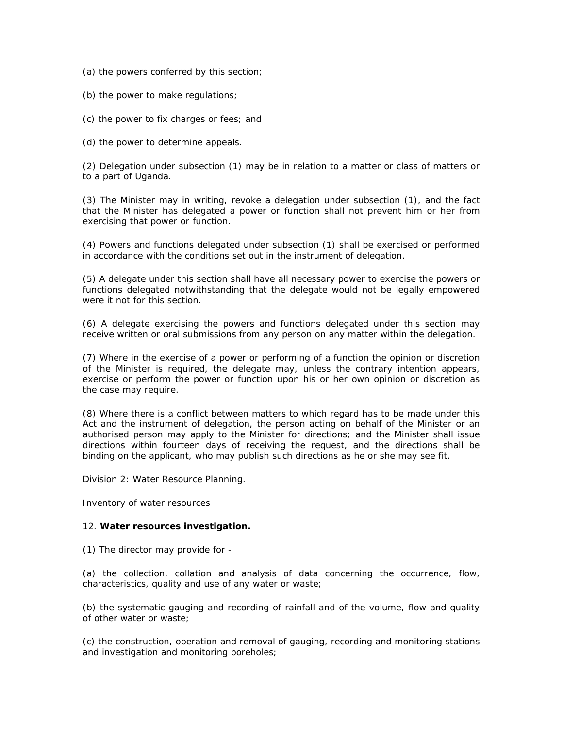(a) the powers conferred by this section;

(b) the power to make regulations;

(c) the power to fix charges or fees; and

(d) the power to determine appeals.

(2) Delegation under subsection (1) may be in relation to a matter or class of matters or to a part of Uganda.

(3) The Minister may in writing, revoke a delegation under subsection (1), and the fact that the Minister has delegated a power or function shall not prevent him or her from exercising that power or function.

(4) Powers and functions delegated under subsection (1) shall be exercised or performed in accordance with the conditions set out in the instrument of delegation.

(5) A delegate under this section shall have all necessary power to exercise the powers or functions delegated notwithstanding that the delegate would not be legally empowered were it not for this section.

(6) A delegate exercising the powers and functions delegated under this section may receive written or oral submissions from any person on any matter within the delegation.

(7) Where in the exercise of a power or performing of a function the opinion or discretion of the Minister is required, the delegate may, unless the contrary intention appears, exercise or perform the power or function upon his or her own opinion or discretion as the case may require.

(8) Where there is a conflict between matters to which regard has to be made under this Act and the instrument of delegation, the person acting on behalf of the Minister or an authorised person may apply to the Minister for directions; and the Minister shall issue directions within fourteen days of receiving the request, and the directions shall be binding on the applicant, who may publish such directions as he or she may see fit.

Division 2: Water Resource Planning.

Inventory of water resources

12. **Water resources investigation.**

(1) The director may provide for -

(a) the collection, collation and analysis of data concerning the occurrence, flow, characteristics, quality and use of any water or waste;

(b) the systematic gauging and recording of rainfall and of the volume, flow and quality of other water or waste;

(c) the construction, operation and removal of gauging, recording and monitoring stations and investigation and monitoring boreholes;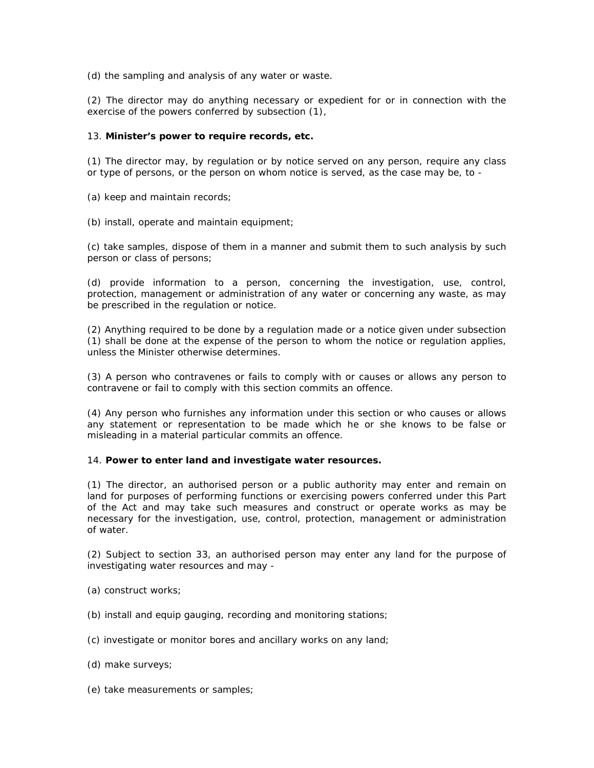(d) the sampling and analysis of any water or waste.

(2) The director may do anything necessary or expedient for or in connection with the exercise of the powers conferred by subsection (1),

13. **Minister's power to require records, etc.**

(1) The director may, by regulation or by notice served on any person, require any class or type of persons, or the person on whom notice is served, as the case may be, to -

(a) keep and maintain records;

(b) install, operate and maintain equipment;

(c) take samples, dispose of them in a manner and submit them to such analysis by such person or class of persons;

(d) provide information to a person, concerning the investigation, use, control, protection, management or administration of any water or concerning any waste, as may be prescribed in the regulation or notice.

(2) Anything required to be done by a regulation made or a notice given under subsection (1) shall be done at the expense of the person to whom the notice or regulation applies, unless the Minister otherwise determines.

(3) A person who contravenes or fails to comply with or causes or allows any person to contravene or fail to comply with this section commits an offence.

(4) Any person who furnishes any information under this section or who causes or allows any statement or representation to be made which he or she knows to be false or misleading in a material particular commits an offence.

14. **Power to enter land and investigate water resources.**

(1) The director, an authorised person or a public authority may enter and remain on land for purposes of performing functions or exercising powers conferred under this Part of the Act and may take such measures and construct or operate works as may be necessary for the investigation, use, control, protection, management or administration of water.

(2) Subject to section 33, an authorised person may enter any land for the purpose of investigating water resources and may -

(a) construct works;

(b) install and equip gauging, recording and monitoring stations;

(c) investigate or monitor bores and ancillary works on any land;

(d) make surveys;

(e) take measurements or samples;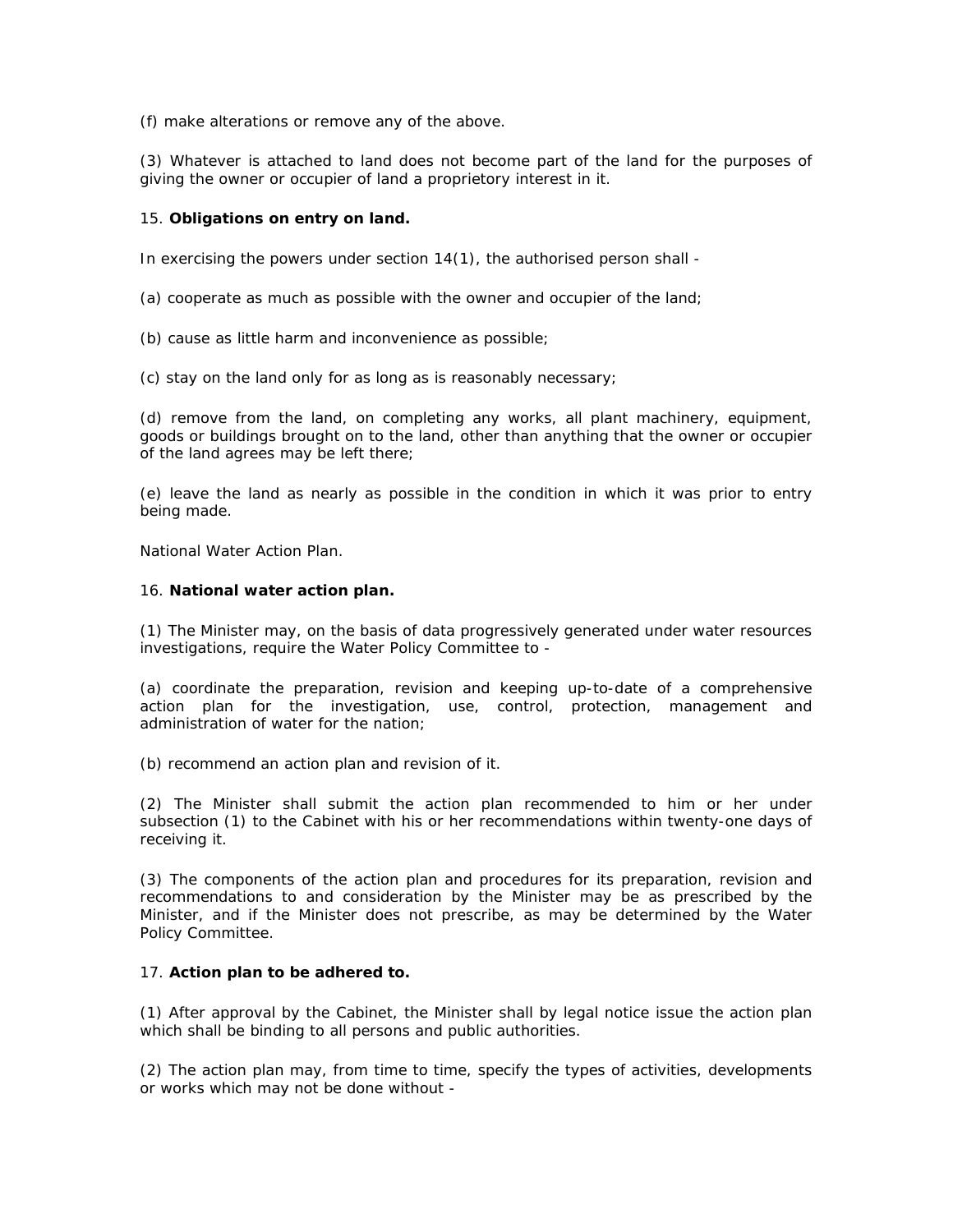(f) make alterations or remove any of the above.

(3) Whatever is attached to land does not become part of the land for the purposes of giving the owner or occupier of land a proprietory interest in it.

15. **Obligations on entry on land.**

In exercising the powers under section 14(1), the authorised person shall -

(a) cooperate as much as possible with the owner and occupier of the land;

(b) cause as little harm and inconvenience as possible;

(c) stay on the land only for as long as is reasonably necessary;

(d) remove from the land, on completing any works, all plant machinery, equipment, goods or buildings brought on to the land, other than anything that the owner or occupier of the land agrees may be left there;

(e) leave the land as nearly as possible in the condition in which it was prior to entry being made.

National Water Action Plan.

16. **National water action plan.**

(1) The Minister may, on the basis of data progressively generated under water resources investigations, require the Water Policy Committee to -

(a) coordinate the preparation, revision and keeping up-to-date of a comprehensive action plan for the investigation, use, control, protection, management and administration of water for the nation;

(b) recommend an action plan and revision of it.

(2) The Minister shall submit the action plan recommended to him or her under subsection (1) to the Cabinet with his or her recommendations within twenty-one days of receiving it.

(3) The components of the action plan and procedures for its preparation, revision and recommendations to and consideration by the Minister may be as prescribed by the Minister, and if the Minister does not prescribe, as may be determined by the Water Policy Committee.

17. **Action plan to be adhered to.**

(1) After approval by the Cabinet, the Minister shall by legal notice issue the action plan which shall be binding to all persons and public authorities.

(2) The action plan may, from time to time, specify the types of activities, developments or works which may not be done without -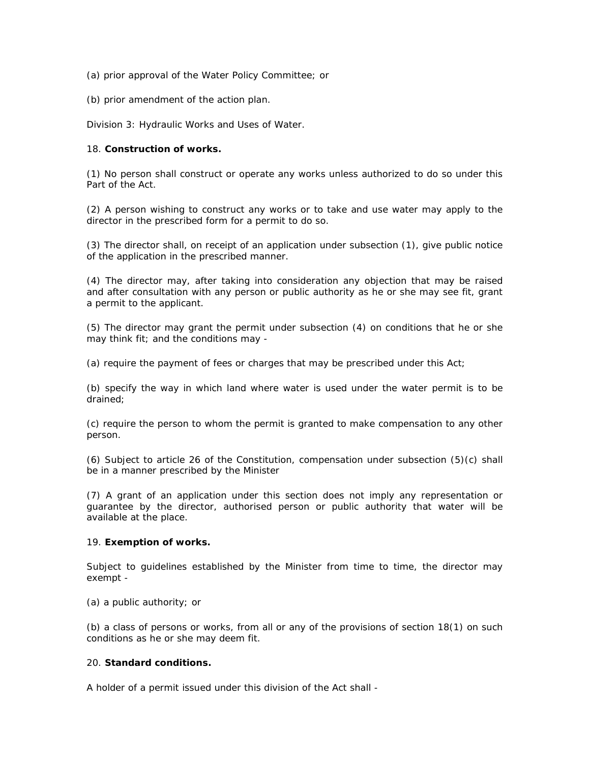(a) prior approval of the Water Policy Committee; or

(b) prior amendment of the action plan.

Division 3: Hydraulic Works and Uses of Water.

18. **Construction of works.**

(1) No person shall construct or operate any works unless authorized to do so under this Part of the Act.

(2) A person wishing to construct any works or to take and use water may apply to the director in the prescribed form for a permit to do so.

(3) The director shall, on receipt of an application under subsection (1), give public notice of the application in the prescribed manner.

(4) The director may, after taking into consideration any objection that may be raised and after consultation with any person or public authority as he or she may see fit, grant a permit to the applicant.

(5) The director may grant the permit under subsection (4) on conditions that he or she may think fit; and the conditions may -

(a) require the payment of fees or charges that may be prescribed under this Act;

(b) specify the way in which land where water is used under the water permit is to be drained;

(c) require the person to whom the permit is granted to make compensation to any other person.

(6) Subject to article 26 of the Constitution, compensation under subsection (5)(c) shall be in a manner prescribed by the Minister

(7) A grant of an application under this section does not imply any representation or guarantee by the director, authorised person or public authority that water will be available at the place.

19. **Exemption of works.**

Subject to guidelines established by the Minister from time to time, the director may exempt -

(a) a public authority; or

(b) a class of persons or works, from all or any of the provisions of section 18(1) on such conditions as he or she may deem fit.

20. **Standard conditions.**

A holder of a permit issued under this division of the Act shall -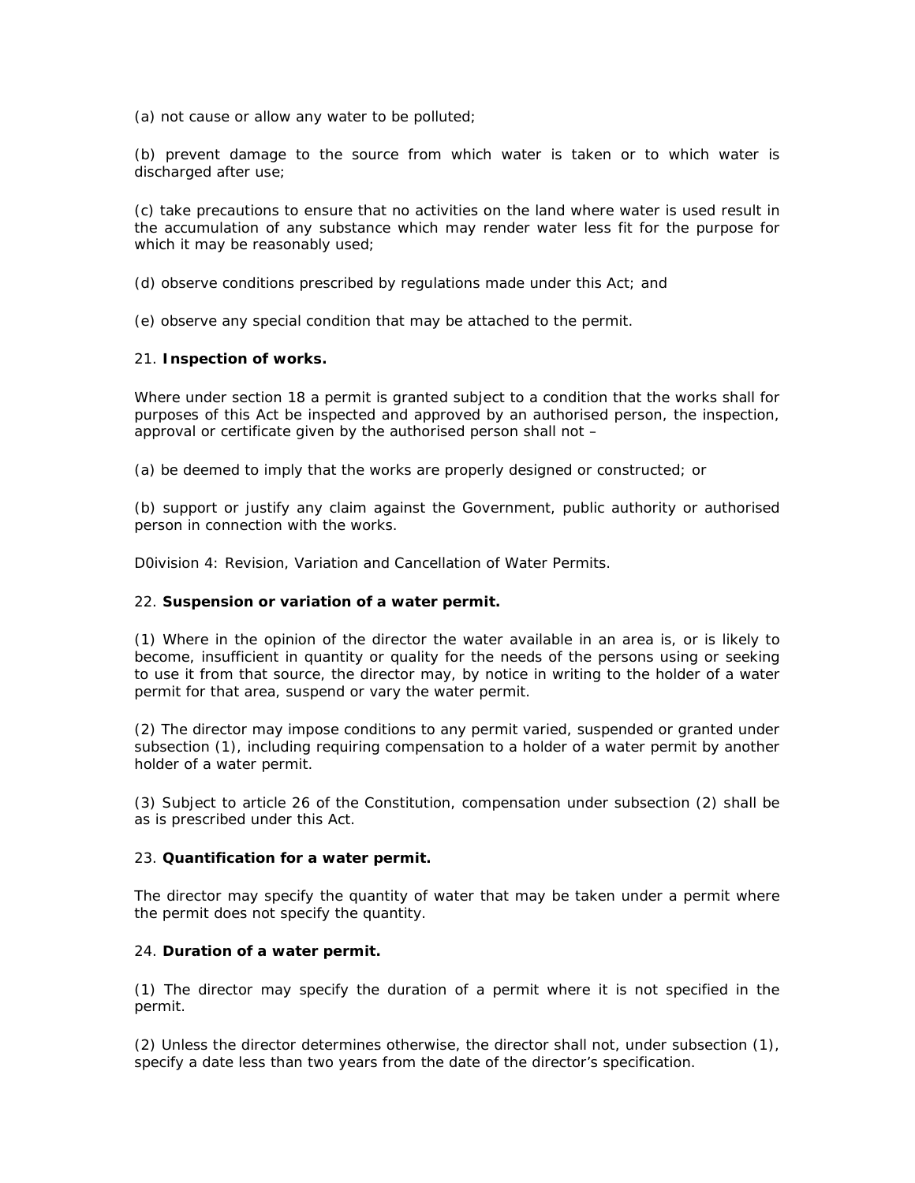(a) not cause or allow any water to be polluted;

(b) prevent damage to the source from which water is taken or to which water is discharged after use;

(c) take precautions to ensure that no activities on the land where water is used result in the accumulation of any substance which may render water less fit for the purpose for which it may be reasonably used;

(d) observe conditions prescribed by regulations made under this Act; and

(e) observe any special condition that may be attached to the permit.

21. **Inspection of works.**

Where under section 18 a permit is granted subject to a condition that the works shall for purposes of this Act be inspected and approved by an authorised person, the inspection, approval or certificate given by the authorised person shall not –

(a) be deemed to imply that the works are properly designed or constructed; or

(b) support or justify any claim against the Government, public authority or authorised person in connection with the works.

D0ivision 4: Revision, Variation and Cancellation of Water Permits.

22. **Suspension or variation of a water permit.**

(1) Where in the opinion of the director the water available in an area is, or is likely to become, insufficient in quantity or quality for the needs of the persons using or seeking to use it from that source, the director may, by notice in writing to the holder of a water permit for that area, suspend or vary the water permit.

(2) The director may impose conditions to any permit varied, suspended or granted under subsection (1), including requiring compensation to a holder of a water permit by another holder of a water permit.

(3) Subject to article 26 of the Constitution, compensation under subsection (2) shall be as is prescribed under this Act.

23. **Quantification for a water permit.**

The director may specify the quantity of water that may be taken under a permit where the permit does not specify the quantity.

24. **Duration of a water permit.**

(1) The director may specify the duration of a permit where it is not specified in the permit.

(2) Unless the director determines otherwise, the director shall not, under subsection (1), specify a date less than two years from the date of the director's specification.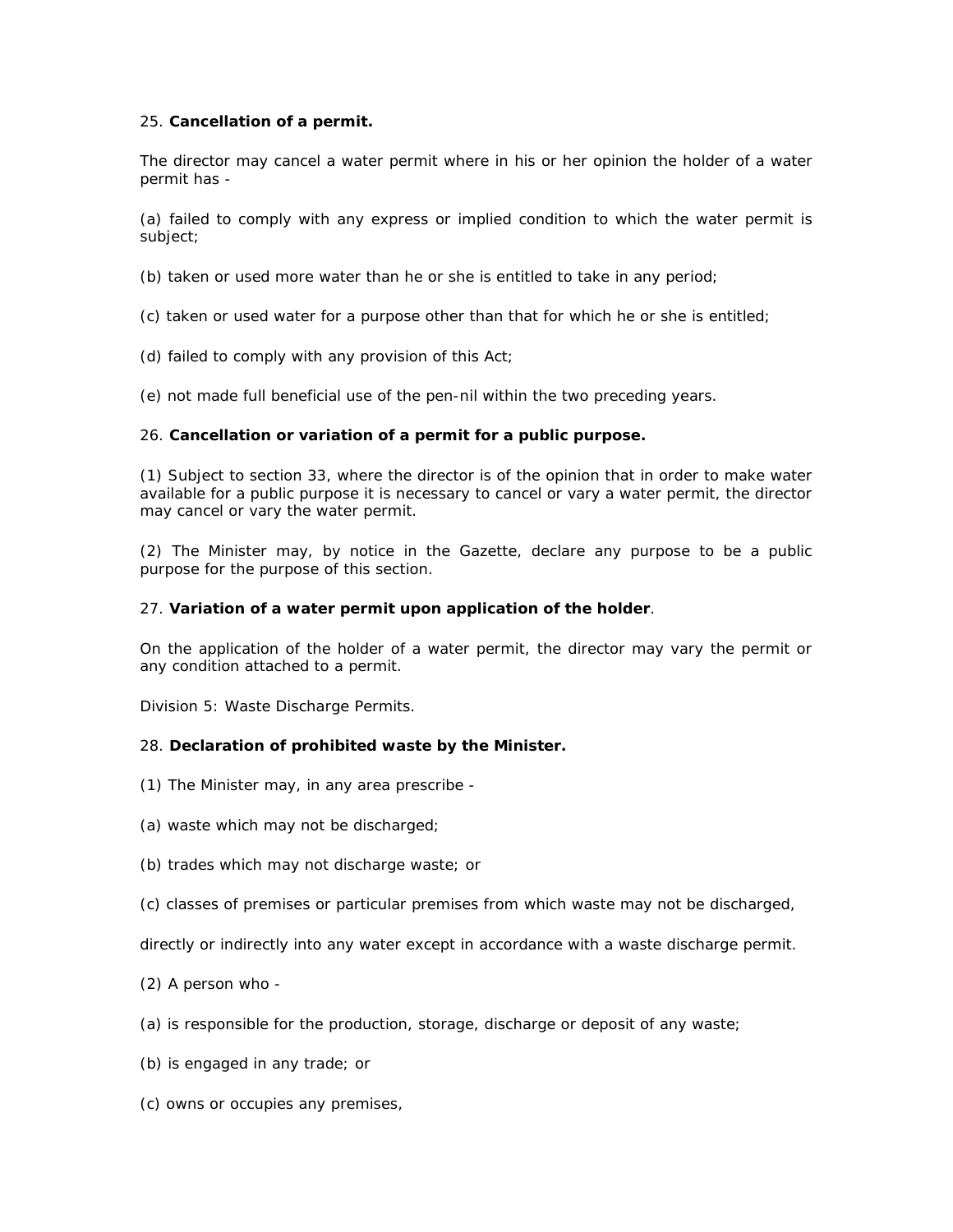25. **Cancellation of a permit.**

The director may cancel a water permit where in his or her opinion the holder of a water permit has -

(a) failed to comply with any express or implied condition to which the water permit is subject;

(b) taken or used more water than he or she is entitled to take in any period;

(c) taken or used water for a purpose other than that for which he or she is entitled;

(d) failed to comply with any provision of this Act;

(e) not made full beneficial use of the pen-nil within the two preceding years.

26. **Cancellation or variation of a permit for a public purpose.**

(1) Subject to section 33, where the director is of the opinion that in order to make water available for a public purpose it is necessary to cancel or vary a water permit, the director may cancel or vary the water permit.

(2) The Minister may, by notice in the Gazette, declare any purpose to be a public purpose for the purpose of this section.

27. **Variation of a water permit upon application of the holder**.

On the application of the holder of a water permit, the director may vary the permit or any condition attached to a permit.

Division 5: Waste Discharge Permits.

28. **Declaration of prohibited waste by the Minister.**

(1) The Minister may, in any area prescribe -

(a) waste which may not be discharged;

(b) trades which may not discharge waste; or

(c) classes of premises or particular premises from which waste may not be discharged,

directly or indirectly into any water except in accordance with a waste discharge permit.

(2) A person who -

(a) is responsible for the production, storage, discharge or deposit of any waste;

(b) is engaged in any trade; or

(c) owns or occupies any premises,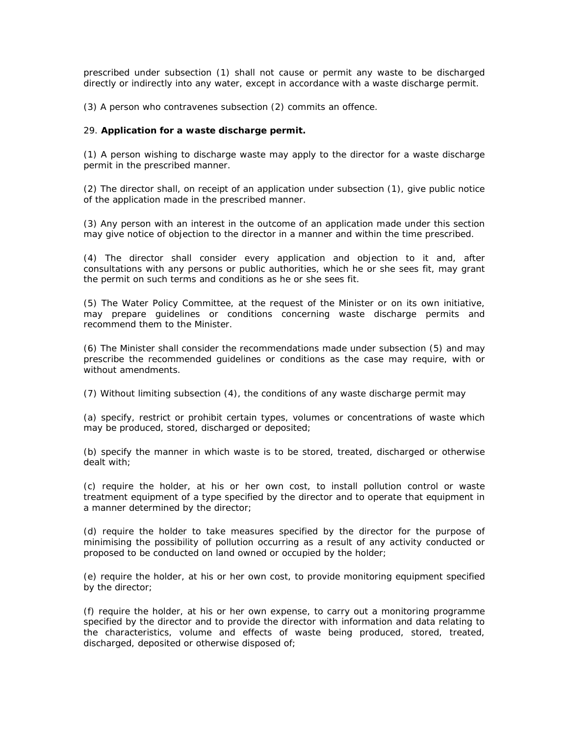prescribed under subsection (1) shall not cause or permit any waste to be discharged directly or indirectly into any water, except in accordance with a waste discharge permit.

(3) A person who contravenes subsection (2) commits an offence.

29. **Application for a waste discharge permit.**

(1) A person wishing to discharge waste may apply to the director for a waste discharge permit in the prescribed manner.

(2) The director shall, on receipt of an application under subsection (1), give public notice of the application made in the prescribed manner.

(3) Any person with an interest in the outcome of an application made under this section may give notice of objection to the director in a manner and within the time prescribed.

(4) The director shall consider every application and objection to it and, after consultations with any persons or public authorities, which he or she sees fit, may grant the permit on such terms and conditions as he or she sees fit.

(5) The Water Policy Committee, at the request of the Minister or on its own initiative, may prepare guidelines or conditions concerning waste discharge permits and recommend them to the Minister.

(6) The Minister shall consider the recommendations made under subsection (5) and may prescribe the recommended guidelines or conditions as the case may require, with or without amendments.

(7) Without limiting subsection (4), the conditions of any waste discharge permit may

(a) specify, restrict or prohibit certain types, volumes or concentrations of waste which may be produced, stored, discharged or deposited;

(b) specify the manner in which waste is to be stored, treated, discharged or otherwise dealt with;

(c) require the holder, at his or her own cost, to install pollution control or waste treatment equipment of a type specified by the director and to operate that equipment in a manner determined by the director;

(d) require the holder to take measures specified by the director for the purpose of minimising the possibility of pollution occurring as a result of any activity conducted or proposed to be conducted on land owned or occupied by the holder;

(e) require the holder, at his or her own cost, to provide monitoring equipment specified by the director;

(f) require the holder, at his or her own expense, to carry out a monitoring programme specified by the director and to provide the director with information and data relating to the characteristics, volume and effects of waste being produced, stored, treated, discharged, deposited or otherwise disposed of;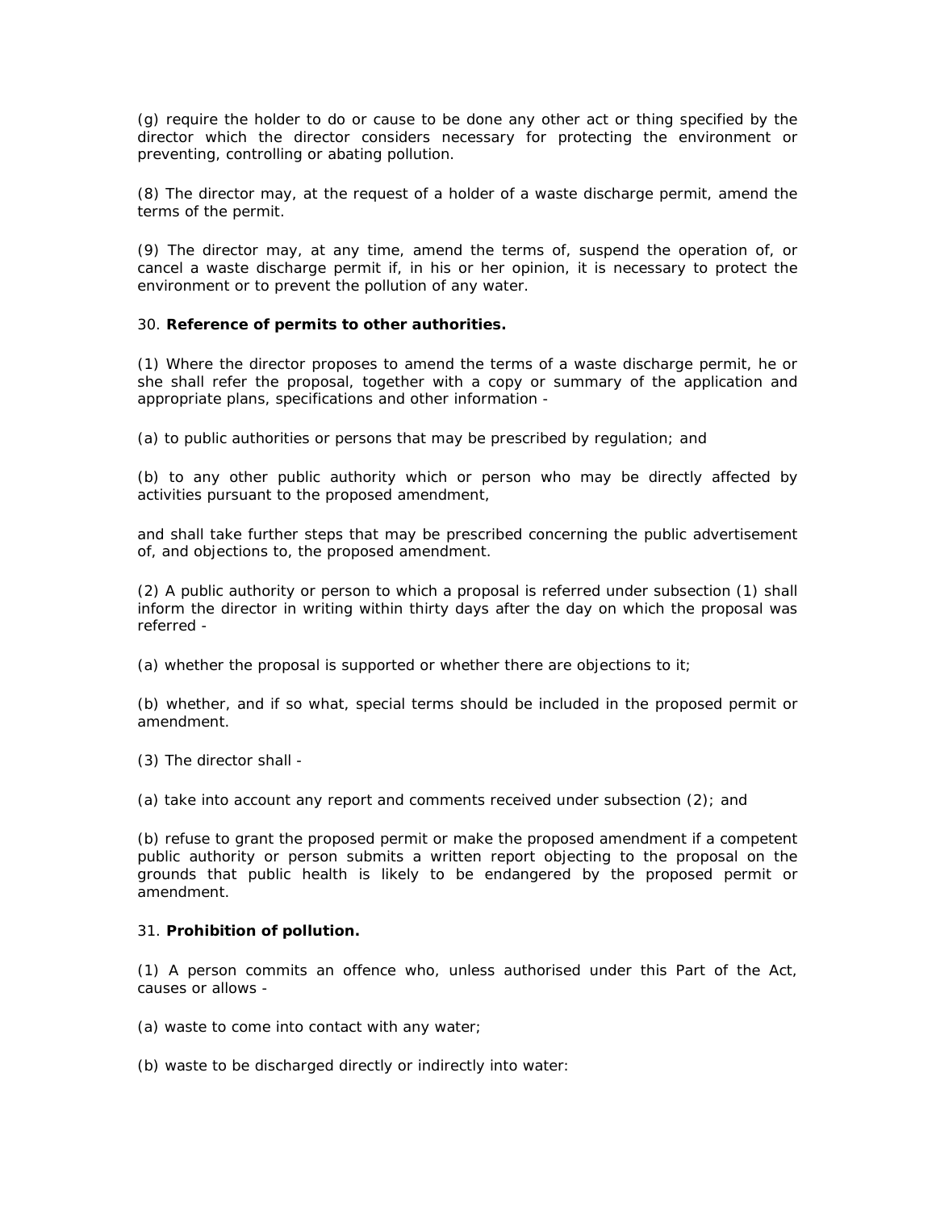(g) require the holder to do or cause to be done any other act or thing specified by the director which the director considers necessary for protecting the environment or preventing, controlling or abating pollution.

(8) The director may, at the request of a holder of a waste discharge permit, amend the terms of the permit.

(9) The director may, at any time, amend the terms of, suspend the operation of, or cancel a waste discharge permit if, in his or her opinion, it is necessary to protect the environment or to prevent the pollution of any water.

30. **Reference of permits to other authorities.**

(1) Where the director proposes to amend the terms of a waste discharge permit, he or she shall refer the proposal, together with a copy or summary of the application and appropriate plans, specifications and other information -

(a) to public authorities or persons that may be prescribed by regulation; and

(b) to any other public authority which or person who may be directly affected by activities pursuant to the proposed amendment,

and shall take further steps that may be prescribed concerning the public advertisement of, and objections to, the proposed amendment.

(2) A public authority or person to which a proposal is referred under subsection (1) shall inform the director in writing within thirty days after the day on which the proposal was referred -

(a) whether the proposal is supported or whether there are objections to it;

(b) whether, and if so what, special terms should be included in the proposed permit or amendment.

(3) The director shall -

(a) take into account any report and comments received under subsection (2); and

(b) refuse to grant the proposed permit or make the proposed amendment if a competent public authority or person submits a written report objecting to the proposal on the grounds that public health is likely to be endangered by the proposed permit or amendment.

31. **Prohibition of pollution.**

(1) A person commits an offence who, unless authorised under this Part of the Act, causes or allows -

(a) waste to come into contact with any water;

(b) waste to be discharged directly or indirectly into water: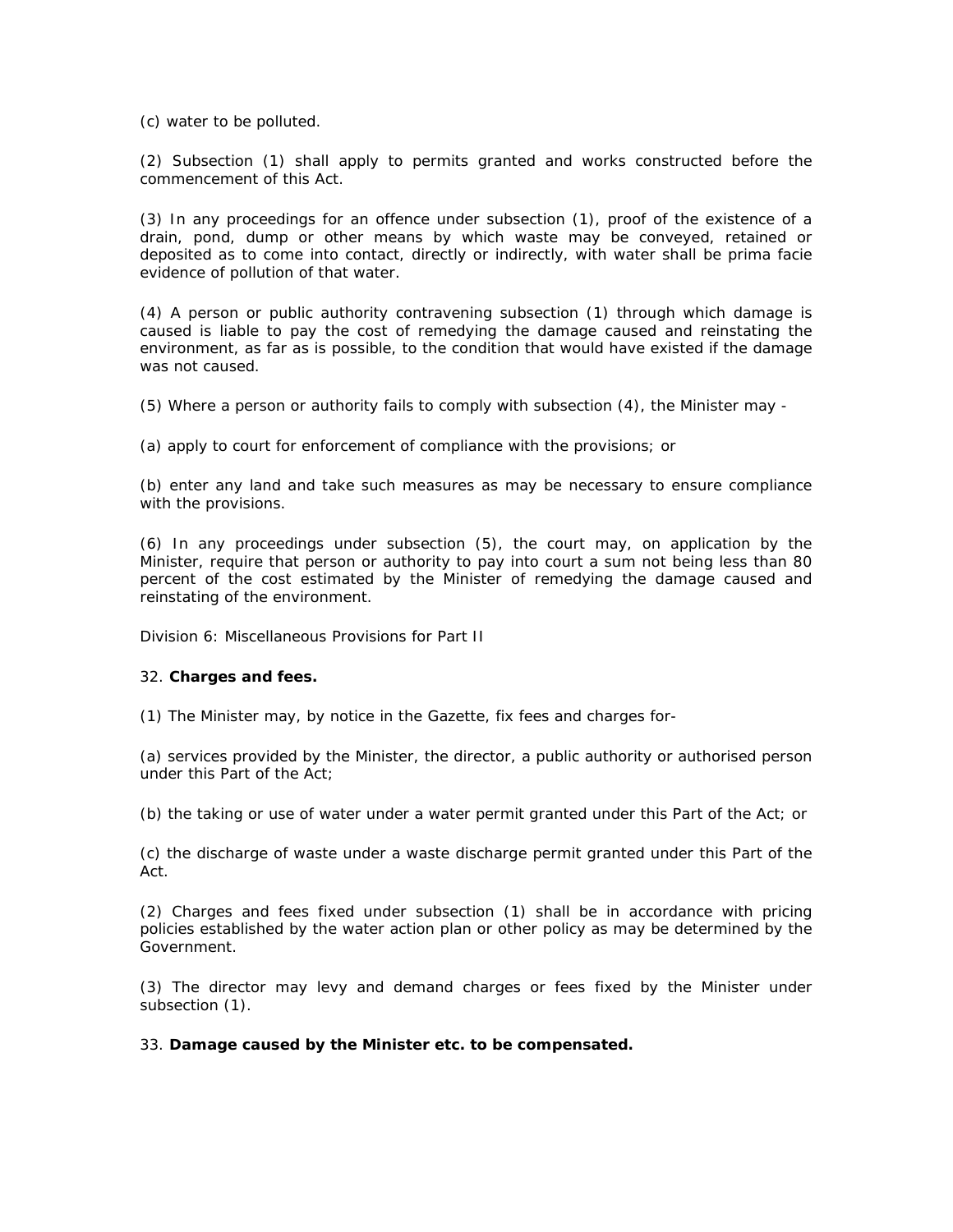(c) water to be polluted.

(2) Subsection (1) shall apply to permits granted and works constructed before the commencement of this Act.

(3) In any proceedings for an offence under subsection (1), proof of the existence of a drain, pond, dump or other means by which waste may be conveyed, retained or deposited as to come into contact, directly or indirectly, with water shall be prima facie evidence of pollution of that water.

(4) A person or public authority contravening subsection (1) through which damage is caused is liable to pay the cost of remedying the damage caused and reinstating the environment, as far as is possible, to the condition that would have existed if the damage was not caused.

(5) Where a person or authority fails to comply with subsection (4), the Minister may -

(a) apply to court for enforcement of compliance with the provisions; or

(b) enter any land and take such measures as may be necessary to ensure compliance with the provisions.

(6) In any proceedings under subsection (5), the court may, on application by the Minister, require that person or authority to pay into court a sum not being less than 80 percent of the cost estimated by the Minister of remedying the damage caused and reinstating of the environment.

Division 6: Miscellaneous Provisions for Part II

32. **Charges and fees.**

(1) The Minister may, by notice in the Gazette, fix fees and charges for-

(a) services provided by the Minister, the director, a public authority or authorised person under this Part of the Act;

(b) the taking or use of water under a water permit granted under this Part of the Act; or

(c) the discharge of waste under a waste discharge permit granted under this Part of the Act.

(2) Charges and fees fixed under subsection (1) shall be in accordance with pricing policies established by the water action plan or other policy as may be determined by the Government.

(3) The director may levy and demand charges or fees fixed by the Minister under subsection (1).

33. **Damage caused by the Minister etc. to be compensated.**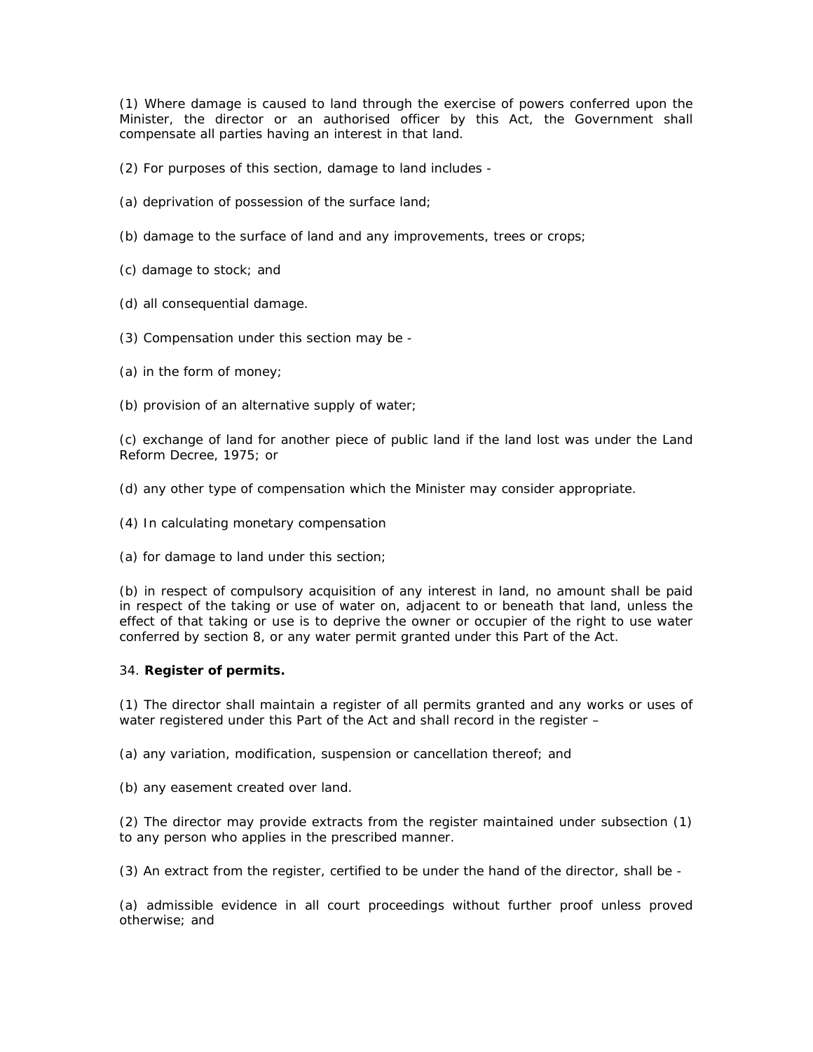(1) Where damage is caused to land through the exercise of powers conferred upon the Minister, the director or an authorised officer by this Act, the Government shall compensate all parties having an interest in that land.

(2) For purposes of this section, damage to land includes -

(a) deprivation of possession of the surface land;

(b) damage to the surface of land and any improvements, trees or crops;

(c) damage to stock; and

(d) all consequential damage.

(3) Compensation under this section may be -

(a) in the form of money;

(b) provision of an alternative supply of water;

(c) exchange of land for another piece of public land if the land lost was under the Land Reform Decree, 1975; or

(d) any other type of compensation which the Minister may consider appropriate.

(4) In calculating monetary compensation

(a) for damage to land under this section;

(b) in respect of compulsory acquisition of any interest in land, no amount shall be paid in respect of the taking or use of water on, adjacent to or beneath that land, unless the effect of that taking or use is to deprive the owner or occupier of the right to use water conferred by section 8, or any water permit granted under this Part of the Act.

34. **Register of permits.**

(1) The director shall maintain a register of all permits granted and any works or uses of water registered under this Part of the Act and shall record in the register –

(a) any variation, modification, suspension or cancellation thereof; and

(b) any easement created over land.

(2) The director may provide extracts from the register maintained under subsection (1) to any person who applies in the prescribed manner.

(3) An extract from the register, certified to be under the hand of the director, shall be -

(a) admissible evidence in all court proceedings without further proof unless proved otherwise; and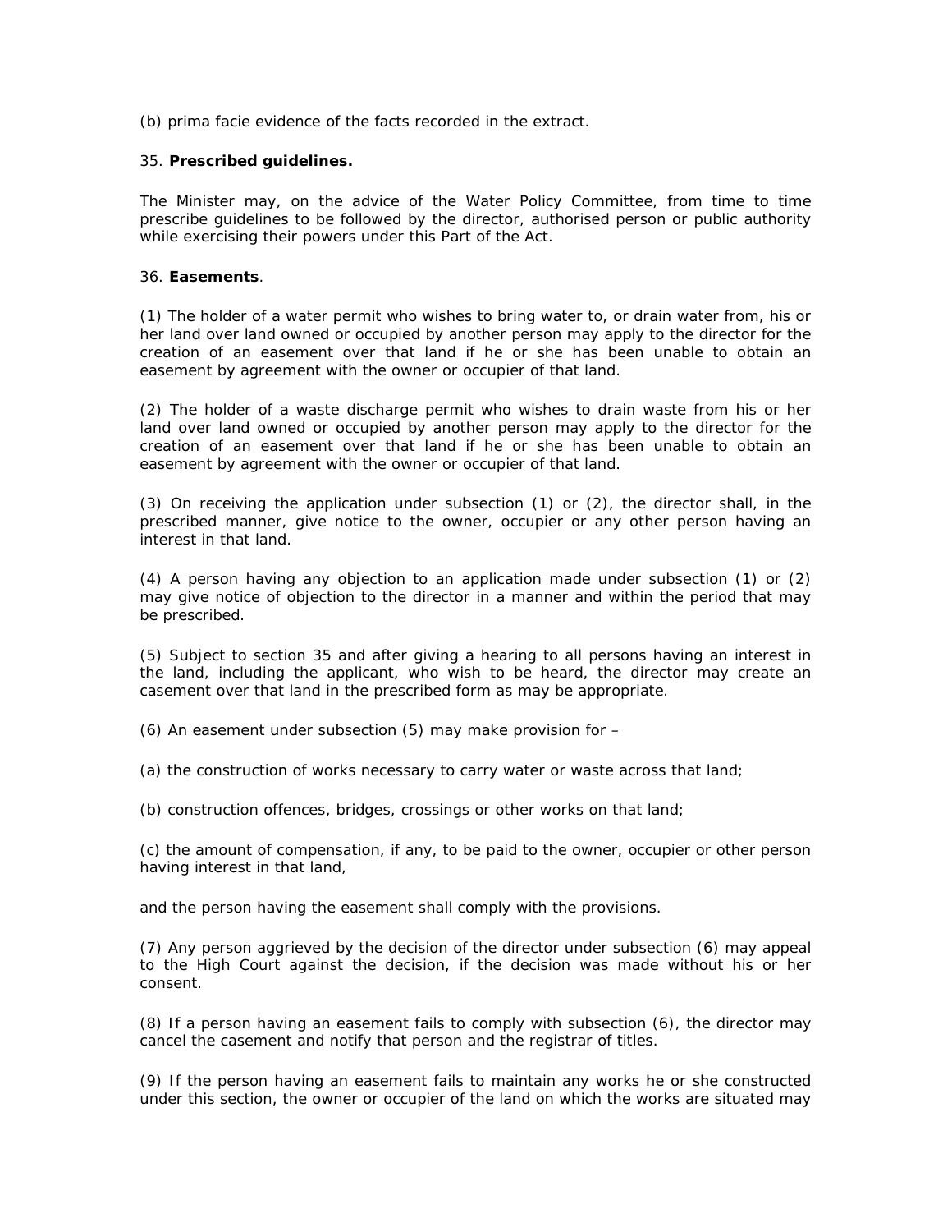(b) prima facie evidence of the facts recorded in the extract.

35. **Prescribed guidelines.**

The Minister may, on the advice of the Water Policy Committee, from time to time prescribe guidelines to be followed by the director, authorised person or public authority while exercising their powers under this Part of the Act.

36. **Easements**.

(1) The holder of a water permit who wishes to bring water to, or drain water from, his or her land over land owned or occupied by another person may apply to the director for the creation of an easement over that land if he or she has been unable to obtain an easement by agreement with the owner or occupier of that land.

(2) The holder of a waste discharge permit who wishes to drain waste from his or her land over land owned or occupied by another person may apply to the director for the creation of an easement over that land if he or she has been unable to obtain an easement by agreement with the owner or occupier of that land.

(3) On receiving the application under subsection (1) or (2), the director shall, in the prescribed manner, give notice to the owner, occupier or any other person having an interest in that land.

(4) A person having any objection to an application made under subsection (1) or (2) may give notice of objection to the director in a manner and within the period that may be prescribed.

(5) Subject to section 35 and after giving a hearing to all persons having an interest in the land, including the applicant, who wish to be heard, the director may create an casement over that land in the prescribed form as may be appropriate.

(6) An easement under subsection (5) may make provision for –

(a) the construction of works necessary to carry water or waste across that land;

(b) construction offences, bridges, crossings or other works on that land;

(c) the amount of compensation, if any, to be paid to the owner, occupier or other person having interest in that land,

and the person having the easement shall comply with the provisions.

(7) Any person aggrieved by the decision of the director under subsection (6) may appeal to the High Court against the decision, if the decision was made without his or her consent.

(8) If a person having an easement fails to comply with subsection (6), the director may cancel the casement and notify that person and the registrar of titles.

(9) If the person having an easement fails to maintain any works he or she constructed under this section, the owner or occupier of the land on which the works are situated may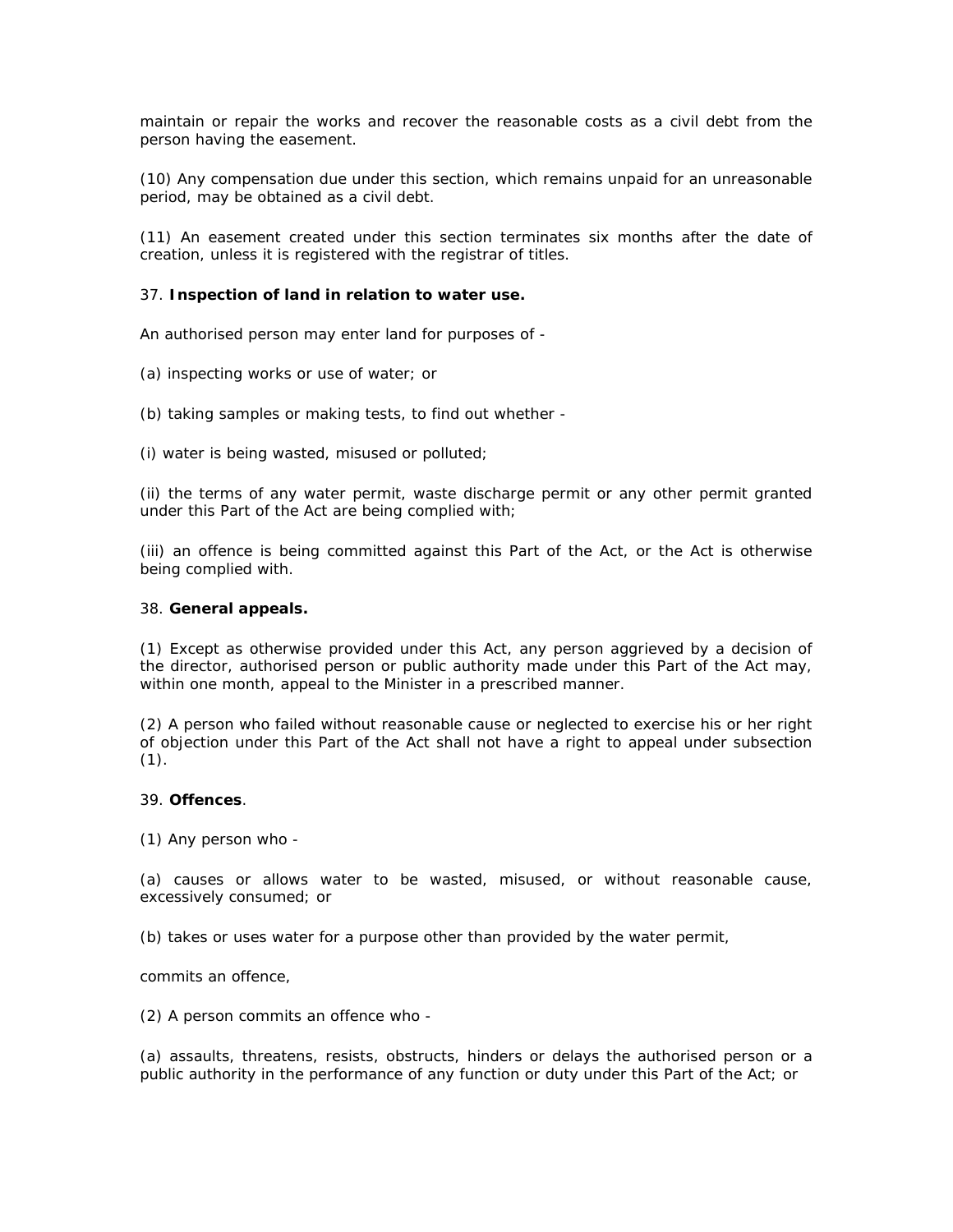maintain or repair the works and recover the reasonable costs as a civil debt from the person having the easement.

(10) Any compensation due under this section, which remains unpaid for an unreasonable period, may be obtained as a civil debt.

(11) An easement created under this section terminates six months after the date of creation, unless it is registered with the registrar of titles.

37. **Inspection of land in relation to water use.**

An authorised person may enter land for purposes of -

(a) inspecting works or use of water; or

(b) taking samples or making tests, to find out whether -

(i) water is being wasted, misused or polluted;

(ii) the terms of any water permit, waste discharge permit or any other permit granted under this Part of the Act are being complied with;

(iii) an offence is being committed against this Part of the Act, or the Act is otherwise being complied with.

38. **General appeals.**

(1) Except as otherwise provided under this Act, any person aggrieved by a decision of the director, authorised person or public authority made under this Part of the Act may, within one month, appeal to the Minister in a prescribed manner.

(2) A person who failed without reasonable cause or neglected to exercise his or her right of objection under this Part of the Act shall not have a right to appeal under subsection (1).

39. **Offences**.

(1) Any person who -

(a) causes or allows water to be wasted, misused, or without reasonable cause, excessively consumed; or

(b) takes or uses water for a purpose other than provided by the water permit,

commits an offence,

(2) A person commits an offence who -

(a) assaults, threatens, resists, obstructs, hinders or delays the authorised person or a public authority in the performance of any function or duty under this Part of the Act; or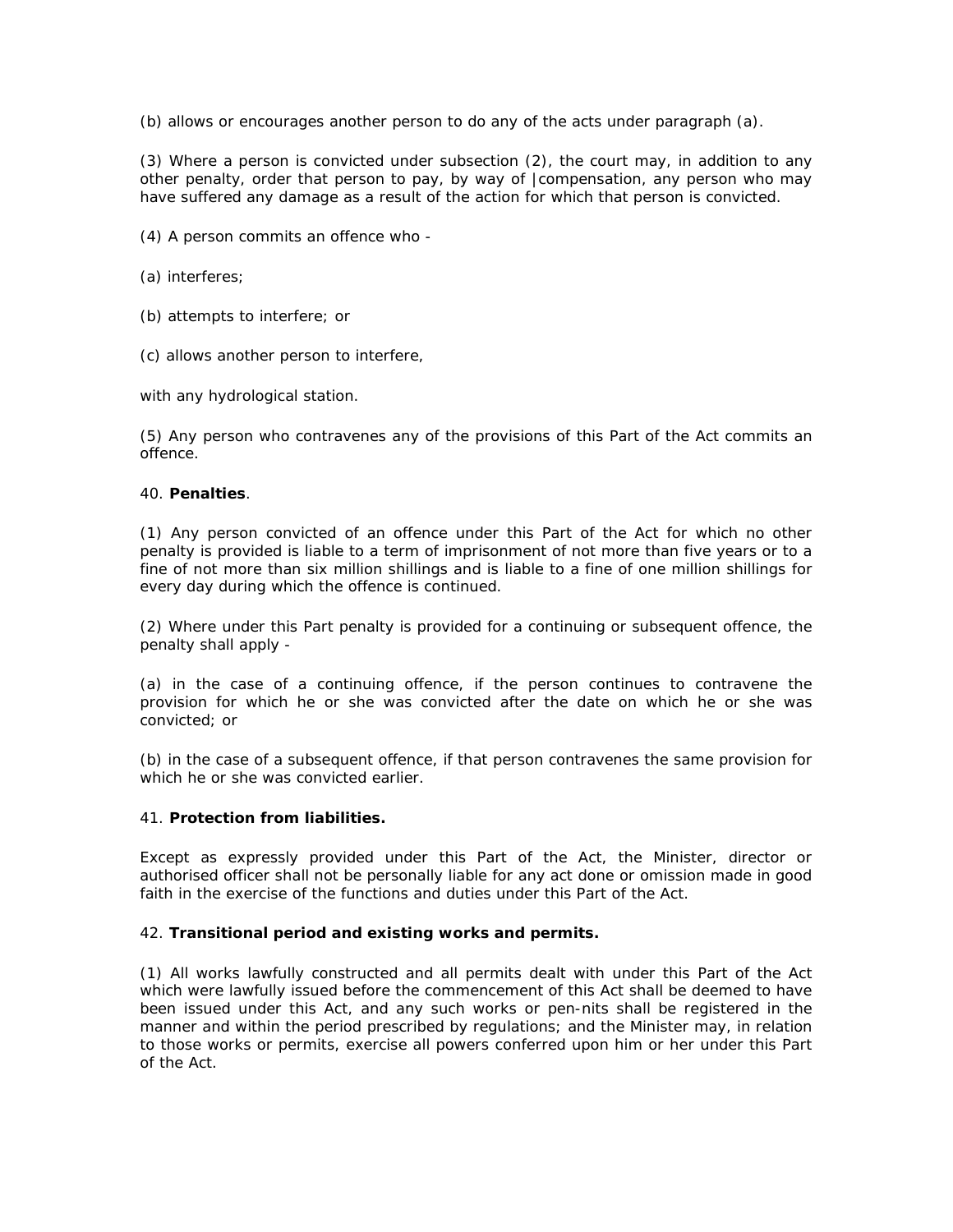(b) allows or encourages another person to do any of the acts under paragraph (a).

(3) Where a person is convicted under subsection (2), the court may, in addition to any other penalty, order that person to pay, by way of |compensation, any person who may have suffered any damage as a result of the action for which that person is convicted.

(4) A person commits an offence who -

(a) interferes;

(b) attempts to interfere; or

(c) allows another person to interfere,

with any hydrological station.

(5) Any person who contravenes any of the provisions of this Part of the Act commits an offence.

40. **Penalties**.

(1) Any person convicted of an offence under this Part of the Act for which no other penalty is provided is liable to a term of imprisonment of not more than five years or to a fine of not more than six million shillings and is liable to a fine of one million shillings for every day during which the offence is continued.

(2) Where under this Part penalty is provided for a continuing or subsequent offence, the penalty shall apply -

(a) in the case of a continuing offence, if the person continues to contravene the provision for which he or she was convicted after the date on which he or she was convicted; or

(b) in the case of a subsequent offence, if that person contravenes the same provision for which he or she was convicted earlier.

41. **Protection from liabilities.**

Except as expressly provided under this Part of the Act, the Minister, director or authorised officer shall not be personally liable for any act done or omission made in good faith in the exercise of the functions and duties under this Part of the Act.

42. **Transitional period and existing works and permits.**

(1) All works lawfully constructed and all permits dealt with under this Part of the Act which were lawfully issued before the commencement of this Act shall be deemed to have been issued under this Act, and any such works or pen-nits shall be registered in the manner and within the period prescribed by regulations; and the Minister may, in relation to those works or permits, exercise all powers conferred upon him or her under this Part of the Act.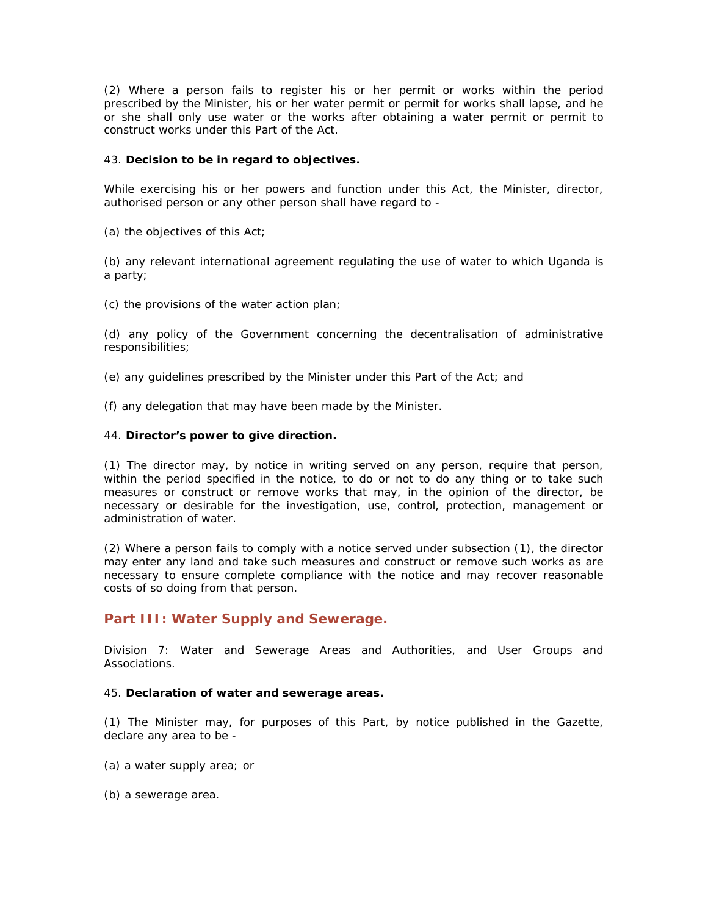(2) Where a person fails to register his or her permit or works within the period prescribed by the Minister, his or her water permit or permit for works shall lapse, and he or she shall only use water or the works after obtaining a water permit or permit to construct works under this Part of the Act.

43. **Decision to be in regard to objectives.**

While exercising his or her powers and function under this Act, the Minister, director, authorised person or any other person shall have regard to -

(a) the objectives of this Act;

(b) any relevant international agreement regulating the use of water to which Uganda is a party;

(c) the provisions of the water action plan;

(d) any policy of the Government concerning the decentralisation of administrative responsibilities;

(e) any guidelines prescribed by the Minister under this Part of the Act; and

(f) any delegation that may have been made by the Minister.

44. **Director's power to give direction.**

(1) The director may, by notice in writing served on any person, require that person, within the period specified in the notice, to do or not to do any thing or to take such measures or construct or remove works that may, in the opinion of the director, be necessary or desirable for the investigation, use, control, protection, management or administration of water.

(2) Where a person fails to comply with a notice served under subsection (1), the director may enter any land and take such measures and construct or remove such works as are necessary to ensure complete compliance with the notice and may recover reasonable costs of so doing from that person.

## Part III: Water Supply and Sewerage.

Division 7: Water and Sewerage Areas and Authorities, and User Groups and Associations.

45. **Declaration of water and sewerage areas.**

(1) The Minister may, for purposes of this Part, by notice published in the Gazette, declare any area to be -

(a) a water supply area; or

(b) a sewerage area.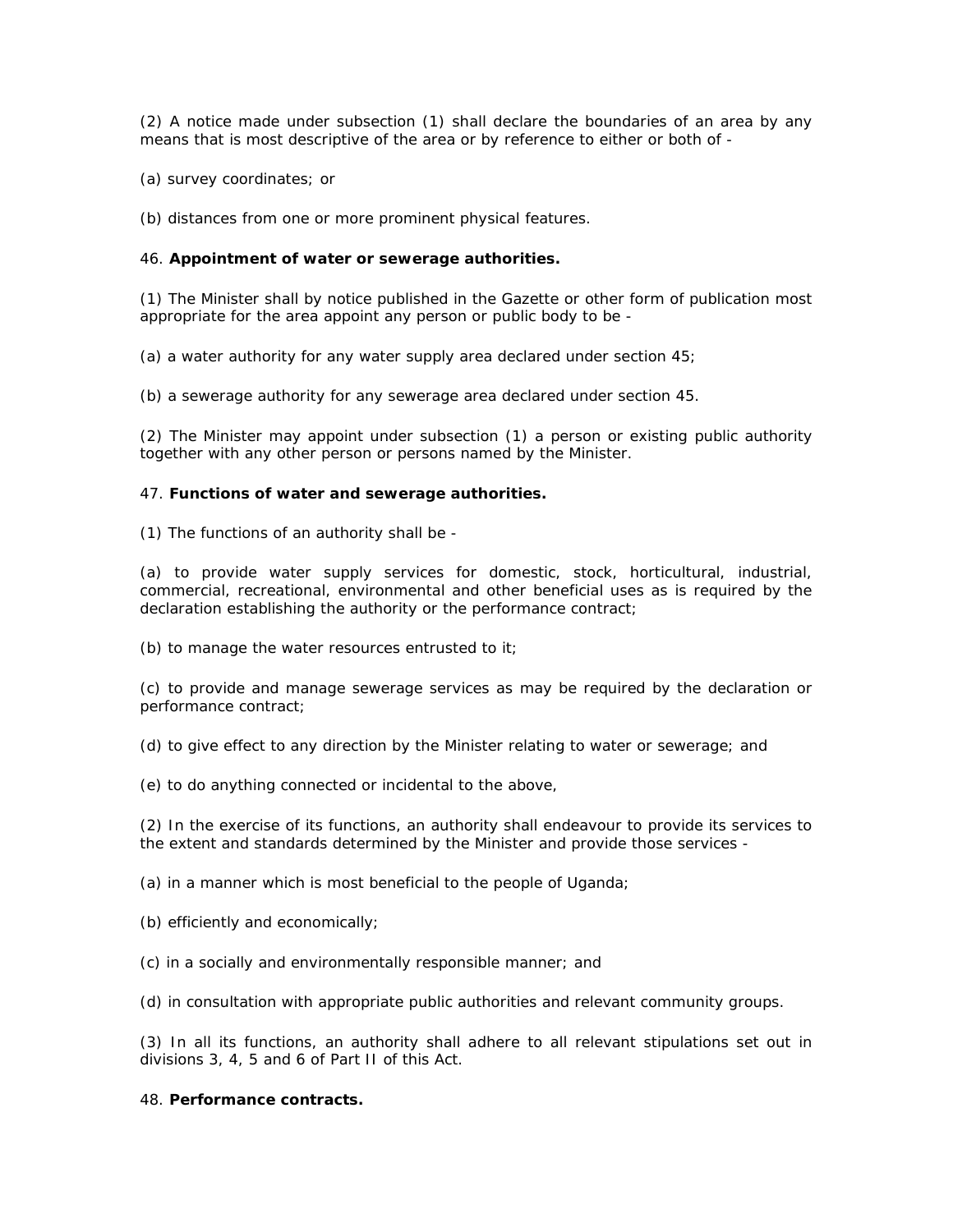(2) A notice made under subsection (1) shall declare the boundaries of an area by any means that is most descriptive of the area or by reference to either or both of -

(a) survey coordinates; or

(b) distances from one or more prominent physical features.

46. **Appointment of water or sewerage authorities.**

(1) The Minister shall by notice published in the Gazette or other form of publication most appropriate for the area appoint any person or public body to be -

(a) a water authority for any water supply area declared under section 45;

(b) a sewerage authority for any sewerage area declared under section 45.

(2) The Minister may appoint under subsection (1) a person or existing public authority together with any other person or persons named by the Minister.

47. **Functions of water and sewerage authorities.**

(1) The functions of an authority shall be -

(a) to provide water supply services for domestic, stock, horticultural, industrial, commercial, recreational, environmental and other beneficial uses as is required by the declaration establishing the authority or the performance contract;

(b) to manage the water resources entrusted to it;

(c) to provide and manage sewerage services as may be required by the declaration or performance contract;

(d) to give effect to any direction by the Minister relating to water or sewerage; and

(e) to do anything connected or incidental to the above,

(2) In the exercise of its functions, an authority shall endeavour to provide its services to the extent and standards determined by the Minister and provide those services -

(a) in a manner which is most beneficial to the people of Uganda;

(b) efficiently and economically;

(c) in a socially and environmentally responsible manner; and

(d) in consultation with appropriate public authorities and relevant community groups.

(3) In all its functions, an authority shall adhere to all relevant stipulations set out in divisions 3, 4, 5 and 6 of Part II of this Act.

48. **Performance contracts.**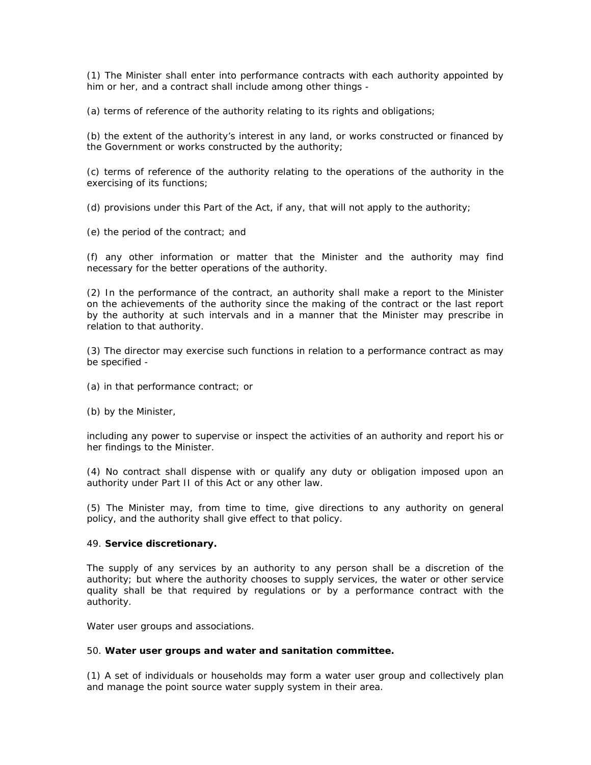(1) The Minister shall enter into performance contracts with each authority appointed by him or her, and a contract shall include among other things -

(a) terms of reference of the authority relating to its rights and obligations;

(b) the extent of the authority's interest in any land, or works constructed or financed by the Government or works constructed by the authority;

(c) terms of reference of the authority relating to the operations of the authority in the exercising of its functions;

(d) provisions under this Part of the Act, if any, that will not apply to the authority;

(e) the period of the contract; and

(f) any other information or matter that the Minister and the authority may find necessary for the better operations of the authority.

(2) In the performance of the contract, an authority shall make a report to the Minister on the achievements of the authority since the making of the contract or the last report by the authority at such intervals and in a manner that the Minister may prescribe in relation to that authority.

(3) The director may exercise such functions in relation to a performance contract as may be specified -

(a) in that performance contract; or

(b) by the Minister,

including any power to supervise or inspect the activities of an authority and report his or her findings to the Minister.

(4) No contract shall dispense with or qualify any duty or obligation imposed upon an authority under Part II of this Act or any other law.

(5) The Minister may, from time to time, give directions to any authority on general policy, and the authority shall give effect to that policy.

49. **Service discretionary.**

The supply of any services by an authority to any person shall be a discretion of the authority; but where the authority chooses to supply services, the water or other service quality shall be that required by regulations or by a performance contract with the authority.

Water user groups and associations.

50. **Water user groups and water and sanitation committee.**

(1) A set of individuals or households may form a water user group and collectively plan and manage the point source water supply system in their area.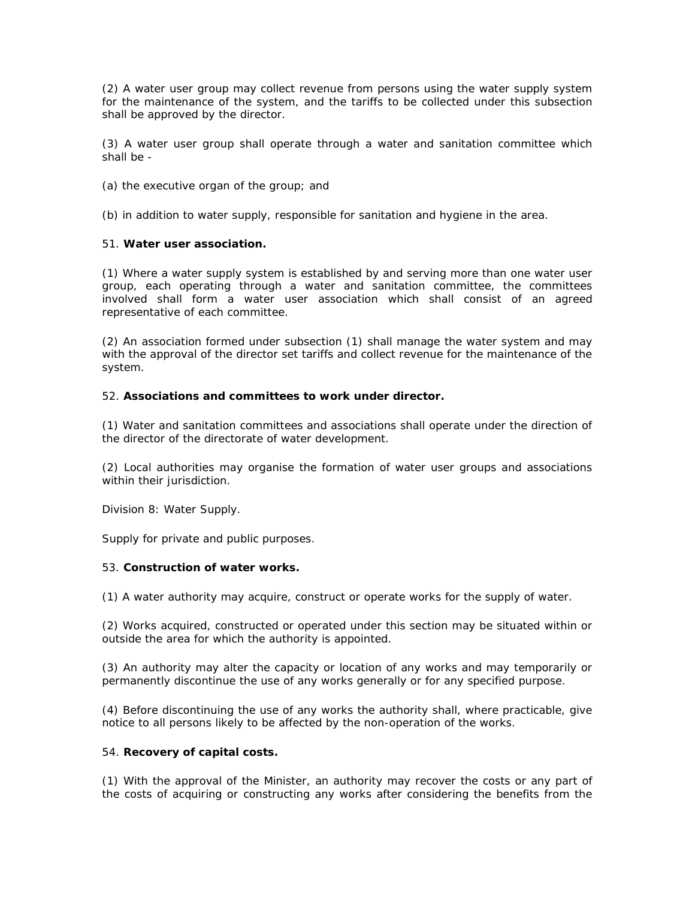(2) A water user group may collect revenue from persons using the water supply system for the maintenance of the system, and the tariffs to be collected under this subsection shall be approved by the director.

(3) A water user group shall operate through a water and sanitation committee which shall be -

(a) the executive organ of the group; and

(b) in addition to water supply, responsible for sanitation and hygiene in the area.

51. **Water user association.**

(1) Where a water supply system is established by and serving more than one water user group, each operating through a water and sanitation committee, the committees involved shall form a water user association which shall consist of an agreed representative of each committee.

(2) An association formed under subsection (1) shall manage the water system and may with the approval of the director set tariffs and collect revenue for the maintenance of the system.

52. **Associations and committees to work under director.**

(1) Water and sanitation committees and associations shall operate under the direction of the director of the directorate of water development.

(2) Local authorities may organise the formation of water user groups and associations within their jurisdiction.

Division 8: Water Supply.

Supply for private and public purposes.

53. **Construction of water works.**

(1) A water authority may acquire, construct or operate works for the supply of water.

(2) Works acquired, constructed or operated under this section may be situated within or outside the area for which the authority is appointed.

(3) An authority may alter the capacity or location of any works and may temporarily or permanently discontinue the use of any works generally or for any specified purpose.

(4) Before discontinuing the use of any works the authority shall, where practicable, give notice to all persons likely to be affected by the non-operation of the works.

54. **Recovery of capital costs.**

(1) With the approval of the Minister, an authority may recover the costs or any part of the costs of acquiring or constructing any works after considering the benefits from the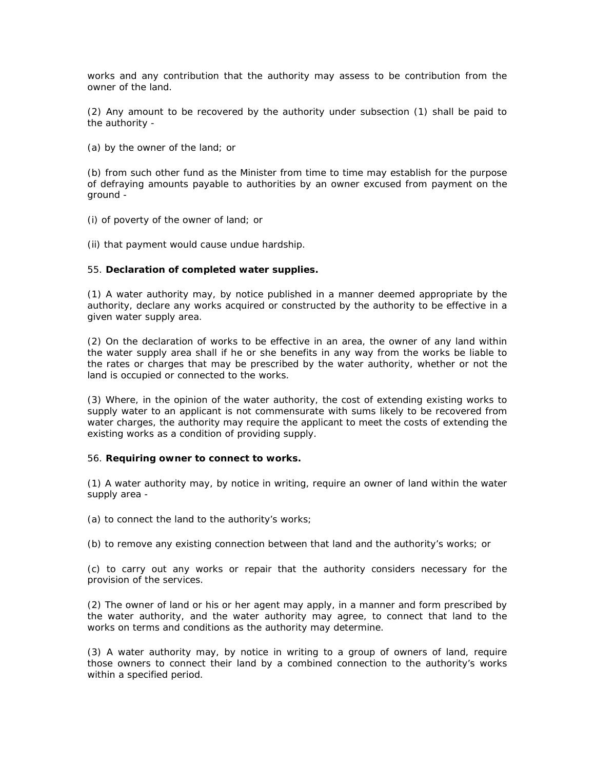works and any contribution that the authority may assess to be contribution from the owner of the land.

(2) Any amount to be recovered by the authority under subsection (1) shall be paid to the authority -

(a) by the owner of the land; or

(b) from such other fund as the Minister from time to time may establish for the purpose of defraying amounts payable to authorities by an owner excused from payment on the ground -

(i) of poverty of the owner of land; or

(ii) that payment would cause undue hardship.

55. **Declaration of completed water supplies.**

(1) A water authority may, by notice published in a manner deemed appropriate by the authority, declare any works acquired or constructed by the authority to be effective in a given water supply area.

(2) On the declaration of works to be effective in an area, the owner of any land within the water supply area shall if he or she benefits in any way from the works be liable to the rates or charges that may be prescribed by the water authority, whether or not the land is occupied or connected to the works.

(3) Where, in the opinion of the water authority, the cost of extending existing works to supply water to an applicant is not commensurate with sums likely to be recovered from water charges, the authority may require the applicant to meet the costs of extending the existing works as a condition of providing supply.

56. **Requiring owner to connect to works.**

(1) A water authority may, by notice in writing, require an owner of land within the water supply area -

(a) to connect the land to the authority's works;

(b) to remove any existing connection between that land and the authority's works; or

(c) to carry out any works or repair that the authority considers necessary for the provision of the services.

(2) The owner of land or his or her agent may apply, in a manner and form prescribed by the water authority, and the water authority may agree, to connect that land to the works on terms and conditions as the authority may determine.

(3) A water authority may, by notice in writing to a group of owners of land, require those owners to connect their land by a combined connection to the authority's works within a specified period.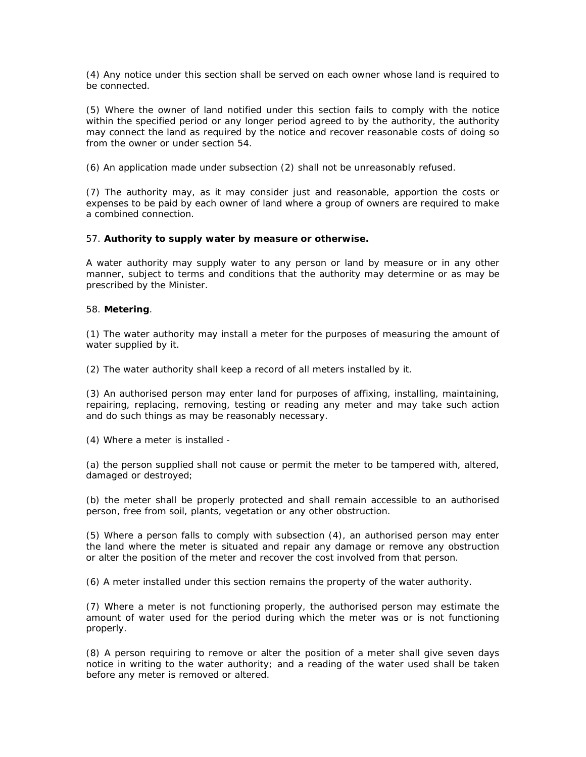(4) Any notice under this section shall be served on each owner whose land is required to be connected.

(5) Where the owner of land notified under this section fails to comply with the notice within the specified period or any longer period agreed to by the authority, the authority may connect the land as required by the notice and recover reasonable costs of doing so from the owner or under section 54.

(6) An application made under subsection (2) shall not be unreasonably refused.

(7) The authority may, as it may consider just and reasonable, apportion the costs or expenses to be paid by each owner of land where a group of owners are required to make a combined connection.

57. **Authority to supply water by measure or otherwise.**

A water authority may supply water to any person or land by measure or in any other manner, subject to terms and conditions that the authority may determine or as may be prescribed by the Minister.

58. **Metering**.

(1) The water authority may install a meter for the purposes of measuring the amount of water supplied by it.

(2) The water authority shall keep a record of all meters installed by it.

(3) An authorised person may enter land for purposes of affixing, installing, maintaining, repairing, replacing, removing, testing or reading any meter and may take such action and do such things as may be reasonably necessary.

(4) Where a meter is installed -

(a) the person supplied shall not cause or permit the meter to be tampered with, altered, damaged or destroyed;

(b) the meter shall be properly protected and shall remain accessible to an authorised person, free from soil, plants, vegetation or any other obstruction.

(5) Where a person falls to comply with subsection (4), an authorised person may enter the land where the meter is situated and repair any damage or remove any obstruction or alter the position of the meter and recover the cost involved from that person.

(6) A meter installed under this section remains the property of the water authority.

(7) Where a meter is not functioning properly, the authorised person may estimate the amount of water used for the period during which the meter was or is not functioning properly.

(8) A person requiring to remove or alter the position of a meter shall give seven days notice in writing to the water authority; and a reading of the water used shall be taken before any meter is removed or altered.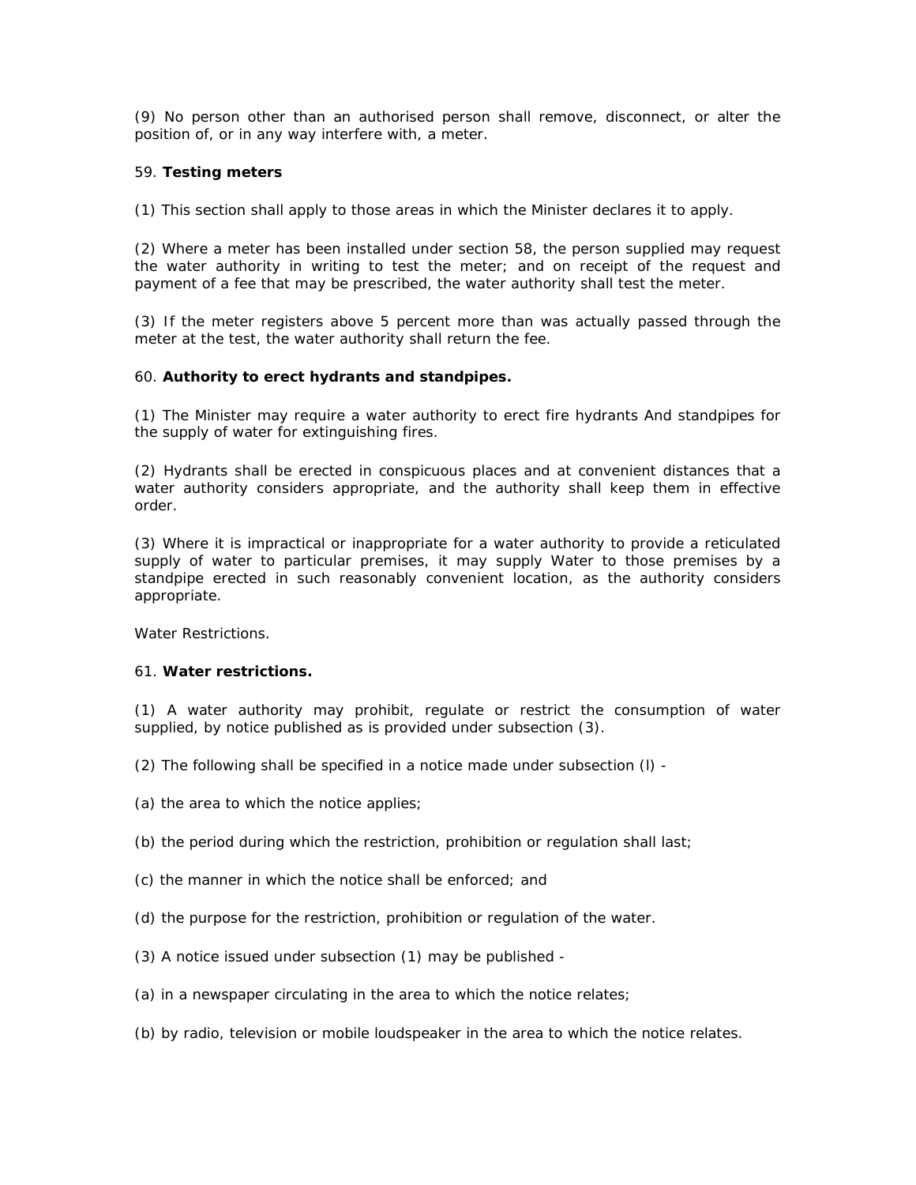(9) No person other than an authorised person shall remove, disconnect, or alter the position of, or in any way interfere with, a meter.

59. **Testing meters**

(1) This section shall apply to those areas in which the Minister declares it to apply.

(2) Where a meter has been installed under section 58, the person supplied may request the water authority in writing to test the meter; and on receipt of the request and payment of a fee that may be prescribed, the water authority shall test the meter.

(3) If the meter registers above 5 percent more than was actually passed through the meter at the test, the water authority shall return the fee.

60. **Authority to erect hydrants and standpipes.**

(1) The Minister may require a water authority to erect fire hydrants And standpipes for the supply of water for extinguishing fires.

(2) Hydrants shall be erected in conspicuous places and at convenient distances that a water authority considers appropriate, and the authority shall keep them in effective order.

(3) Where it is impractical or inappropriate for a water authority to provide a reticulated supply of water to particular premises, it may supply Water to those premises by a standpipe erected in such reasonably convenient location, as the authority considers appropriate.

Water Restrictions.

61. **Water restrictions.**

(1) A water authority may prohibit, regulate or restrict the consumption of water supplied, by notice published as is provided under subsection (3).

(2) The following shall be specified in a notice made under subsection (l) -

(a) the area to which the notice applies;

(b) the period during which the restriction, prohibition or regulation shall last;

(c) the manner in which the notice shall be enforced; and

(d) the purpose for the restriction, prohibition or regulation of the water.

(3) A notice issued under subsection (1) may be published -

(a) in a newspaper circulating in the area to which the notice relates;

(b) by radio, television or mobile loudspeaker in the area to which the notice relates.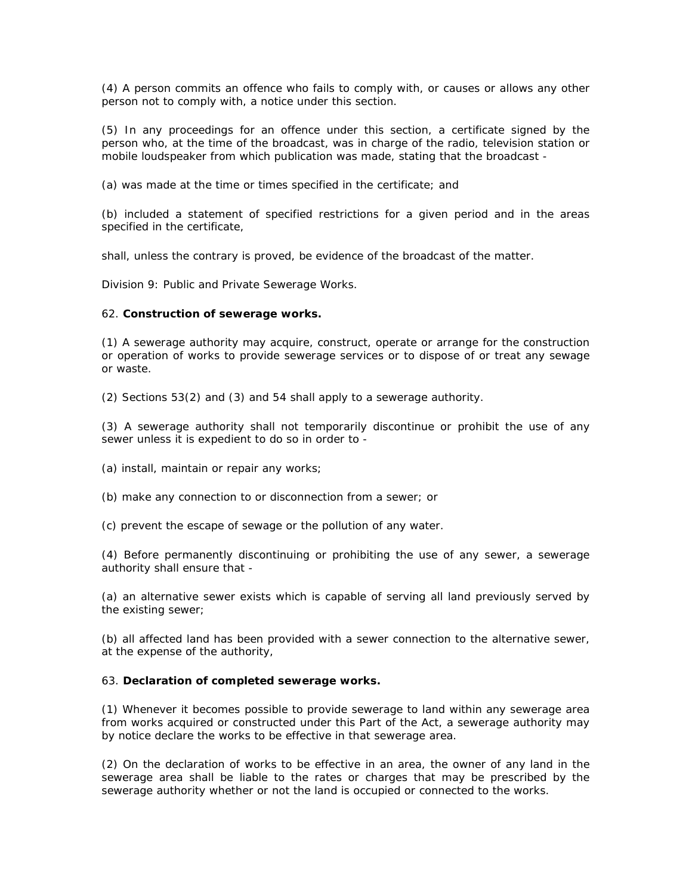(4) A person commits an offence who fails to comply with, or causes or allows any other person not to comply with, a notice under this section.

(5) In any proceedings for an offence under this section, a certificate signed by the person who, at the time of the broadcast, was in charge of the radio, television station or mobile loudspeaker from which publication was made, stating that the broadcast -

(a) was made at the time or times specified in the certificate; and

(b) included a statement of specified restrictions for a given period and in the areas specified in the certificate,

shall, unless the contrary is proved, be evidence of the broadcast of the matter.

Division 9: Public and Private Sewerage Works.

62. **Construction of sewerage works.**

(1) A sewerage authority may acquire, construct, operate or arrange for the construction or operation of works to provide sewerage services or to dispose of or treat any sewage or waste.

(2) Sections 53(2) and (3) and 54 shall apply to a sewerage authority.

(3) A sewerage authority shall not temporarily discontinue or prohibit the use of any sewer unless it is expedient to do so in order to -

(a) install, maintain or repair any works;

(b) make any connection to or disconnection from a sewer; or

(c) prevent the escape of sewage or the pollution of any water.

(4) Before permanently discontinuing or prohibiting the use of any sewer, a sewerage authority shall ensure that -

(a) an alternative sewer exists which is capable of serving all land previously served by the existing sewer;

(b) all affected land has been provided with a sewer connection to the alternative sewer, at the expense of the authority,

63. **Declaration of completed sewerage works.**

(1) Whenever it becomes possible to provide sewerage to land within any sewerage area from works acquired or constructed under this Part of the Act, a sewerage authority may by notice declare the works to be effective in that sewerage area.

(2) On the declaration of works to be effective in an area, the owner of any land in the sewerage area shall be liable to the rates or charges that may be prescribed by the sewerage authority whether or not the land is occupied or connected to the works.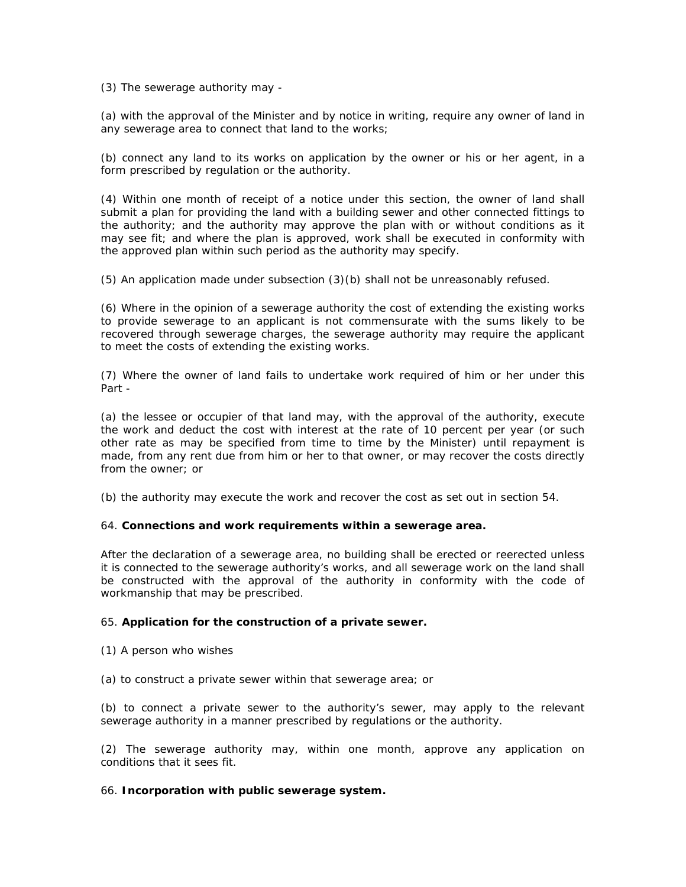(3) The sewerage authority may -

(a) with the approval of the Minister and by notice in writing, require any owner of land in any sewerage area to connect that land to the works;

(b) connect any land to its works on application by the owner or his or her agent, in a form prescribed by regulation or the authority.

(4) Within one month of receipt of a notice under this section, the owner of land shall submit a plan for providing the land with a building sewer and other connected fittings to the authority; and the authority may approve the plan with or without conditions as it may see fit; and where the plan is approved, work shall be executed in conformity with the approved plan within such period as the authority may specify.

(5) An application made under subsection (3)(b) shall not be unreasonably refused.

(6) Where in the opinion of a sewerage authority the cost of extending the existing works to provide sewerage to an applicant is not commensurate with the sums likely to be recovered through sewerage charges, the sewerage authority may require the applicant to meet the costs of extending the existing works.

(7) Where the owner of land fails to undertake work required of him or her under this Part -

(a) the lessee or occupier of that land may, with the approval of the authority, execute the work and deduct the cost with interest at the rate of 10 percent per year (or such other rate as may be specified from time to time by the Minister) until repayment is made, from any rent due from him or her to that owner, or may recover the costs directly from the owner; or

(b) the authority may execute the work and recover the cost as set out in section 54.

64. **Connections and work requirements within a sewerage area.**

After the declaration of a sewerage area, no building shall be erected or reerected unless it is connected to the sewerage authority's works, and all sewerage work on the land shall be constructed with the approval of the authority in conformity with the code of workmanship that may be prescribed.

65. **Application for the construction of a private sewer.**

(1) A person who wishes

(a) to construct a private sewer within that sewerage area; or

(b) to connect a private sewer to the authority's sewer, may apply to the relevant sewerage authority in a manner prescribed by regulations or the authority.

(2) The sewerage authority may, within one month, approve any application on conditions that it sees fit.

66. **Incorporation with public sewerage system.**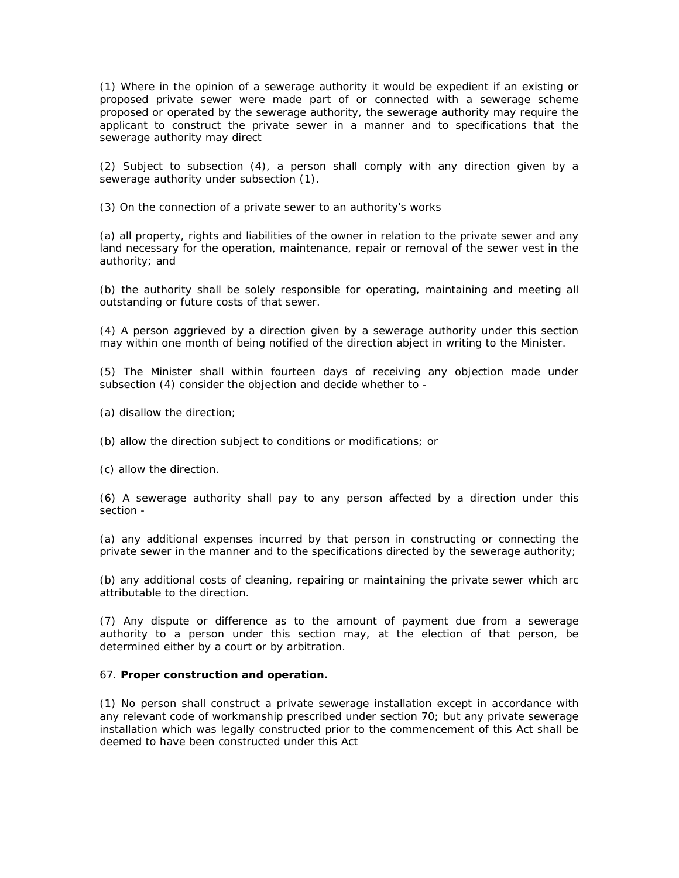(1) Where in the opinion of a sewerage authority it would be expedient if an existing or proposed private sewer were made part of or connected with a sewerage scheme proposed or operated by the sewerage authority, the sewerage authority may require the applicant to construct the private sewer in a manner and to specifications that the sewerage authority may direct

(2) Subject to subsection (4), a person shall comply with any direction given by a sewerage authority under subsection (1).

(3) On the connection of a private sewer to an authority's works

(a) all property, rights and liabilities of the owner in relation to the private sewer and any land necessary for the operation, maintenance, repair or removal of the sewer vest in the authority; and

(b) the authority shall be solely responsible for operating, maintaining and meeting all outstanding or future costs of that sewer.

(4) A person aggrieved by a direction given by a sewerage authority under this section may within one month of being notified of the direction abject in writing to the Minister.

(5) The Minister shall within fourteen days of receiving any objection made under subsection (4) consider the objection and decide whether to -

(a) disallow the direction;

(b) allow the direction subject to conditions or modifications; or

(c) allow the direction.

(6) A sewerage authority shall pay to any person affected by a direction under this section -

(a) any additional expenses incurred by that person in constructing or connecting the private sewer in the manner and to the specifications directed by the sewerage authority;

(b) any additional costs of cleaning, repairing or maintaining the private sewer which arc attributable to the direction.

(7) Any dispute or difference as to the amount of payment due from a sewerage authority to a person under this section may, at the election of that person, be determined either by a court or by arbitration.

67. **Proper construction and operation.**

(1) No person shall construct a private sewerage installation except in accordance with any relevant code of workmanship prescribed under section 70; but any private sewerage installation which was legally constructed prior to the commencement of this Act shall be deemed to have been constructed under this Act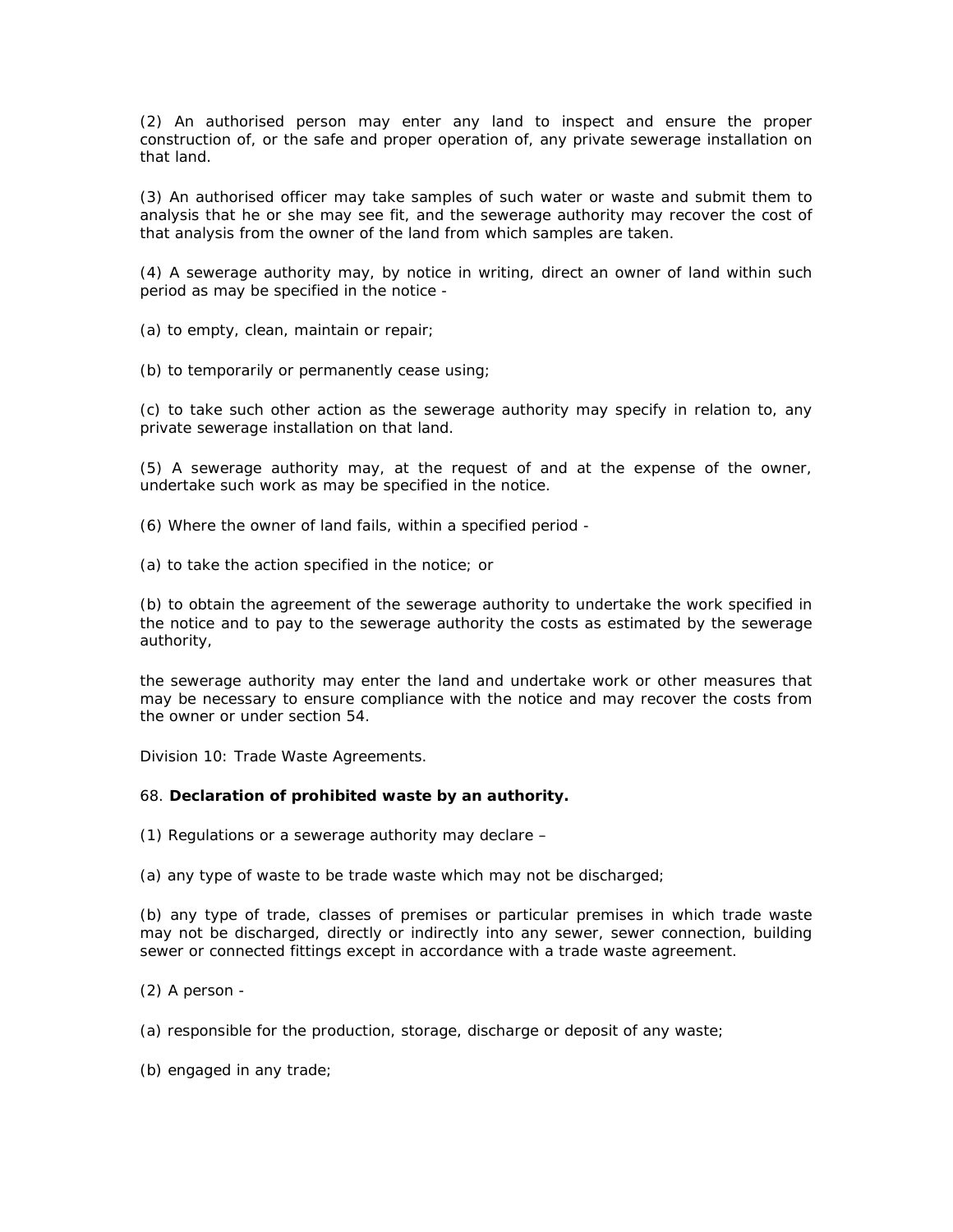(2) An authorised person may enter any land to inspect and ensure the proper construction of, or the safe and proper operation of, any private sewerage installation on that land.

(3) An authorised officer may take samples of such water or waste and submit them to analysis that he or she may see fit, and the sewerage authority may recover the cost of that analysis from the owner of the land from which samples are taken.

(4) A sewerage authority may, by notice in writing, direct an owner of land within such period as may be specified in the notice -

(a) to empty, clean, maintain or repair;

(b) to temporarily or permanently cease using;

(c) to take such other action as the sewerage authority may specify in relation to, any private sewerage installation on that land.

(5) A sewerage authority may, at the request of and at the expense of the owner, undertake such work as may be specified in the notice.

(6) Where the owner of land fails, within a specified period -

(a) to take the action specified in the notice; or

(b) to obtain the agreement of the sewerage authority to undertake the work specified in the notice and to pay to the sewerage authority the costs as estimated by the sewerage authority,

the sewerage authority may enter the land and undertake work or other measures that may be necessary to ensure compliance with the notice and may recover the costs from the owner or under section 54.

Division 10: Trade Waste Agreements.

68. **Declaration of prohibited waste by an authority.**

(1) Regulations or a sewerage authority may declare –

(a) any type of waste to be trade waste which may not be discharged;

(b) any type of trade, classes of premises or particular premises in which trade waste may not be discharged, directly or indirectly into any sewer, sewer connection, building sewer or connected fittings except in accordance with a trade waste agreement.

(2) A person -

(a) responsible for the production, storage, discharge or deposit of any waste;

(b) engaged in any trade;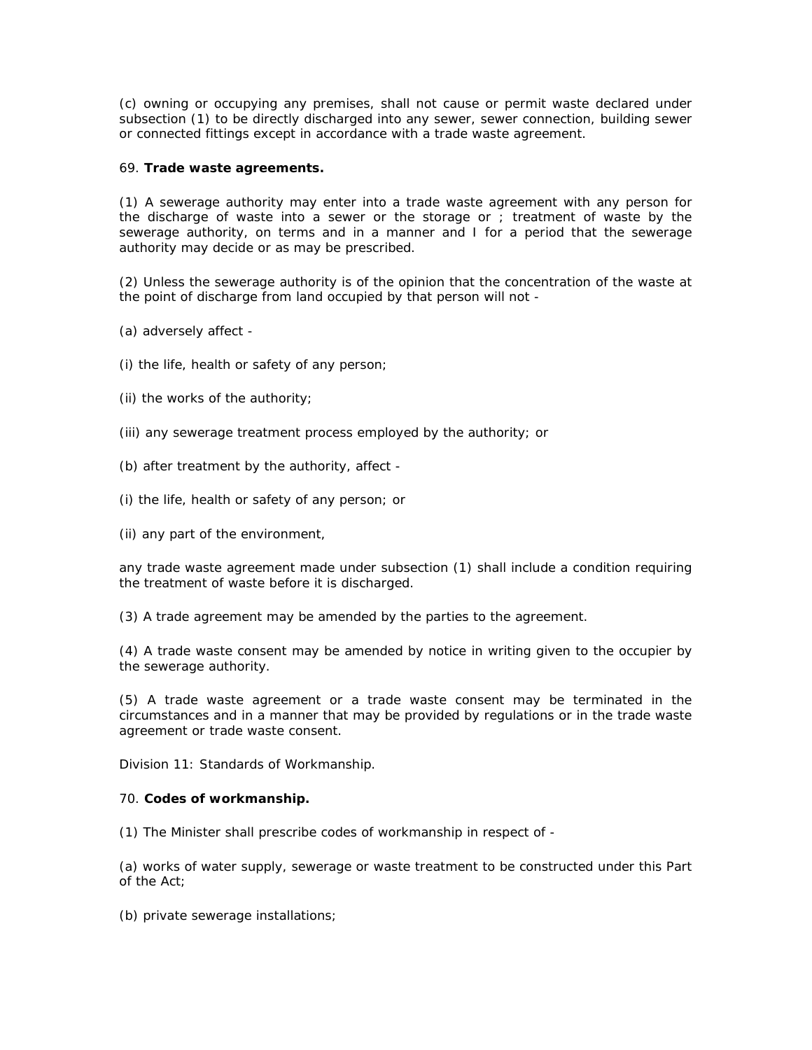(c) owning or occupying any premises, shall not cause or permit waste declared under subsection (1) to be directly discharged into any sewer, sewer connection, building sewer or connected fittings except in accordance with a trade waste agreement.

69. **Trade waste agreements.**

(1) A sewerage authority may enter into a trade waste agreement with any person for the discharge of waste into a sewer or the storage or ; treatment of waste by the sewerage authority, on terms and in a manner and I for a period that the sewerage authority may decide or as may be prescribed.

(2) Unless the sewerage authority is of the opinion that the concentration of the waste at the point of discharge from land occupied by that person will not -

(a) adversely affect -

(i) the life, health or safety of any person;

(ii) the works of the authority;

(iii) any sewerage treatment process employed by the authority; or

(b) after treatment by the authority, affect -

(i) the life, health or safety of any person; or

(ii) any part of the environment,

any trade waste agreement made under subsection (1) shall include a condition requiring the treatment of waste before it is discharged.

(3) A trade agreement may be amended by the parties to the agreement.

(4) A trade waste consent may be amended by notice in writing given to the occupier by the sewerage authority.

(5) A trade waste agreement or a trade waste consent may be terminated in the circumstances and in a manner that may be provided by regulations or in the trade waste agreement or trade waste consent.

Division 11: Standards of Workmanship.

70. **Codes of workmanship.**

(1) The Minister shall prescribe codes of workmanship in respect of -

(a) works of water supply, sewerage or waste treatment to be constructed under this Part of the Act;

(b) private sewerage installations;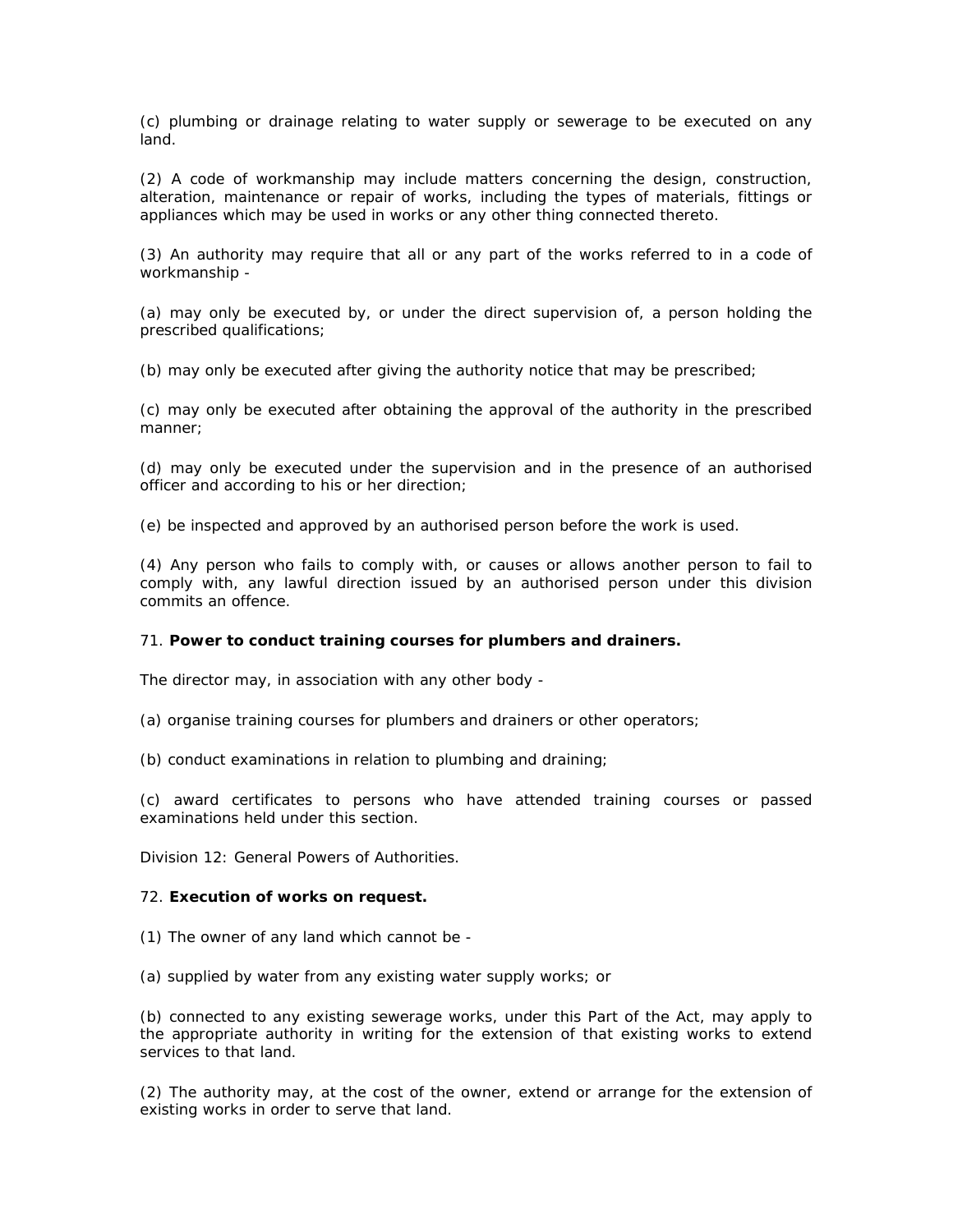(c) plumbing or drainage relating to water supply or sewerage to be executed on any land.

(2) A code of workmanship may include matters concerning the design, construction, alteration, maintenance or repair of works, including the types of materials, fittings or appliances which may be used in works or any other thing connected thereto.

(3) An authority may require that all or any part of the works referred to in a code of workmanship -

(a) may only be executed by, or under the direct supervision of, a person holding the prescribed qualifications;

(b) may only be executed after giving the authority notice that may be prescribed;

(c) may only be executed after obtaining the approval of the authority in the prescribed manner;

(d) may only be executed under the supervision and in the presence of an authorised officer and according to his or her direction;

(e) be inspected and approved by an authorised person before the work is used.

(4) Any person who fails to comply with, or causes or allows another person to fail to comply with, any lawful direction issued by an authorised person under this division commits an offence.

71. **Power to conduct training courses for plumbers and drainers.**

The director may, in association with any other body -

(a) organise training courses for plumbers and drainers or other operators;

(b) conduct examinations in relation to plumbing and draining;

(c) award certificates to persons who have attended training courses or passed examinations held under this section.

Division 12: General Powers of Authorities.

72. **Execution of works on request.**

(1) The owner of any land which cannot be -

(a) supplied by water from any existing water supply works; or

(b) connected to any existing sewerage works, under this Part of the Act, may apply to the appropriate authority in writing for the extension of that existing works to extend services to that land.

(2) The authority may, at the cost of the owner, extend or arrange for the extension of existing works in order to serve that land.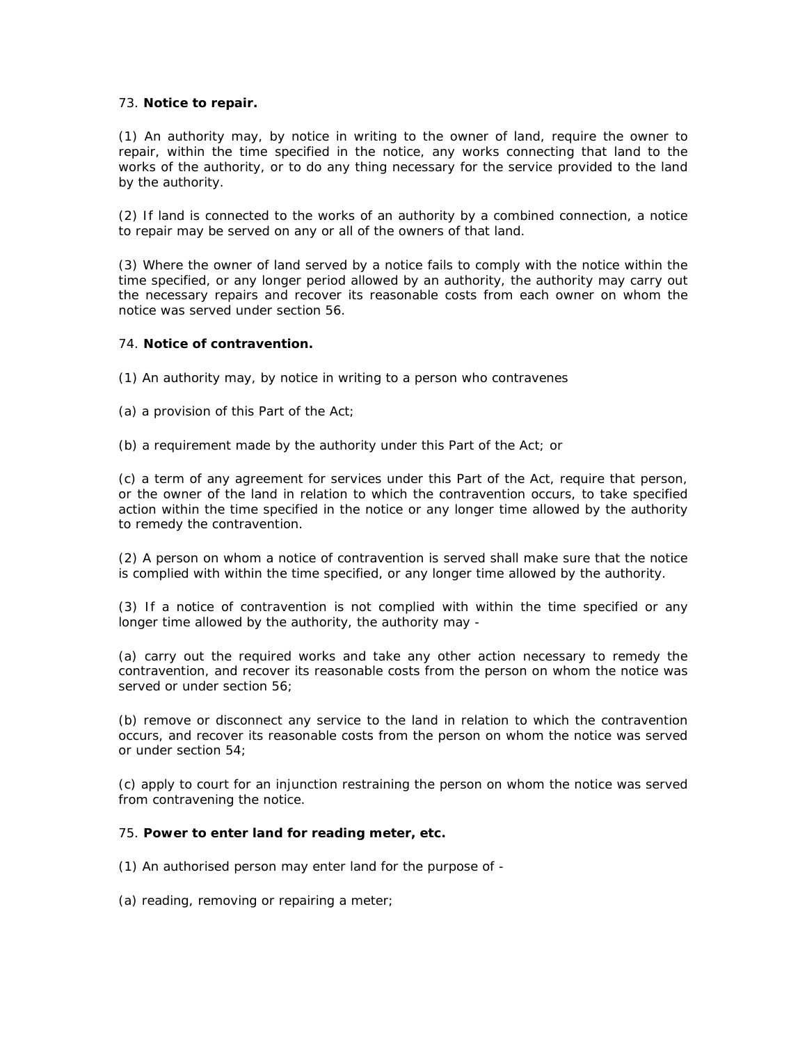73. **Notice to repair.**

(1) An authority may, by notice in writing to the owner of land, require the owner to repair, within the time specified in the notice, any works connecting that land to the works of the authority, or to do any thing necessary for the service provided to the land by the authority.

(2) If land is connected to the works of an authority by a combined connection, a notice to repair may be served on any or all of the owners of that land.

(3) Where the owner of land served by a notice fails to comply with the notice within the time specified, or any longer period allowed by an authority, the authority may carry out the necessary repairs and recover its reasonable costs from each owner on whom the notice was served under section 56.

74. **Notice of contravention.**

(1) An authority may, by notice in writing to a person who contravenes

(a) a provision of this Part of the Act;

(b) a requirement made by the authority under this Part of the Act; or

(c) a term of any agreement for services under this Part of the Act, require that person, or the owner of the land in relation to which the contravention occurs, to take specified action within the time specified in the notice or any longer time allowed by the authority to remedy the contravention.

(2) A person on whom a notice of contravention is served shall make sure that the notice is complied with within the time specified, or any longer time allowed by the authority.

(3) If a notice of contravention is not complied with within the time specified or any longer time allowed by the authority, the authority may -

(a) carry out the required works and take any other action necessary to remedy the contravention, and recover its reasonable costs from the person on whom the notice was served or under section 56;

(b) remove or disconnect any service to the land in relation to which the contravention occurs, and recover its reasonable costs from the person on whom the notice was served or under section 54;

(c) apply to court for an injunction restraining the person on whom the notice was served from contravening the notice.

75. **Power to enter land for reading meter, etc.**

(1) An authorised person may enter land for the purpose of -

(a) reading, removing or repairing a meter;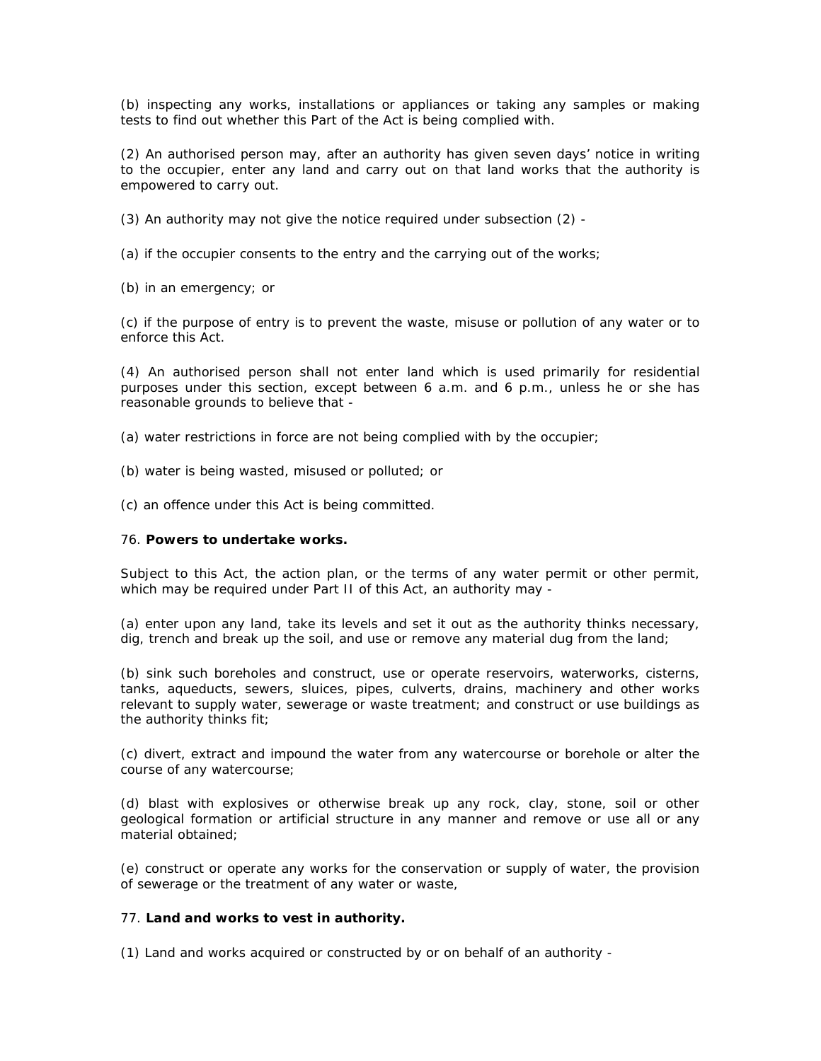(b) inspecting any works, installations or appliances or taking any samples or making tests to find out whether this Part of the Act is being complied with.

(2) An authorised person may, after an authority has given seven days' notice in writing to the occupier, enter any land and carry out on that land works that the authority is empowered to carry out.

(3) An authority may not give the notice required under subsection (2) -

(a) if the occupier consents to the entry and the carrying out of the works;

(b) in an emergency; or

(c) if the purpose of entry is to prevent the waste, misuse or pollution of any water or to enforce this Act.

(4) An authorised person shall not enter land which is used primarily for residential purposes under this section, except between 6 a.m. and 6 p.m., unless he or she has reasonable grounds to believe that -

(a) water restrictions in force are not being complied with by the occupier;

(b) water is being wasted, misused or polluted; or

(c) an offence under this Act is being committed.

76. **Powers to undertake works.**

Subject to this Act, the action plan, or the terms of any water permit or other permit, which may be required under Part II of this Act, an authority may -

(a) enter upon any land, take its levels and set it out as the authority thinks necessary, dig, trench and break up the soil, and use or remove any material dug from the land;

(b) sink such boreholes and construct, use or operate reservoirs, waterworks, cisterns, tanks, aqueducts, sewers, sluices, pipes, culverts, drains, machinery and other works relevant to supply water, sewerage or waste treatment; and construct or use buildings as the authority thinks fit;

(c) divert, extract and impound the water from any watercourse or borehole or alter the course of any watercourse;

(d) blast with explosives or otherwise break up any rock, clay, stone, soil or other geological formation or artificial structure in any manner and remove or use all or any material obtained;

(e) construct or operate any works for the conservation or supply of water, the provision of sewerage or the treatment of any water or waste,

77. **Land and works to vest in authority.**

(1) Land and works acquired or constructed by or on behalf of an authority -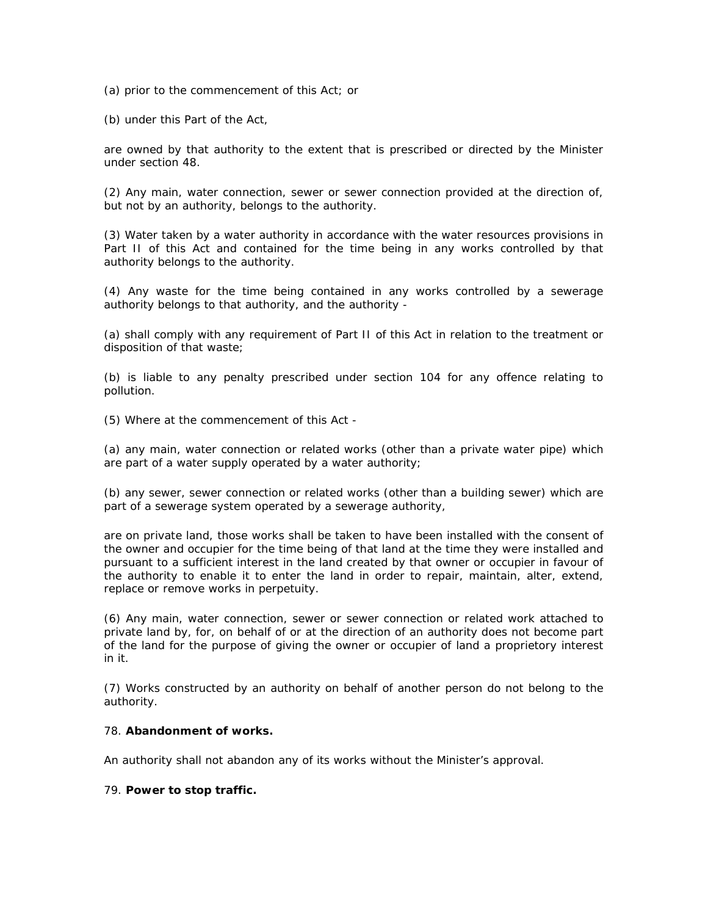(a) prior to the commencement of this Act; or

(b) under this Part of the Act,

are owned by that authority to the extent that is prescribed or directed by the Minister under section 48.

(2) Any main, water connection, sewer or sewer connection provided at the direction of, but not by an authority, belongs to the authority.

(3) Water taken by a water authority in accordance with the water resources provisions in Part II of this Act and contained for the time being in any works controlled by that authority belongs to the authority.

(4) Any waste for the time being contained in any works controlled by a sewerage authority belongs to that authority, and the authority -

(a) shall comply with any requirement of Part II of this Act in relation to the treatment or disposition of that waste;

(b) is liable to any penalty prescribed under section 104 for any offence relating to pollution.

(5) Where at the commencement of this Act -

(a) any main, water connection or related works (other than a private water pipe) which are part of a water supply operated by a water authority;

(b) any sewer, sewer connection or related works (other than a building sewer) which are part of a sewerage system operated by a sewerage authority,

are on private land, those works shall be taken to have been installed with the consent of the owner and occupier for the time being of that land at the time they were installed and pursuant to a sufficient interest in the land created by that owner or occupier in favour of the authority to enable it to enter the land in order to repair, maintain, alter, extend, replace or remove works in perpetuity.

(6) Any main, water connection, sewer or sewer connection or related work attached to private land by, for, on behalf of or at the direction of an authority does not become part of the land for the purpose of giving the owner or occupier of land a proprietary interest in it.

(7) Works constructed by an authority on behalf of another person do not belong to the authority.

78. **Abandonment of works.**

An authority shall not abandon any of its works without the Minister's approval.

79. **Power to stop traffic.**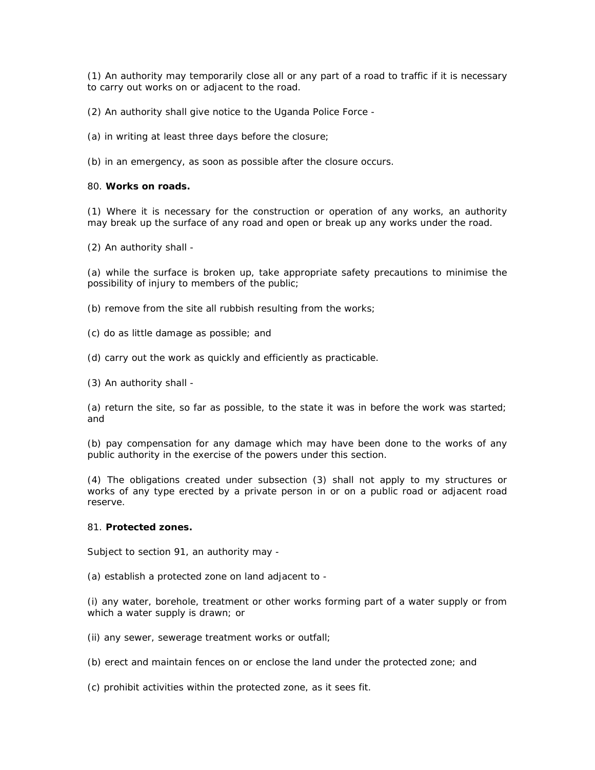(1) An authority may temporarily close all or any part of a road to traffic if it is necessary to carry out works on or adjacent to the road.

(2) An authority shall give notice to the Uganda Police Force -

(a) in writing at least three days before the closure;

(b) in an emergency, as soon as possible after the closure occurs.

80. **Works on roads.**

(1) Where it is necessary for the construction or operation of any works, an authority may break up the surface of any road and open or break up any works under the road.

(2) An authority shall -

(a) while the surface is broken up, take appropriate safety precautions to minimise the possibility of injury to members of the public;

(b) remove from the site all rubbish resulting from the works;

(c) do as little damage as possible; and

(d) carry out the work as quickly and efficiently as practicable.

(3) An authority shall -

(a) return the site, so far as possible, to the state it was in before the work was started; and

(b) pay compensation for any damage which may have been done to the works of any public authority in the exercise of the powers under this section.

(4) The obligations created under subsection (3) shall not apply to my structures or works of any type erected by a private person in or on a public road or adjacent road reserve.

81. **Protected zones.**

Subject to section 91, an authority may -

(a) establish a protected zone on land adjacent to -

(i) any water, borehole, treatment or other works forming part of a water supply or from which a water supply is drawn; or

(ii) any sewer, sewerage treatment works or outfall;

(b) erect and maintain fences on or enclose the land under the protected zone; and

(c) prohibit activities within the protected zone, as it sees fit.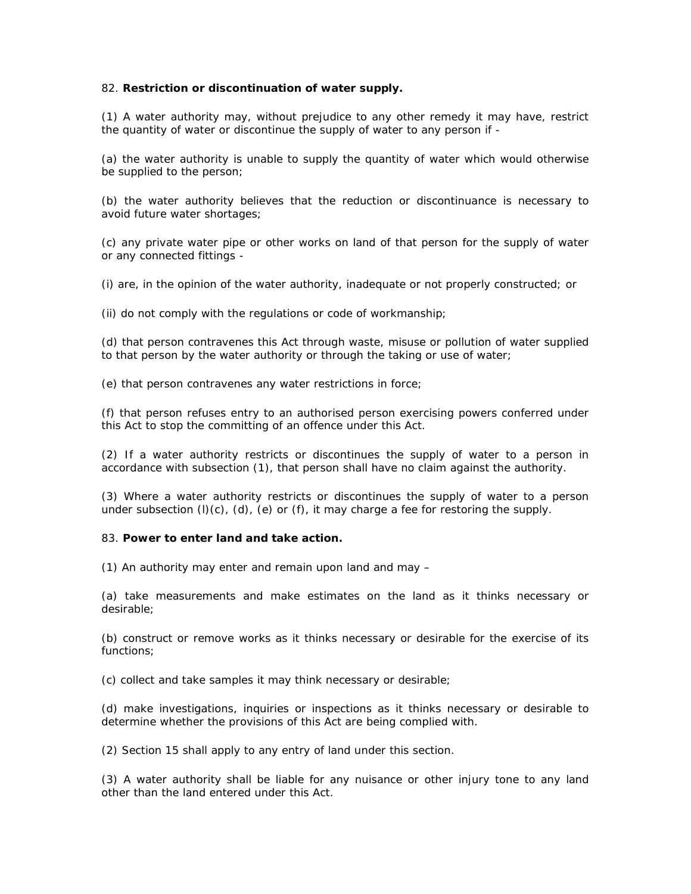82. **Restriction or discontinuation of water supply.**

(1) A water authority may, without prejudice to any other remedy it may have, restrict the quantity of water or discontinue the supply of water to any person if -

(a) the water authority is unable to supply the quantity of water which would otherwise be supplied to the person;

(b) the water authority believes that the reduction or discontinuance is necessary to avoid future water shortages;

(c) any private water pipe or other works on land of that person for the supply of water or any connected fittings -

(i) are, in the opinion of the water authority, inadequate or not properly constructed; or

(ii) do not comply with the regulations or code of workmanship;

(d) that person contravenes this Act through waste, misuse or pollution of water supplied to that person by the water authority or through the taking or use of water;

(e) that person contravenes any water restrictions in force;

(f) that person refuses entry to an authorised person exercising powers conferred under this Act to stop the committing of an offence under this Act.

(2) If a water authority restricts or discontinues the supply of water to a person in accordance with subsection (1), that person shall have no claim against the authority.

(3) Where a water authority restricts or discontinues the supply of water to a person under subsection (l)(c), (d), (e) or (f), it may charge a fee for restoring the supply.

83. **Power to enter land and take action.**

(1) An authority may enter and remain upon land and may –

(a) take measurements and make estimates on the land as it thinks necessary or desirable;

(b) construct or remove works as it thinks necessary or desirable for the exercise of its functions;

(c) collect and take samples it may think necessary or desirable;

(d) make investigations, inquiries or inspections as it thinks necessary or desirable to determine whether the provisions of this Act are being complied with.

(2) Section 15 shall apply to any entry of land under this section.

(3) A water authority shall be liable for any nuisance or other injury tone to any land other than the land entered under this Act.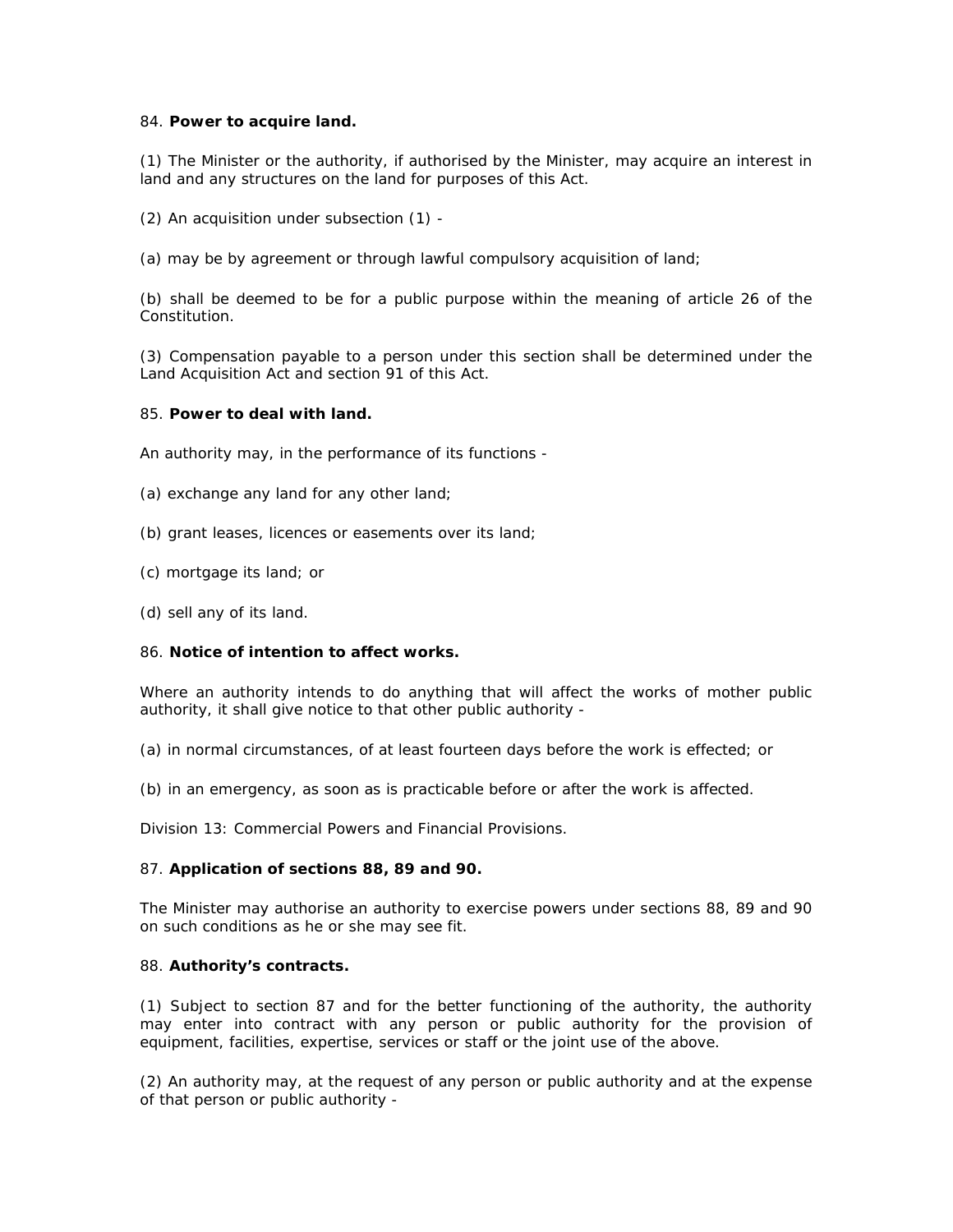84. **Power to acquire land.**

(1) The Minister or the authority, if authorised by the Minister, may acquire an interest in land and any structures on the land for purposes of this Act.

(2) An acquisition under subsection (1) -

(a) may be by agreement or through lawful compulsory acquisition of land;

(b) shall be deemed to be for a public purpose within the meaning of article 26 of the Constitution.

(3) Compensation payable to a person under this section shall be determined under the Land Acquisition Act and section 91 of this Act.

85. **Power to deal with land.**

An authority may, in the performance of its functions -

(a) exchange any land for any other land;

(b) grant leases, licences or easements over its land;

(c) mortgage its land; or

(d) sell any of its land.

86. **Notice of intention to affect works.**

Where an authority intends to do anything that will affect the works of mother public authority, it shall give notice to that other public authority -

(a) in normal circumstances, of at least fourteen days before the work is effected; or

(b) in an emergency, as soon as is practicable before or after the work is affected.

Division 13: Commercial Powers and Financial Provisions.

87. **Application of sections 88, 89 and 90.**

The Minister may authorise an authority to exercise powers under sections 88, 89 and 90 on such conditions as he or she may see fit.

88. **Authority's contracts.**

(1) Subject to section 87 and for the better functioning of the authority, the authority may enter into contract with any person or public authority for the provision of equipment, facilities, expertise, services or staff or the joint use of the above.

(2) An authority may, at the request of any person or public authority and at the expense of that person or public authority -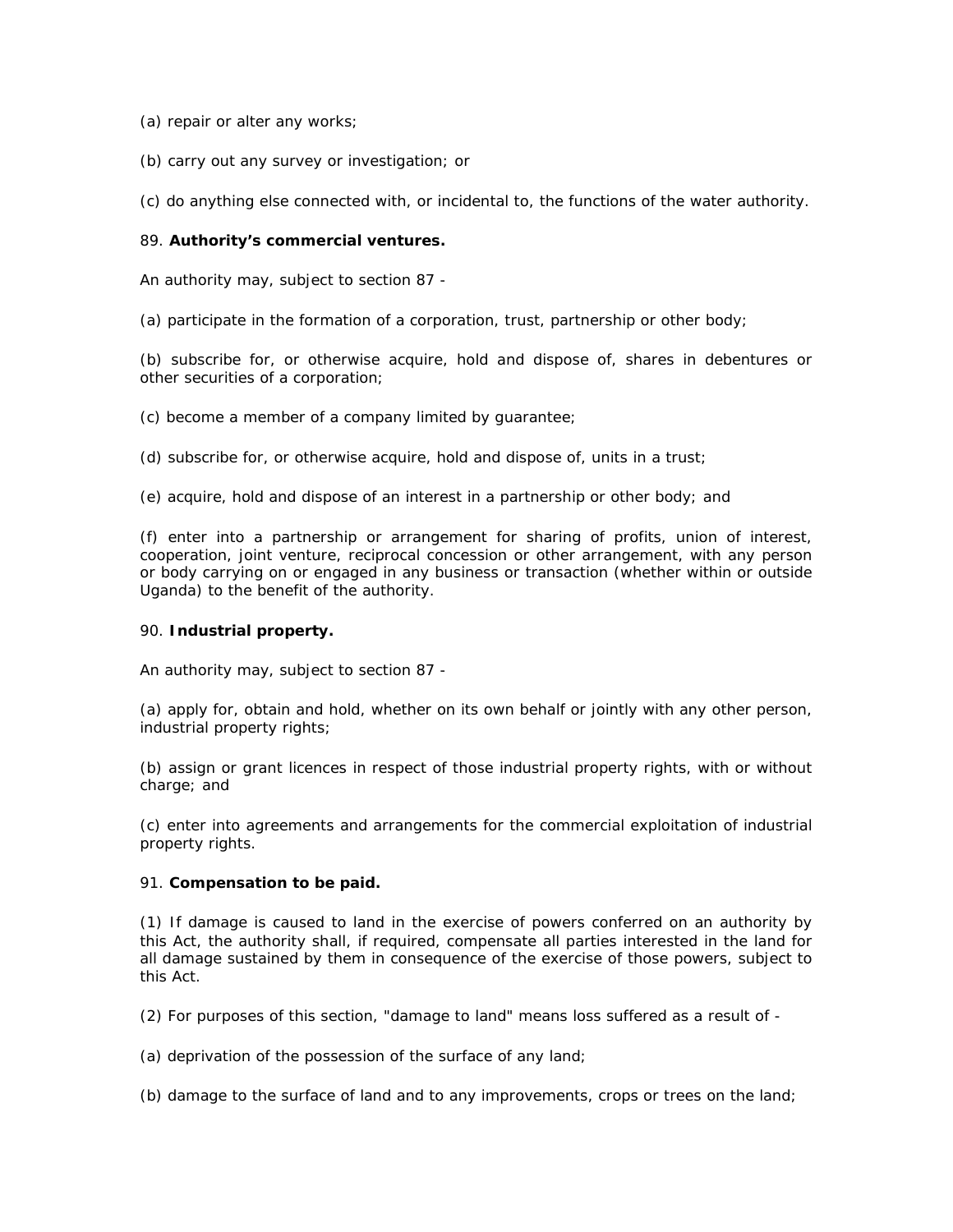(a) repair or alter any works;

(b) carry out any survey or investigation; or

(c) do anything else connected with, or incidental to, the functions of the water authority.

89. **Authority's commercial ventures.**

An authority may, subject to section 87 -

(a) participate in the formation of a corporation, trust, partnership or other body;

(b) subscribe for, or otherwise acquire, hold and dispose of, shares in debentures or other securities of a corporation;

(c) become a member of a company limited by guarantee;

(d) subscribe for, or otherwise acquire, hold and dispose of, units in a trust;

(e) acquire, hold and dispose of an interest in a partnership or other body; and

(f) enter into a partnership or arrangement for sharing of profits, union of interest, cooperation, joint venture, reciprocal concession or other arrangement, with any person or body carrying on or engaged in any business or transaction (whether within or outside Uganda) to the benefit of the authority.

90. **Industrial property.**

An authority may, subject to section 87 -

(a) apply for, obtain and hold, whether on its own behalf or jointly with any other person, industrial property rights;

(b) assign or grant licences in respect of those industrial property rights, with or without charge; and

(c) enter into agreements and arrangements for the commercial exploitation of industrial property rights.

91. **Compensation to be paid.**

(1) If damage is caused to land in the exercise of powers conferred on an authority by this Act, the authority shall, if required, compensate all parties interested in the land for all damage sustained by them in consequence of the exercise of those powers, subject to this Act.

(2) For purposes of this section, "damage to land" means loss suffered as a result of -

(a) deprivation of the possession of the surface of any land;

(b) damage to the surface of land and to any improvements, crops or trees on the land;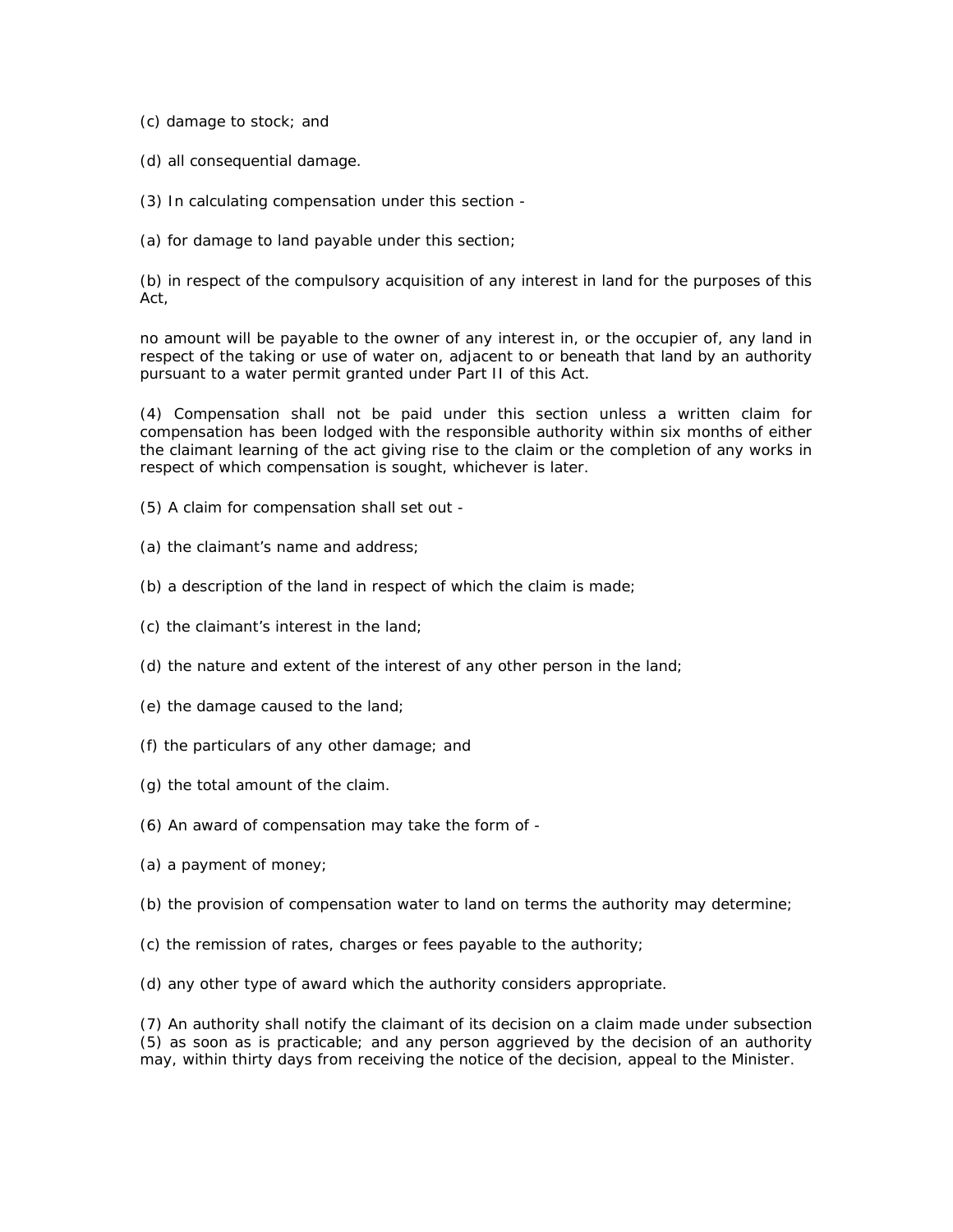(c) damage to stock; and

(d) all consequential damage.

(3) In calculating compensation under this section -

(a) for damage to land payable under this section;

(b) in respect of the compulsory acquisition of any interest in land for the purposes of this Act,

no amount will be payable to the owner of any interest in, or the occupier of, any land in respect of the taking or use of water on, adjacent to or beneath that land by an authority pursuant to a water permit granted under Part II of this Act.

(4) Compensation shall not be paid under this section unless a written claim for compensation has been lodged with the responsible authority within six months of either the claimant learning of the act giving rise to the claim or the completion of any works in respect of which compensation is sought, whichever is later.

(5) A claim for compensation shall set out -

(a) the claimant's name and address;

(b) a description of the land in respect of which the claim is made;

(c) the claimant's interest in the land;

(d) the nature and extent of the interest of any other person in the land;

(e) the damage caused to the land;

(f) the particulars of any other damage; and

(g) the total amount of the claim.

(6) An award of compensation may take the form of -

(a) a payment of money;

(b) the provision of compensation water to land on terms the authority may determine;

(c) the remission of rates, charges or fees payable to the authority;

(d) any other type of award which the authority considers appropriate.

(7) An authority shall notify the claimant of its decision on a claim made under subsection (5) as soon as is practicable; and any person aggrieved by the decision of an authority may, within thirty days from receiving the notice of the decision, appeal to the Minister.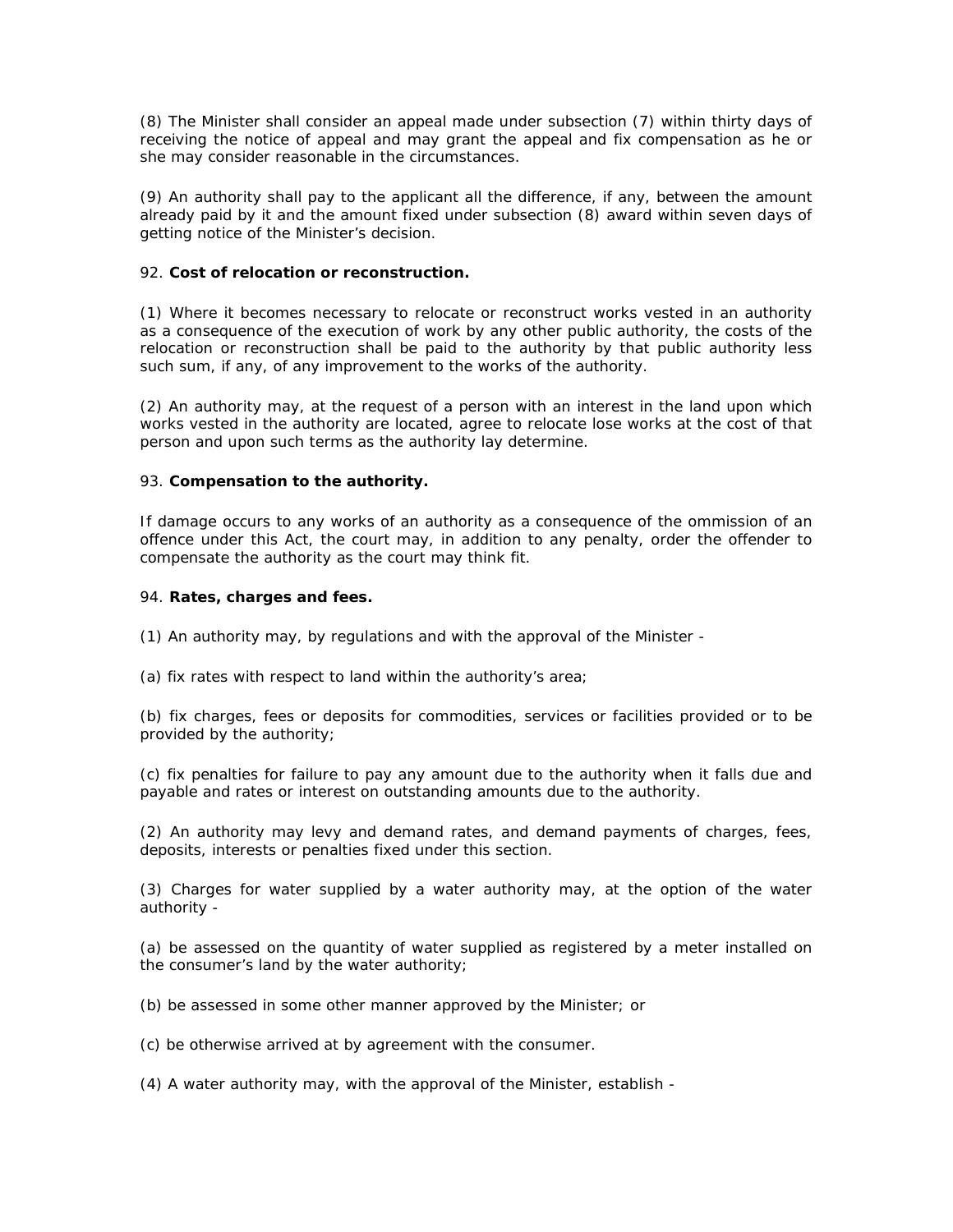(8) The Minister shall consider an appeal made under subsection (7) within thirty days of receiving the notice of appeal and may grant the appeal and fix compensation as he or she may consider reasonable in the circumstances.

(9) An authority shall pay to the applicant all the difference, if any, between the amount already paid by it and the amount fixed under subsection (8) award within seven days of getting notice of the Minister's decision.

92. **Cost of relocation or reconstruction.**

(1) Where it becomes necessary to relocate or reconstruct works vested in an authority as a consequence of the execution of work by any other public authority, the costs of the relocation or reconstruction shall be paid to the authority by that public authority less such sum, if any, of any improvement to the works of the authority.

(2) An authority may, at the request of a person with an interest in the land upon which works vested in the authority are located, agree to relocate lose works at the cost of that person and upon such terms as the authority lay determine.

93. **Compensation to the authority.**

If damage occurs to any works of an authority as a consequence of the ommission of an offence under this Act, the court may, in addition to any penalty, order the offender to compensate the authority as the court may think fit.

94. **Rates, charges and fees.**

(1) An authority may, by regulations and with the approval of the Minister -

(a) fix rates with respect to land within the authority's area;

(b) fix charges, fees or deposits for commodities, services or facilities provided or to be provided by the authority;

(c) fix penalties for failure to pay any amount due to the authority when it falls due and payable and rates or interest on outstanding amounts due to the authority.

(2) An authority may levy and demand rates, and demand payments of charges, fees, deposits, interests or penalties fixed under this section.

(3) Charges for water supplied by a water authority may, at the option of the water authority -

(a) be assessed on the quantity of water supplied as registered by a meter installed on the consumer's land by the water authority;

(b) be assessed in some other manner approved by the Minister; or

(c) be otherwise arrived at by agreement with the consumer.

(4) A water authority may, with the approval of the Minister, establish -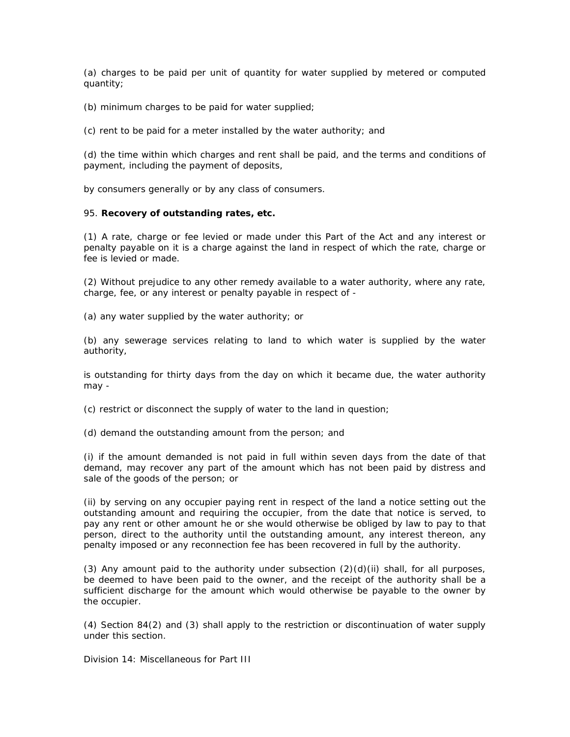(a) charges to be paid per unit of quantity for water supplied by metered or computed quantity;

(b) minimum charges to be paid for water supplied;

(c) rent to be paid for a meter installed by the water authority; and

(d) the time within which charges and rent shall be paid, and the terms and conditions of payment, including the payment of deposits,

by consumers generally or by any class of consumers.

95. **Recovery of outstanding rates, etc.**

(1) A rate, charge or fee levied or made under this Part of the Act and any interest or penalty payable on it is a charge against the land in respect of which the rate, charge or fee is levied or made.

(2) Without prejudice to any other remedy available to a water authority, where any rate, charge, fee, or any interest or penalty payable in respect of -

(a) any water supplied by the water authority; or

(b) any sewerage services relating to land to which water is supplied by the water authority,

is outstanding for thirty days from the day on which it became due, the water authority may -

(c) restrict or disconnect the supply of water to the land in question;

(d) demand the outstanding amount from the person; and

(i) if the amount demanded is not paid in full within seven days from the date of that demand, may recover any part of the amount which has not been paid by distress and sale of the goods of the person; or

(ii) by serving on any occupier paying rent in respect of the land a notice setting out the outstanding amount and requiring the occupier, from the date that notice is served, to pay any rent or other amount he or she would otherwise be obliged by law to pay to that person, direct to the authority until the outstanding amount, any interest thereon, any penalty imposed or any reconnection fee has been recovered in full by the authority.

(3) Any amount paid to the authority under subsection (2)(d)(ii) shall, for all purposes, be deemed to have been paid to the owner, and the receipt of the authority shall be a sufficient discharge for the amount which would otherwise be payable to the owner by the occupier.

(4) Section 84(2) and (3) shall apply to the restriction or discontinuation of water supply under this section.

Division 14: Miscellaneous for Part III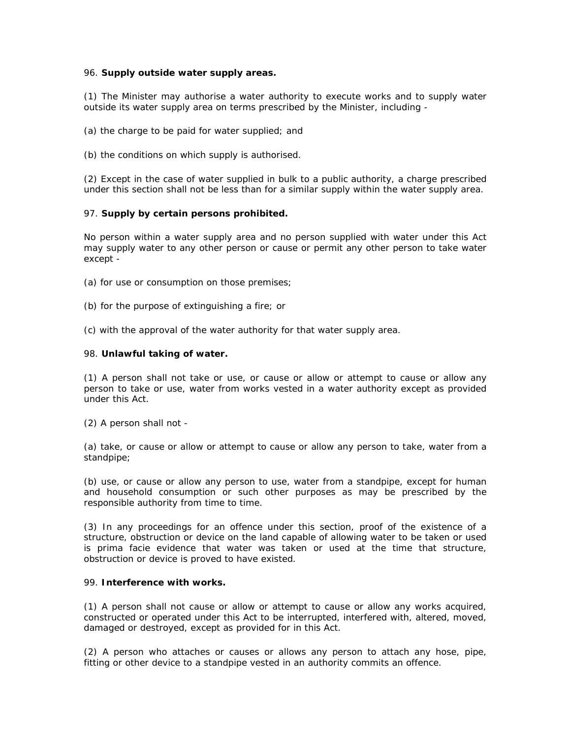96. **Supply outside water supply areas.**

(1) The Minister may authorise a water authority to execute works and to supply water outside its water supply area on terms prescribed by the Minister, including -

(a) the charge to be paid for water supplied; and

(b) the conditions on which supply is authorised.

(2) Except in the case of water supplied in bulk to a public authority, a charge prescribed under this section shall not be less than for a similar supply within the water supply area.

97. **Supply by certain persons prohibited.**

No person within a water supply area and no person supplied with water under this Act may supply water to any other person or cause or permit any other person to take water except -

(a) for use or consumption on those premises;

(b) for the purpose of extinguishing a fire; or

(c) with the approval of the water authority for that water supply area.

98. **Unlawful taking of water.**

(1) A person shall not take or use, or cause or allow or attempt to cause or allow any person to take or use, water from works vested in a water authority except as provided under this Act.

(2) A person shall not -

(a) take, or cause or allow or attempt to cause or allow any person to take, water from a standpipe;

(b) use, or cause or allow any person to use, water from a standpipe, except for human and household consumption or such other purposes as may be prescribed by the responsible authority from time to time.

(3) In any proceedings for an offence under this section, proof of the existence of a structure, obstruction or device on the land capable of allowing water to be taken or used is prima facie evidence that water was taken or used at the time that structure, obstruction or device is proved to have existed.

99. **Interference with works.**

(1) A person shall not cause or allow or attempt to cause or allow any works acquired, constructed or operated under this Act to be interrupted, interfered with, altered, moved, damaged or destroyed, except as provided for in this Act.

(2) A person who attaches or causes or allows any person to attach any hose, pipe, fitting or other device to a standpipe vested in an authority commits an offence.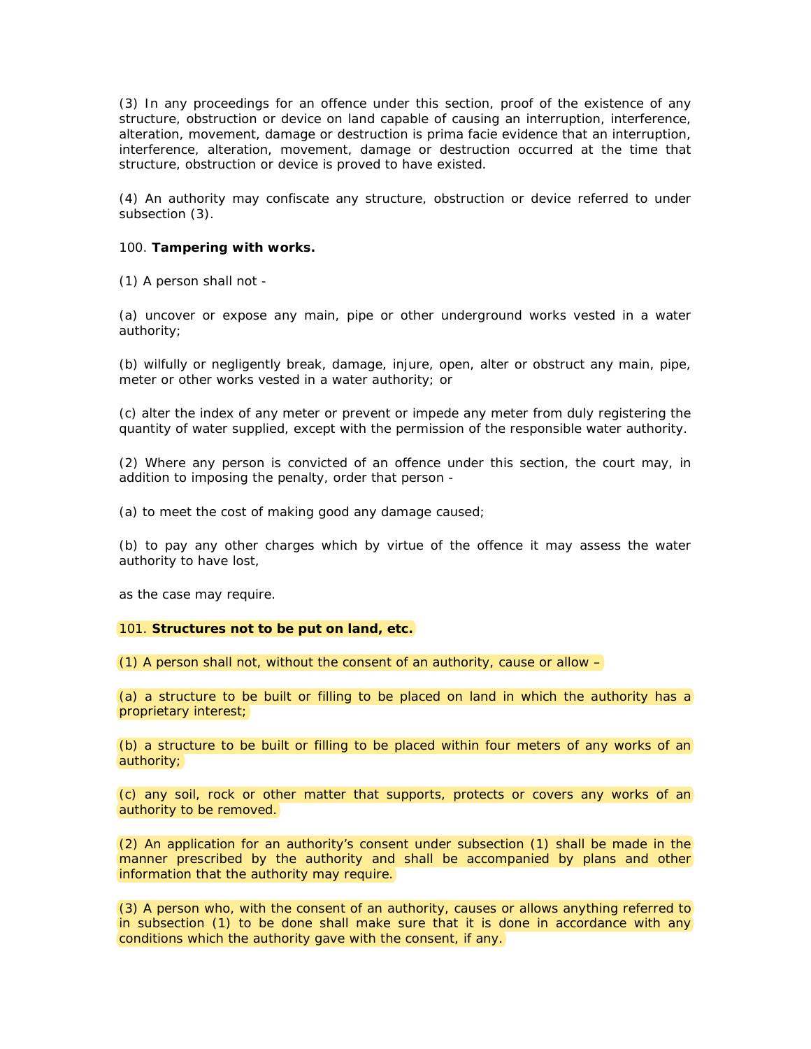(3) In any proceedings for an offence under this section, proof of the existence of any structure, obstruction or device on land capable of causing an interruption, interference, alteration, movement, damage or destruction is prima facie evidence that an interruption, interference, alteration, movement, damage or destruction occurred at the time that structure, obstruction or device is proved to have existed.

(4) An authority may confiscate any structure, obstruction or device referred to under subsection (3).

100. **Tampering with works.**

(1) A person shall not -

(a) uncover or expose any main, pipe or other underground works vested in a water authority;

(b) wilfully or negligently break, damage, injure, open, alter or obstruct any main, pipe, meter or other works vested in a water authority; or

(c) alter the index of any meter or prevent or impede any meter from duly registering the quantity of water supplied, except with the permission of the responsible water authority.

(2) Where any person is convicted of an offence under this section, the court may, in addition to imposing the penalty, order that person -

(a) to meet the cost of making good any damage caused;

(b) to pay any other charges which by virtue of the offence it may assess the water authority to have lost,

as the case may require.

101. **Structures not to be put on land, etc.**

(1) A person shall not, without the consent of an authority, cause or allow –

(a) a structure to be built or filling to be placed on land in which the authority has a proprietary interest;

(b) a structure to be built or filling to be placed within four meters of any works of an authority;

(c) any soil, rock or other matter that supports, protects or covers any works of an authority to be removed.

(2) An application for an authority's consent under subsection (1) shall be made in the manner prescribed by the authority and shall be accompanied by plans and other information that the authority may require.

(3) A person who, with the consent of an authority, causes or allows anything referred to in subsection (1) to be done shall make sure that it is done in accordance with any conditions which the authority gave with the consent, if any.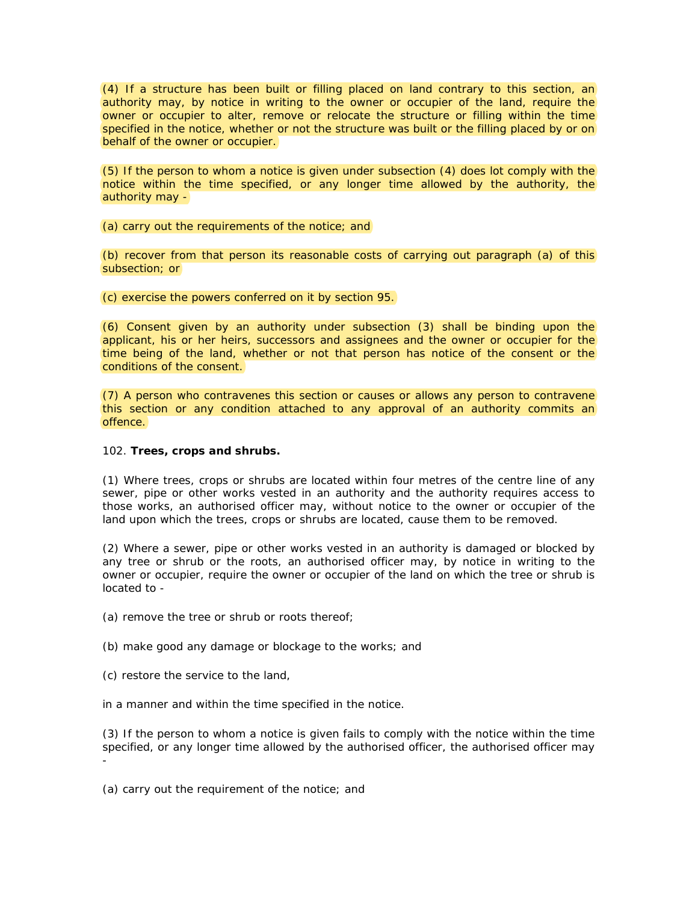(4) If a structure has been built or filling placed on land contrary to this section, an authority may, by notice in writing to the owner or occupier of the land, require the owner or occupier to alter, remove or relocate the structure or filling within the time specified in the notice, whether or not the structure was built or the filling placed by or on behalf of the owner or occupier.

(5) If the person to whom a notice is given under subsection (4) does lot comply with the notice within the time specified, or any longer time allowed by the authority, the authority may -

(a) carry out the requirements of the notice; and

(b) recover from that person its reasonable costs of carrying out paragraph (a) of this subsection; or

(c) exercise the powers conferred on it by section 95.

(6) Consent given by an authority under subsection (3) shall be binding upon the applicant, his or her heirs, successors and assignees and the owner or occupier for the time being of the land, whether or not that person has notice of the consent or the conditions of the consent.

(7) A person who contravenes this section or causes or allows any person to contravene this section or any condition attached to any approval of an authority commits an offence.

102. **Trees, crops and shrubs.**

(1) Where trees, crops or shrubs are located within four metres of the centre line of any sewer, pipe or other works vested in an authority and the authority requires access to those works, an authorised officer may, without notice to the owner or occupier of the land upon which the trees, crops or shrubs are located, cause them to be removed.

(2) Where a sewer, pipe or other works vested in an authority is damaged or blocked by any tree or shrub or the roots, an authorised officer may, by notice in writing to the owner or occupier, require the owner or occupier of the land on which the tree or shrub is located to -

(a) remove the tree or shrub or roots thereof;

(b) make good any damage or blockage to the works; and

(c) restore the service to the land,

in a manner and within the time specified in the notice.

(3) If the person to whom a notice is given fails to comply with the notice within the time specified, or any longer time allowed by the authorised officer, the authorised officer may -

(a) carry out the requirement of the notice; and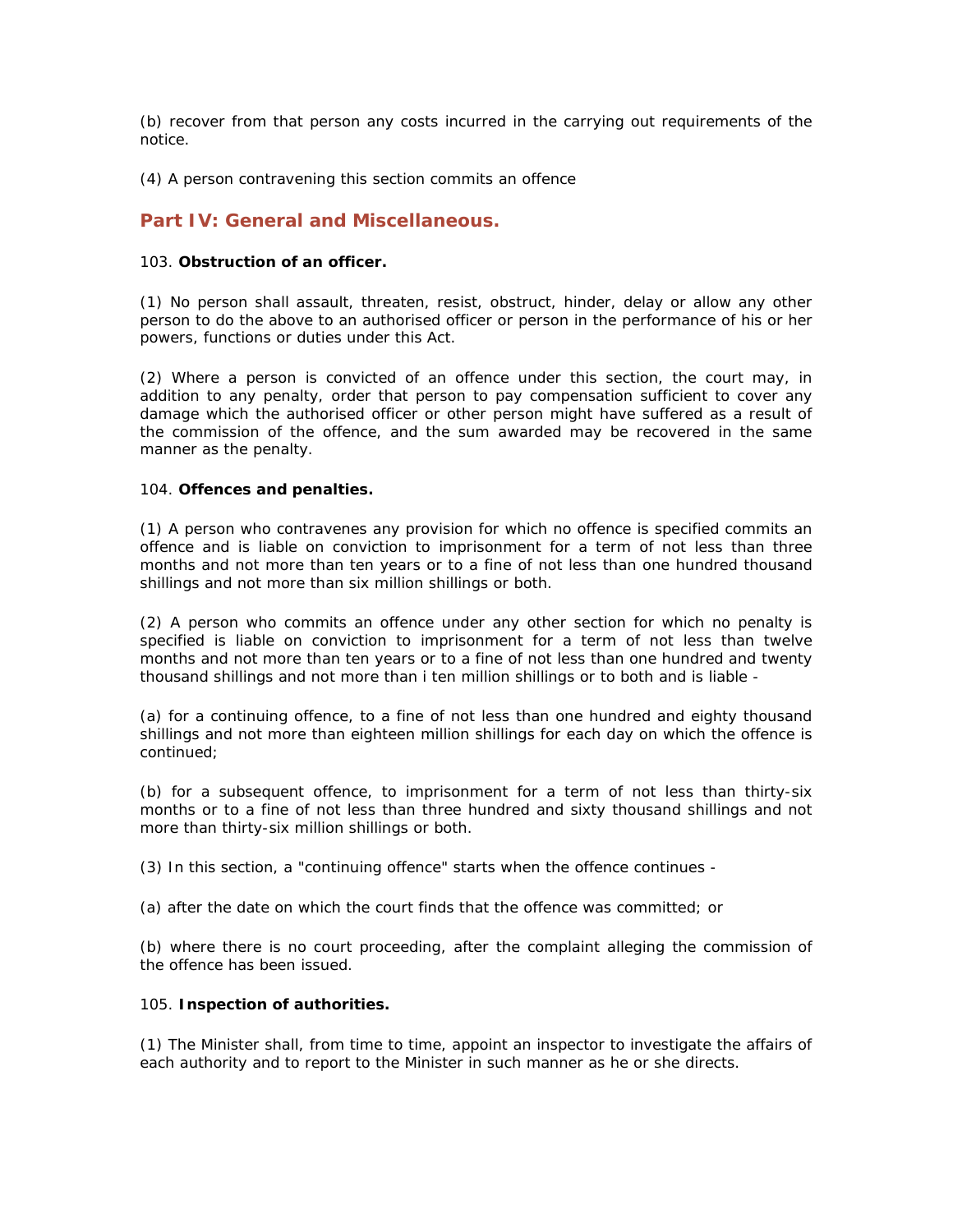(b) recover from that person any costs incurred in the carrying out requirements of the notice.

(4) A person contravening this section commits an offence

## Part IV: General and Miscellaneous.

103. **Obstruction of an officer.**

(1) No person shall assault, threaten, resist, obstruct, hinder, delay or allow any other person to do the above to an authorised officer or person in the performance of his or her powers, functions or duties under this Act.

(2) Where a person is convicted of an offence under this section, the court may, in addition to any penalty, order that person to pay compensation sufficient to cover any damage which the authorised officer or other person might have suffered as a result of the commission of the offence, and the sum awarded may be recovered in the same manner as the penalty.

104. **Offences and penalties.**

(1) A person who contravenes any provision for which no offence is specified commits an offence and is liable on conviction to imprisonment for a term of not less than three months and not more than ten years or to a fine of not less than one hundred thousand shillings and not more than six million shillings or both.

(2) A person who commits an offence under any other section for which no penalty is specified is liable on conviction to imprisonment for a term of not less than twelve months and not more than ten years or to a fine of not less than one hundred and twenty thousand shillings and not more than i ten million shillings or to both and is liable -

(a) for a continuing offence, to a fine of not less than one hundred and eighty thousand shillings and not more than eighteen million shillings for each day on which the offence is continued;

(b) for a subsequent offence, to imprisonment for a term of not less than thirty-six months or to a fine of not less than three hundred and sixty thousand shillings and not more than thirty-six million shillings or both.

(3) In this section, a "continuing offence" starts when the offence continues -

(a) after the date on which the court finds that the offence was committed; or

(b) where there is no court proceeding, after the complaint alleging the commission of the offence has been issued.

105. **Inspection of authorities.**

(1) The Minister shall, from time to time, appoint an inspector to investigate the affairs of each authority and to report to the Minister in such manner as he or she directs.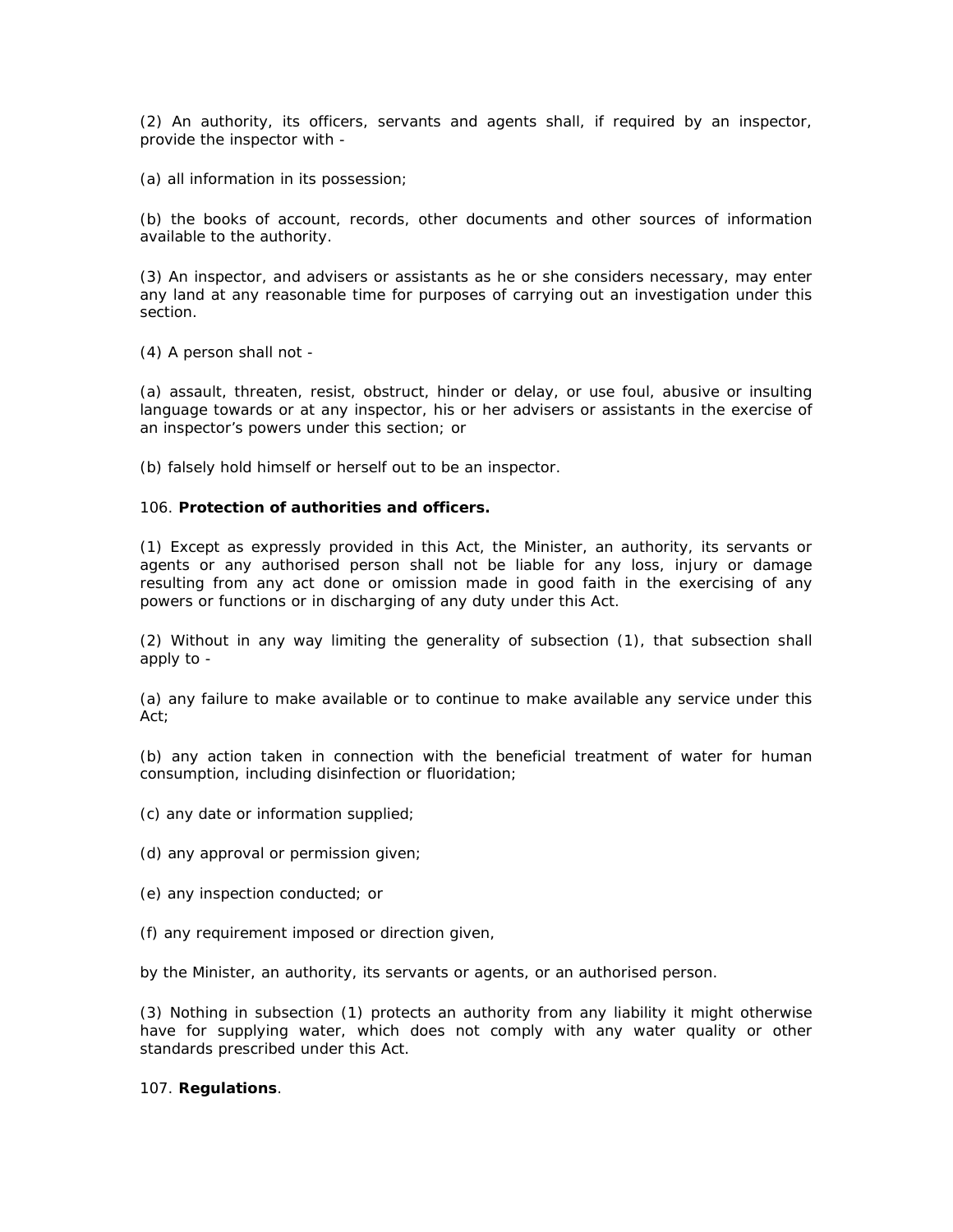(2) An authority, its officers, servants and agents shall, if required by an inspector, provide the inspector with -

(a) all information in its possession;

(b) the books of account, records, other documents and other sources of information available to the authority.

(3) An inspector, and advisers or assistants as he or she considers necessary, may enter any land at any reasonable time for purposes of carrying out an investigation under this section.

(4) A person shall not -

(a) assault, threaten, resist, obstruct, hinder or delay, or use foul, abusive or insulting language towards or at any inspector, his or her advisers or assistants in the exercise of an inspector's powers under this section; or

(b) falsely hold himself or herself out to be an inspector.

106. **Protection of authorities and officers.**

(1) Except as expressly provided in this Act, the Minister, an authority, its servants or agents or any authorised person shall not be liable for any loss, injury or damage resulting from any act done or omission made in good faith in the exercising of any powers or functions or in discharging of any duty under this Act.

(2) Without in any way limiting the generality of subsection (1), that subsection shall apply to -

(a) any failure to make available or to continue to make available any service under this Act;

(b) any action taken in connection with the beneficial treatment of water for human consumption, including disinfection or fluoridation;

(c) any date or information supplied;

(d) any approval or permission given;

(e) any inspection conducted; or

(f) any requirement imposed or direction given,

by the Minister, an authority, its servants or agents, or an authorised person.

(3) Nothing in subsection (1) protects an authority from any liability it might otherwise have for supplying water, which does not comply with any water quality or other standards prescribed under this Act.

107. **Regulations**.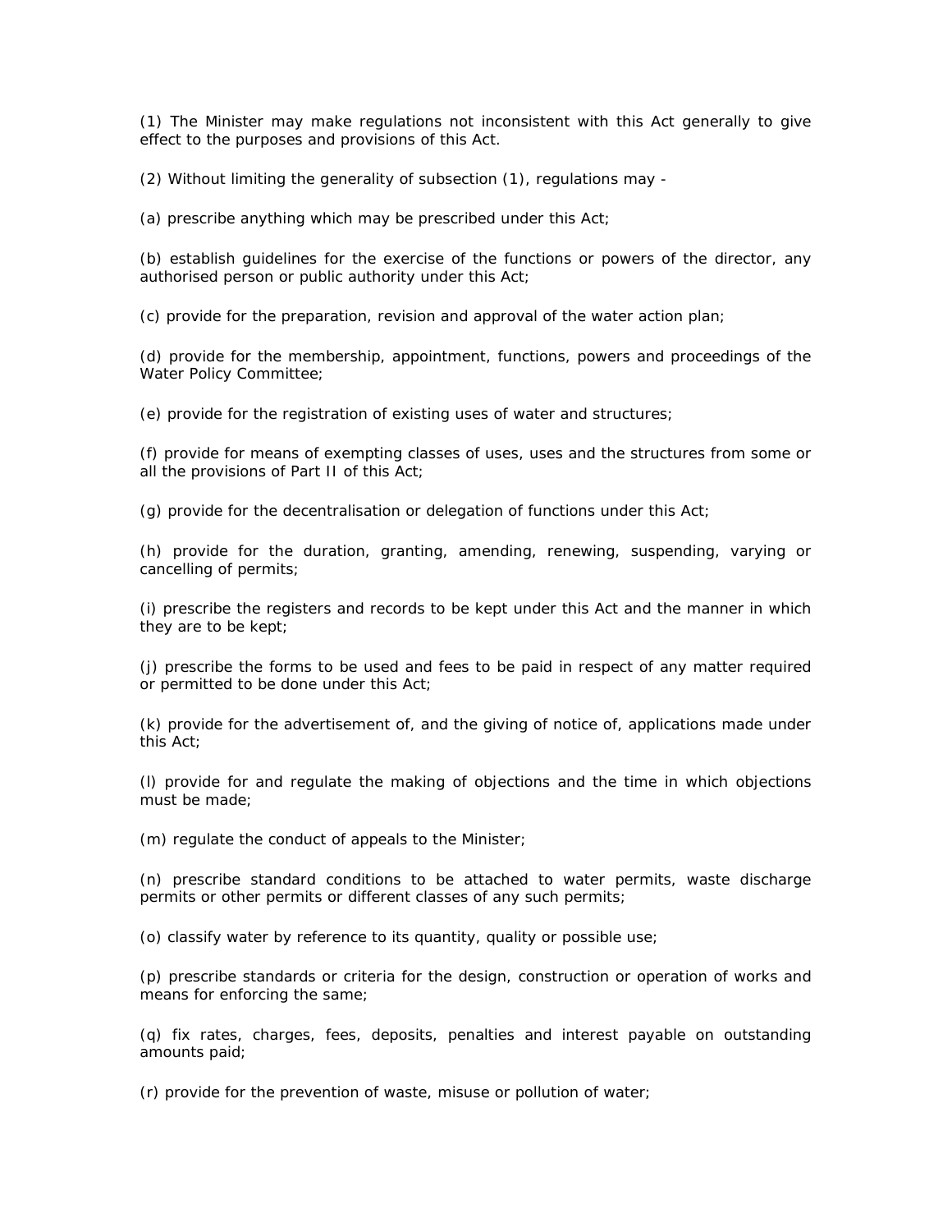(1) The Minister may make regulations not inconsistent with this Act generally to give effect to the purposes and provisions of this Act.

(2) Without limiting the generality of subsection (1), regulations may -

(a) prescribe anything which may be prescribed under this Act;

(b) establish guidelines for the exercise of the functions or powers of the director, any authorised person or public authority under this Act;

(c) provide for the preparation, revision and approval of the water action plan;

(d) provide for the membership, appointment, functions, powers and proceedings of the Water Policy Committee;

(e) provide for the registration of existing uses of water and structures;

(f) provide for means of exempting classes of uses, uses and the structures from some or all the provisions of Part II of this Act;

(g) provide for the decentralisation or delegation of functions under this Act;

(h) provide for the duration, granting, amending, renewing, suspending, varying or cancelling of permits;

(i) prescribe the registers and records to be kept under this Act and the manner in which they are to be kept;

(j) prescribe the forms to be used and fees to be paid in respect of any matter required or permitted to be done under this Act;

(k) provide for the advertisement of, and the giving of notice of, applications made under this Act;

(l) provide for and regulate the making of objections and the time in which objections must be made;

(m) regulate the conduct of appeals to the Minister;

(n) prescribe standard conditions to be attached to water permits, waste discharge permits or other permits or different classes of any such permits;

(o) classify water by reference to its quantity, quality or possible use;

(p) prescribe standards or criteria for the design, construction or operation of works and means for enforcing the same;

(q) fix rates, charges, fees, deposits, penalties and interest payable on outstanding amounts paid;

(r) provide for the prevention of waste, misuse or pollution of water;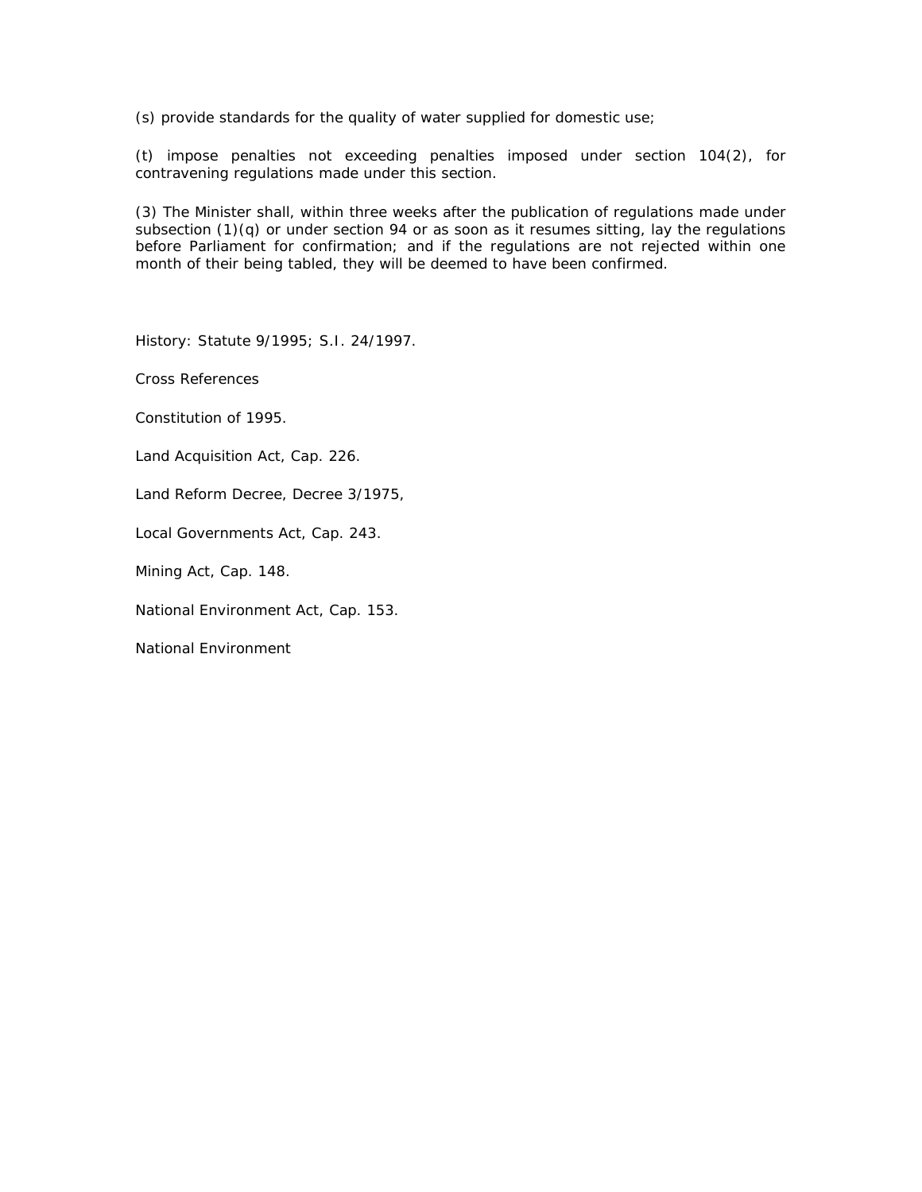(s) provide standards for the quality of water supplied for domestic use;

(t) impose penalties not exceeding penalties imposed under section 104(2), for contravening regulations made under this section.

(3) The Minister shall, within three weeks after the publication of regulations made under subsection (1)(q) or under section 94 or as soon as it resumes sitting, lay the regulations before Parliament for confirmation; and if the regulations are not rejected within one month of their being tabled, they will be deemed to have been confirmed.

History: Statute 9/1995; S.I. 24/1997.

Cross References

Constitution of 1995.

Land Acquisition Act, Cap. 226.

Land Reform Decree, Decree 3/1975,

Local Governments Act, Cap. 243.

Mining Act, Cap. 148.

National Environment Act, Cap. 153.

National Environment